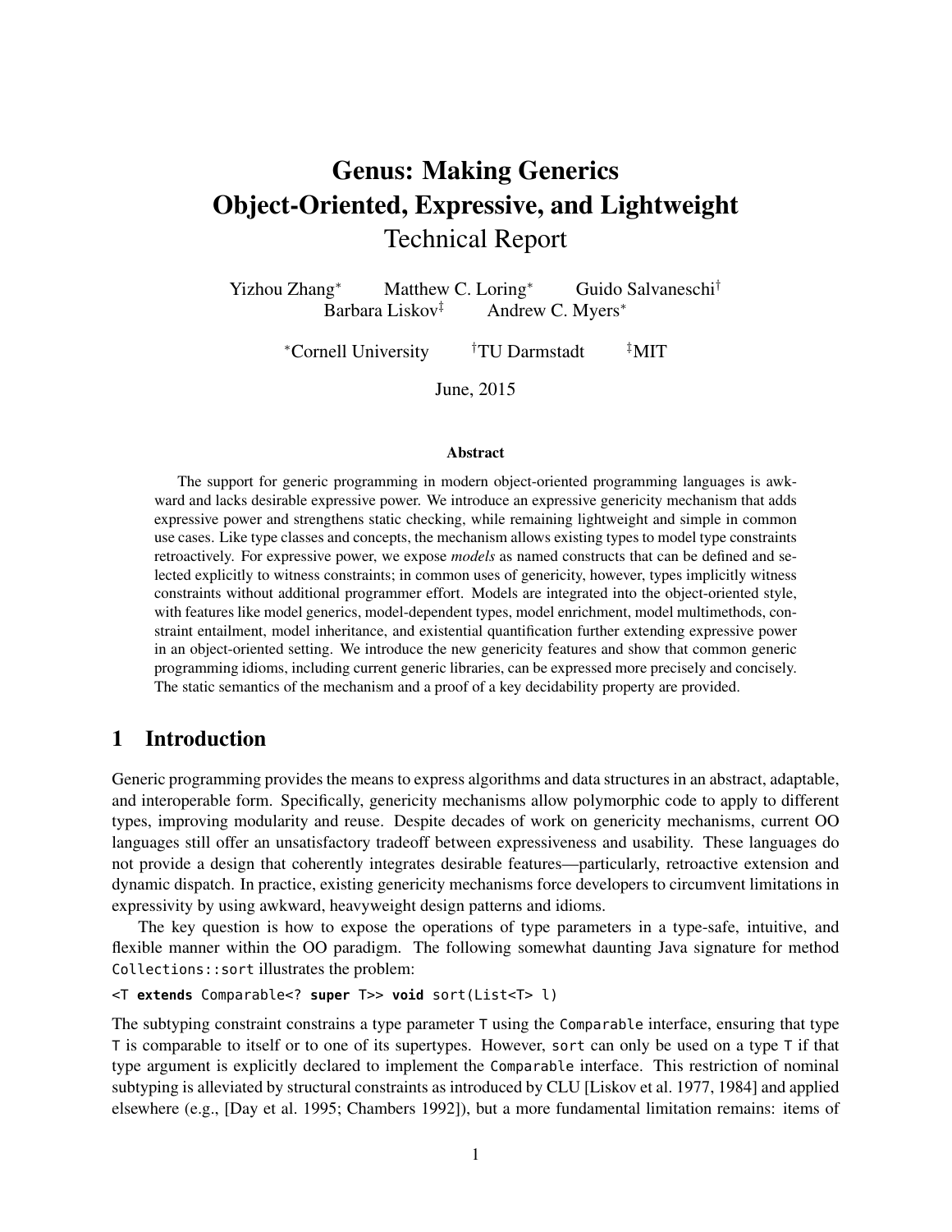# Genus: Making Generics Object-Oriented, Expressive, and Lightweight

Technical Report

Yizhou Zhang[*] Matthew C. Loring[*] Guido Salvaneschi[†] Barbara Liskov[‡] Andrew C. Myers[*]

[*]Cornell University [†]TU Darmstadt [‡]MIT

June, 2015

**Abstract**

The support for generic programming in modern object-oriented programming languages is awkward and lacks desirable expressive power. We introduce an expressive genericity mechanism that adds expressive power and strengthens static checking, while remaining lightweight and simple in common use cases. Like type classes and concepts, the mechanism allows existing types to model type constraints retroactively. For expressive power, we expose *models* as named constructs that can be defined and selected explicitly to witness constraints; in common uses of genericity, however, types implicitly witness constraints without additional programmer effort. Models are integrated into the object-oriented style, with features like model generics, model-dependent types, model enrichment, model multimethods, constraint entailment, model inheritance, and existential quantification further extending expressive power in an object-oriented setting. We introduce the new genericity features and show that common generic programming idioms, including current generic libraries, can be expressed more precisely and concisely. The static semantics of the mechanism and a proof of a key decidability property are provided.

## 1 Introduction

Generic programming provides the means to express algorithms and data structures in an abstract, adaptable, and interoperable form. Specifically, genericity mechanisms allow polymorphic code to apply to different types, improving modularity and reuse. Despite decades of work on genericity mechanisms, current OO languages still offer an unsatisfactory tradeoff between expressiveness and usability. These languages do not provide a design that coherently integrates desirable features—particularly, retroactive extension and dynamic dispatch. In practice, existing genericity mechanisms force developers to circumvent limitations in expressivity by using awkward, heavyweight design patterns and idioms.

The key question is how to expose the operations of type parameters in a type-safe, intuitive, and flexible manner within the OO paradigm. The following somewhat daunting Java signature for method `Collections::sort` illustrates the problem:

```
<T extends Comparable<? super T>> void sort(List<T> l)
```

The subtyping constraint constrains a type parameter `T` using the `Comparable` interface, ensuring that type `T` is comparable to itself or to one of its supertypes. However, `sort` can only be used on a type `T` if that type argument is explicitly declared to implement the `Comparable` interface. This restriction of nominal subtyping is alleviated by structural constraints as introduced by CLU [Liskov et al. 1977, 1984] and applied elsewhere (e.g., [Day et al. 1995; Chambers 1992]), but a more fundamental limitation remains: items of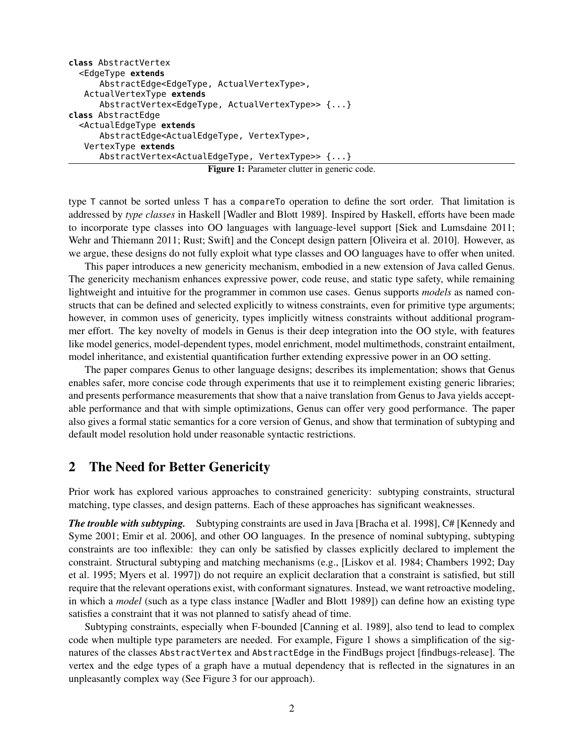```
class AbstractVertex
  <EdgeType extends
      AbstractEdge<EdgeType, ActualVertexType>,
   ActualVertexType extends
      AbstractVertex<EdgeType, ActualVertexType>> {...}
class AbstractEdge
  <ActualEdgeType extends
      AbstractEdge<ActualEdgeType, VertexType>,
   VertexType extends
      AbstractVertex<ActualEdgeType, VertexType>> {...}
```

**Figure 1:** Parameter clutter in generic code.

type `T` cannot be sorted unless `T` has a `compareTo` operation to define the sort order. That limitation is addressed by *type classes* in Haskell [Wadler and Blott 1989]. Inspired by Haskell, efforts have been made to incorporate type classes into OO languages with language-level support [Siek and Lumsdaine 2011; Wehr and Thiemann 2011; Rust; Swift] and the Concept design pattern [Oliveira et al. 2010]. However, as we argue, these designs do not fully exploit what type classes and OO languages have to offer when united.

This paper introduces a new genericity mechanism, embodied in a new extension of Java called Genus. The genericity mechanism enhances expressive power, code reuse, and static type safety, while remaining lightweight and intuitive for the programmer in common use cases. Genus supports *models* as named constructs that can be defined and selected explicitly to witness constraints, even for primitive type arguments; however, in common uses of genericity, types implicitly witness constraints without additional programmer effort. The key novelty of models in Genus is their deep integration into the OO style, with features like model generics, model-dependent types, model enrichment, model multimethods, constraint entailment, model inheritance, and existential quantification further extending expressive power in an OO setting.

The paper compares Genus to other language designs; describes its implementation; shows that Genus enables safer, more concise code through experiments that use it to reimplement existing generic libraries; and presents performance measurements that show that a naive translation from Genus to Java yields acceptable performance and that with simple optimizations, Genus can offer very good performance. The paper also gives a formal static semantics for a core version of Genus, and show that termination of subtyping and default model resolution hold under reasonable syntactic restrictions.

## 2 The Need for Better Genericity

Prior work has explored various approaches to constrained genericity: subtyping constraints, structural matching, type classes, and design patterns. Each of these approaches has significant weaknesses.

***The trouble with subtyping.*** Subtyping constraints are used in Java [Bracha et al. 1998], C# [Kennedy and Syme 2001; Emir et al. 2006], and other OO languages. In the presence of nominal subtyping, subtyping constraints are too inflexible: they can only be satisfied by classes explicitly declared to implement the constraint. Structural subtyping and matching mechanisms (e.g., [Liskov et al. 1984; Chambers 1992; Day et al. 1995; Myers et al. 1997]) do not require an explicit declaration that a constraint is satisfied, but still require that the relevant operations exist, with conformant signatures. Instead, we want retroactive modeling, in which a *model* (such as a type class instance [Wadler and Blott 1989]) can define how an existing type satisfies a constraint that it was not planned to satisfy ahead of time.

Subtyping constraints, especially when F-bounded [Canning et al. 1989], also tend to lead to complex code when multiple type parameters are needed. For example, Figure 1 shows a simplification of the signatures of the classes `AbstractVertex` and `AbstractEdge` in the FindBugs project [findbugs-release]. The vertex and the edge types of a graph have a mutual dependency that is reflected in the signatures in an unpleasantly complex way (See Figure 3 for our approach).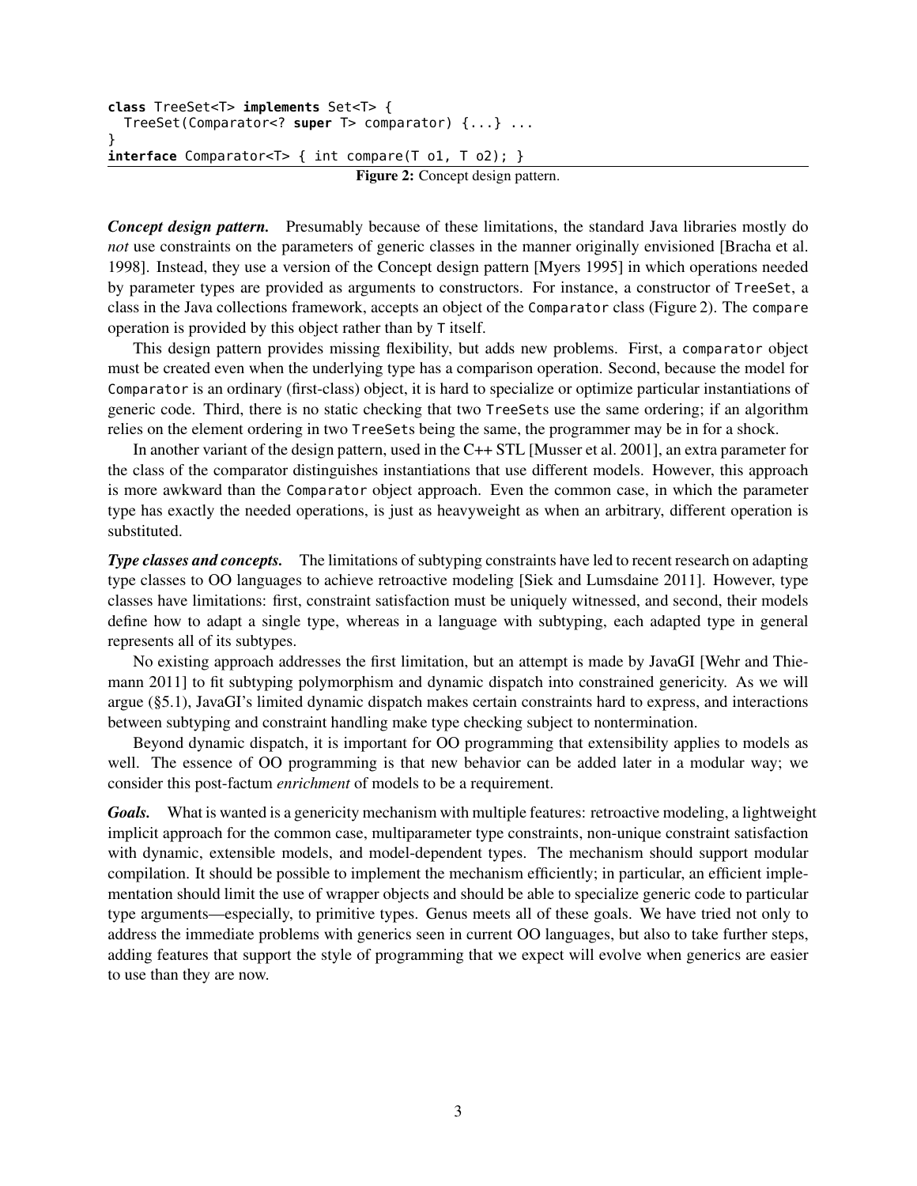```
class TreeSet<T> implements Set<T> {
  TreeSet(Comparator<? super T> comparator) {...} ...
}
interface Comparator<T> { int compare(T o1, T o2); }
```

**Figure 2:** Concept design pattern.

***Concept design pattern.*** Presumably because of these limitations, the standard Java libraries mostly do *not* use constraints on the parameters of generic classes in the manner originally envisioned [Bracha et al. 1998]. Instead, they use a version of the Concept design pattern [Myers 1995] in which operations needed by parameter types are provided as arguments to constructors. For instance, a constructor of `TreeSet`, a class in the Java collections framework, accepts an object of the `Comparator` class (Figure 2). The `compare` operation is provided by this object rather than by `T` itself.

This design pattern provides missing flexibility, but adds new problems. First, a `comparator` object must be created even when the underlying type has a comparison operation. Second, because the model for `Comparator` is an ordinary (first-class) object, it is hard to specialize or optimize particular instantiations of generic code. Third, there is no static checking that two `TreeSet`s use the same ordering; if an algorithm relies on the element ordering in two `TreeSet`s being the same, the programmer may be in for a shock.

In another variant of the design pattern, used in the C++ STL [Musser et al. 2001], an extra parameter for the class of the comparator distinguishes instantiations that use different models. However, this approach is more awkward than the `Comparator` object approach. Even the common case, in which the parameter type has exactly the needed operations, is just as heavyweight as when an arbitrary, different operation is substituted.

***Type classes and concepts.*** The limitations of subtyping constraints have led to recent research on adapting type classes to OO languages to achieve retroactive modeling [Siek and Lumsdaine 2011]. However, type classes have limitations: first, constraint satisfaction must be uniquely witnessed, and second, their models define how to adapt a single type, whereas in a language with subtyping, each adapted type in general represents all of its subtypes.

No existing approach addresses the first limitation, but an attempt is made by JavaGI [Wehr and Thiemann 2011] to fit subtyping polymorphism and dynamic dispatch into constrained genericity. As we will argue (§5.1), JavaGI's limited dynamic dispatch makes certain constraints hard to express, and interactions between subtyping and constraint handling make type checking subject to nontermination.

Beyond dynamic dispatch, it is important for OO programming that extensibility applies to models as well. The essence of OO programming is that new behavior can be added later in a modular way; we consider this post-factum *enrichment* of models to be a requirement.

***Goals.*** What is wanted is a genericity mechanism with multiple features: retroactive modeling, a lightweight implicit approach for the common case, multiparameter type constraints, non-unique constraint satisfaction with dynamic, extensible models, and model-dependent types. The mechanism should support modular compilation. It should be possible to implement the mechanism efficiently; in particular, an efficient implementation should limit the use of wrapper objects and should be able to specialize generic code to particular type arguments—especially, to primitive types. Genus meets all of these goals. We have tried not only to address the immediate problems with generics seen in current OO languages, but also to take further steps, adding features that support the style of programming that we expect will evolve when generics are easier to use than they are now.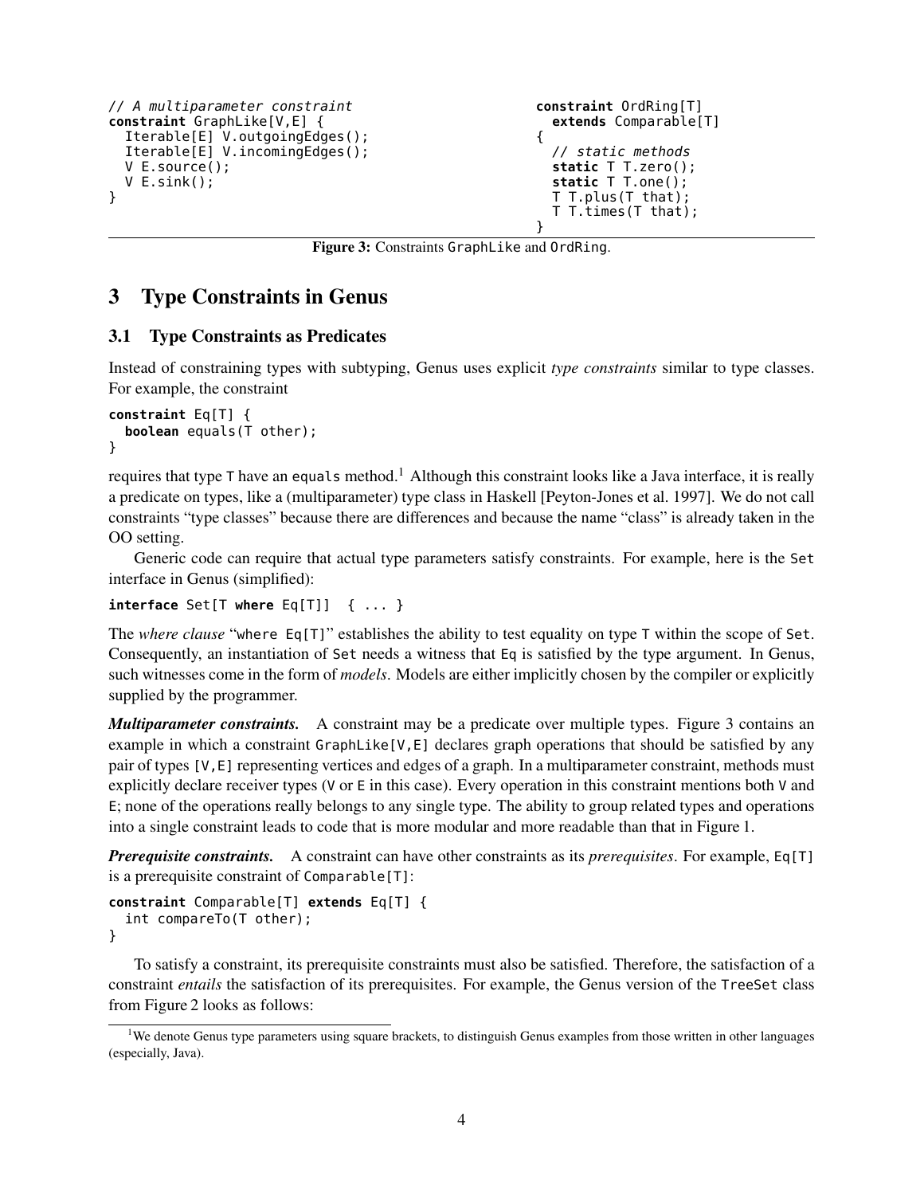```
// A multiparameter constraint
constraint GraphLike[V,E] {
  Iterable[E] V.outgoingEdges();
  Iterable[E] V.incomingEdges();
  V E.source();
  V E.sink();
}
```

```
constraint OrdRing[T]
  extends Comparable[T]
{
  // static methods
  static T T.zero();
  static T T.one();
  T T.plus(T that);
  T T.times(T that);
}
```

**Figure 3:** Constraints GraphLike and OrdRing.

# 3 Type Constraints in Genus

## 3.1 Type Constraints as Predicates

Instead of constraining types with subtyping, Genus uses explicit *type constraints* similar to type classes. For example, the constraint

```
constraint Eq[T] {
  boolean equals(T other);
}
```

requires that type T have an equals method.[1] Although this constraint looks like a Java interface, it is really a predicate on types, like a (multiparameter) type class in Haskell [Peyton-Jones et al. 1997]. We do not call constraints "type classes" because there are differences and because the name "class" is already taken in the OO setting.

Generic code can require that actual type parameters satisfy constraints. For example, here is the Set interface in Genus (simplified):

```
interface Set[T where Eq[T]]  { ... }
```

The *where clause* "where Eq[T]" establishes the ability to test equality on type T within the scope of Set. Consequently, an instantiation of Set needs a witness that Eq is satisfied by the type argument. In Genus, such witnesses come in the form of *models*. Models are either implicitly chosen by the compiler or explicitly supplied by the programmer.

***Multiparameter constraints.*** A constraint may be a predicate over multiple types. Figure 3 contains an example in which a constraint GraphLike[V,E] declares graph operations that should be satisfied by any pair of types [V,E] representing vertices and edges of a graph. In a multiparameter constraint, methods must explicitly declare receiver types (V or E in this case). Every operation in this constraint mentions both V and E; none of the operations really belongs to any single type. The ability to group related types and operations into a single constraint leads to code that is more modular and more readable than that in Figure 1.

***Prerequisite constraints.*** A constraint can have other constraints as its *prerequisites*. For example, Eq[T] is a prerequisite constraint of Comparable[T]:

```
constraint Comparable[T] extends Eq[T] {
  int compareTo(T other);
}
```

To satisfy a constraint, its prerequisite constraints must also be satisfied. Therefore, the satisfaction of a constraint *entails* the satisfaction of its prerequisites. For example, the Genus version of the TreeSet class from Figure 2 looks as follows:

[1] We denote Genus type parameters using square brackets, to distinguish Genus examples from those written in other languages (especially, Java).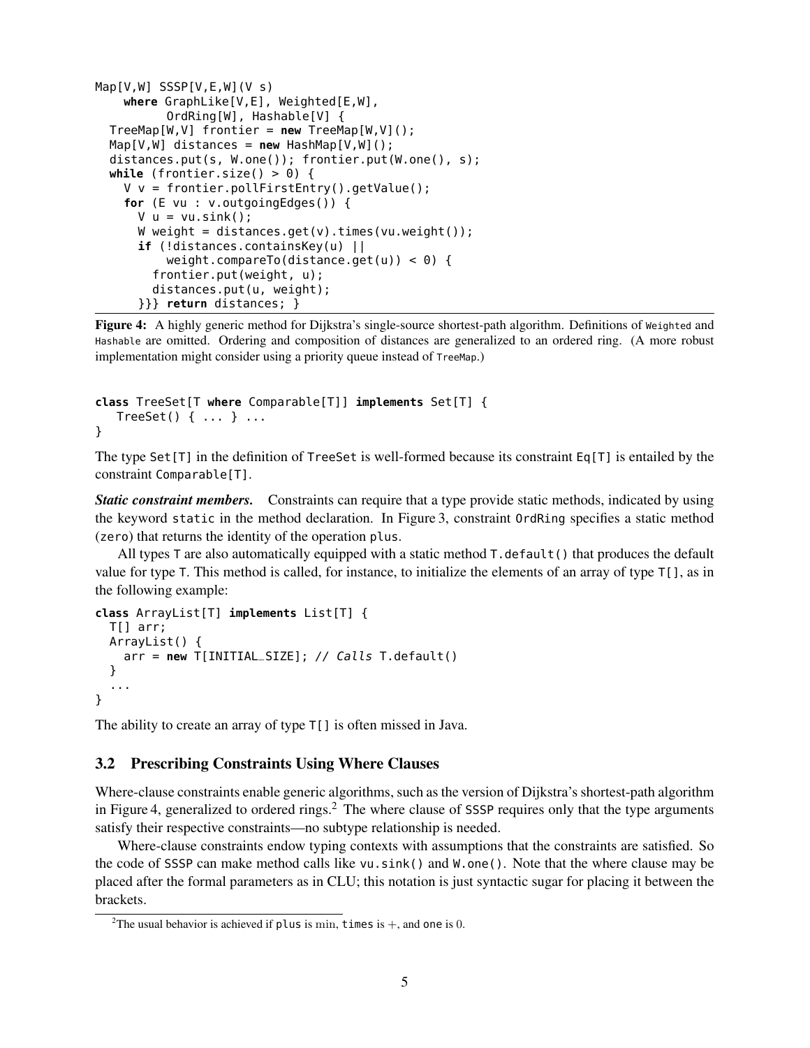```
Map[V,W] SSSP[V,E,W](V s)
    where GraphLike[V,E], Weighted[E,W],
          OrdRing[W], Hashable[V] {
  TreeMap[W,V] frontier = new TreeMap[W,V]();
  Map[V,W] distances = new HashMap[V,W]();
  distances.put(s, W.one()); frontier.put(W.one(), s);
  while (frontier.size() > 0) {
    V v = frontier.pollFirstEntry().getValue();
    for (E vu : v.outgoingEdges()) {
      V u = vu.sink();
      W weight = distances.get(v).times(vu.weight());
      if (!distances.containsKey(u) ||
          weight.compareTo(distance.get(u)) < 0) {
        frontier.put(weight, u);
        distances.put(u, weight);
      }}} return distances; }
```

**Figure 4:** A highly generic method for Dijkstra's single-source shortest-path algorithm. Definitions of `Weighted` and `Hashable` are omitted. Ordering and composition of distances are generalized to an ordered ring. (A more robust implementation might consider using a priority queue instead of `TreeMap`.)

```
class TreeSet[T where Comparable[T]] implements Set[T] {
   TreeSet() { ... } ...
}
```

The type `Set[T]` in the definition of `TreeSet` is well-formed because its constraint `Eq[T]` is entailed by the constraint `Comparable[T]`.

***Static constraint members.*** Constraints can require that a type provide static methods, indicated by using the keyword `static` in the method declaration. In Figure 3, constraint `OrdRing` specifies a static method (`zero`) that returns the identity of the operation `plus`.

All types `T` are also automatically equipped with a static method `T.default()` that produces the default value for type `T`. This method is called, for instance, to initialize the elements of an array of type `T[]`, as in the following example:

```
class ArrayList[T] implements List[T] {
  T[] arr;
  ArrayList() {
    arr = new T[INITIAL_SIZE]; // Calls T.default()
  }
  ...
}
```

The ability to create an array of type `T[]` is often missed in Java.

## 3.2 Prescribing Constraints Using Where Clauses

Where-clause constraints enable generic algorithms, such as the version of Dijkstra's shortest-path algorithm in Figure 4, generalized to ordered rings.[2] The where clause of `SSSP` requires only that the type arguments satisfy their respective constraints—no subtype relationship is needed.

Where-clause constraints endow typing contexts with assumptions that the constraints are satisfied. So the code of `SSSP` can make method calls like `vu.sink()` and `W.one()`. Note that the where clause may be placed after the formal parameters as in CLU; this notation is just syntactic sugar for placing it between the brackets.

[2] The usual behavior is achieved if `plus` is $\min$, `times` is $+$, and `one` is $0$.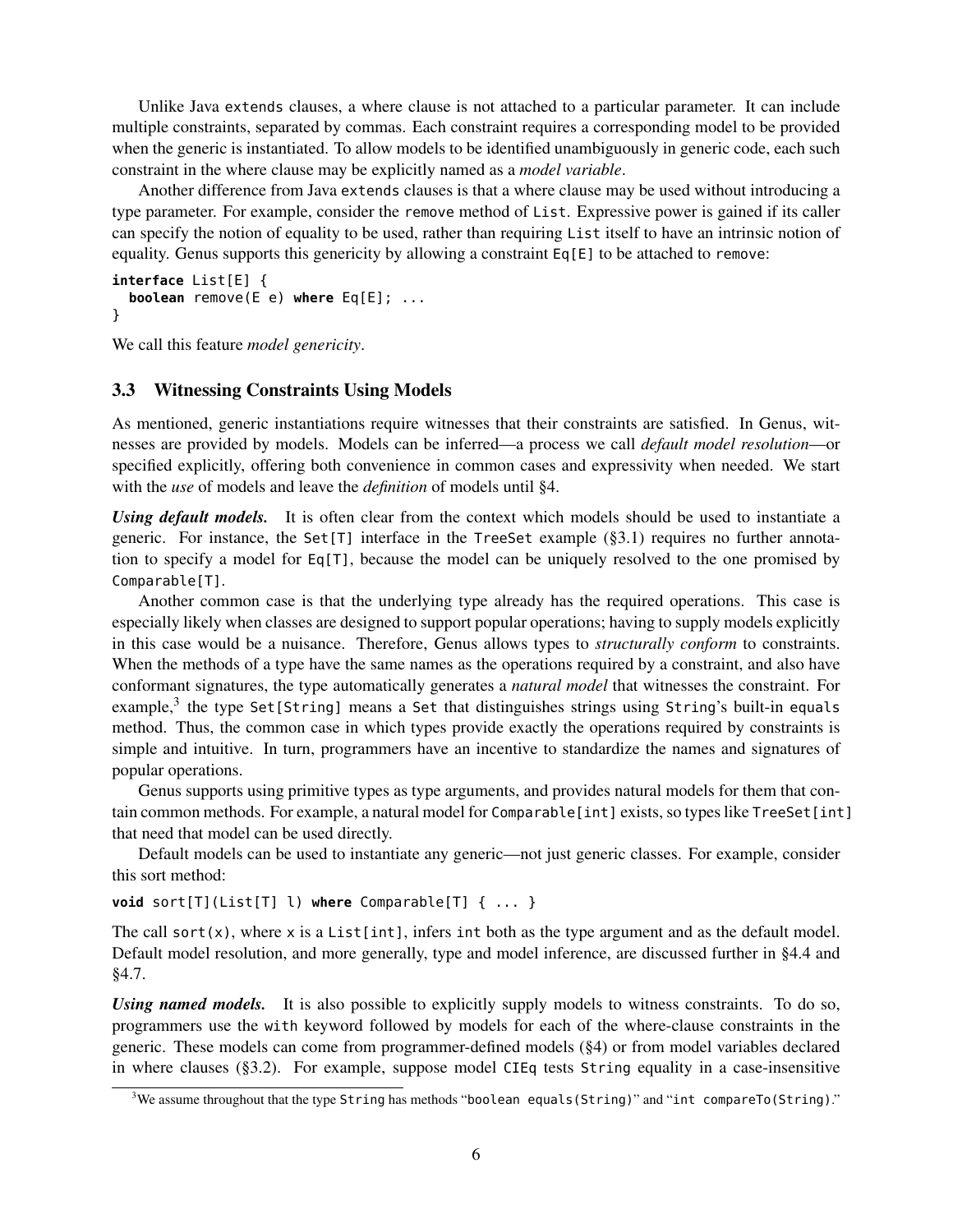Unlike Java `extends` clauses, a where clause is not attached to a particular parameter. It can include multiple constraints, separated by commas. Each constraint requires a corresponding model to be provided when the generic is instantiated. To allow models to be identified unambiguously in generic code, each such constraint in the where clause may be explicitly named as a *model variable*.

Another difference from Java `extends` clauses is that a where clause may be used without introducing a type parameter. For example, consider the `remove` method of `List`. Expressive power is gained if its caller can specify the notion of equality to be used, rather than requiring `List` itself to have an intrinsic notion of equality. Genus supports this genericity by allowing a constraint `Eq[E]` to be attached to `remove`:

```
interface List[E] {
  boolean remove(E e) where Eq[E]; ...
}
```

We call this feature *model genericity*.

### 3.3 Witnessing Constraints Using Models

As mentioned, generic instantiations require witnesses that their constraints are satisfied. In Genus, witnesses are provided by models. Models can be inferred—a process we call *default model resolution*—or specified explicitly, offering both convenience in common cases and expressivity when needed. We start with the *use* of models and leave the *definition* of models until §4.

***Using default models.*** It is often clear from the context which models should be used to instantiate a generic. For instance, the `Set[T]` interface in the `TreeSet` example (§3.1) requires no further annotation to specify a model for `Eq[T]`, because the model can be uniquely resolved to the one promised by `Comparable[T]`.

Another common case is that the underlying type already has the required operations. This case is especially likely when classes are designed to support popular operations; having to supply models explicitly in this case would be a nuisance. Therefore, Genus allows types to *structurally conform* to constraints. When the methods of a type have the same names as the operations required by a constraint, and also have conformant signatures, the type automatically generates a *natural model* that witnesses the constraint. For example,[3] the type `Set[String]` means a `Set` that distinguishes strings using `String`'s built-in `equals` method. Thus, the common case in which types provide exactly the operations required by constraints is simple and intuitive. In turn, programmers have an incentive to standardize the names and signatures of popular operations.

Genus supports using primitive types as type arguments, and provides natural models for them that contain common methods. For example, a natural model for `Comparable[int]` exists, so types like `TreeSet[int]` that need that model can be used directly.

Default models can be used to instantiate any generic—not just generic classes. For example, consider this sort method:

```
void sort[T](List[T] l) where Comparable[T] { ... }
```

The call `sort(x)`, where `x` is a `List[int]`, infers `int` both as the type argument and as the default model. Default model resolution, and more generally, type and model inference, are discussed further in §4.4 and §4.7.

***Using named models.*** It is also possible to explicitly supply models to witness constraints. To do so, programmers use the `with` keyword followed by models for each of the where-clause constraints in the generic. These models can come from programmer-defined models (§4) or from model variables declared in where clauses (§3.2). For example, suppose model `CIEq` tests `String` equality in a case-insensitive

[3] We assume throughout that the type `String` has methods "`boolean equals(String)`" and "`int compareTo(String)`."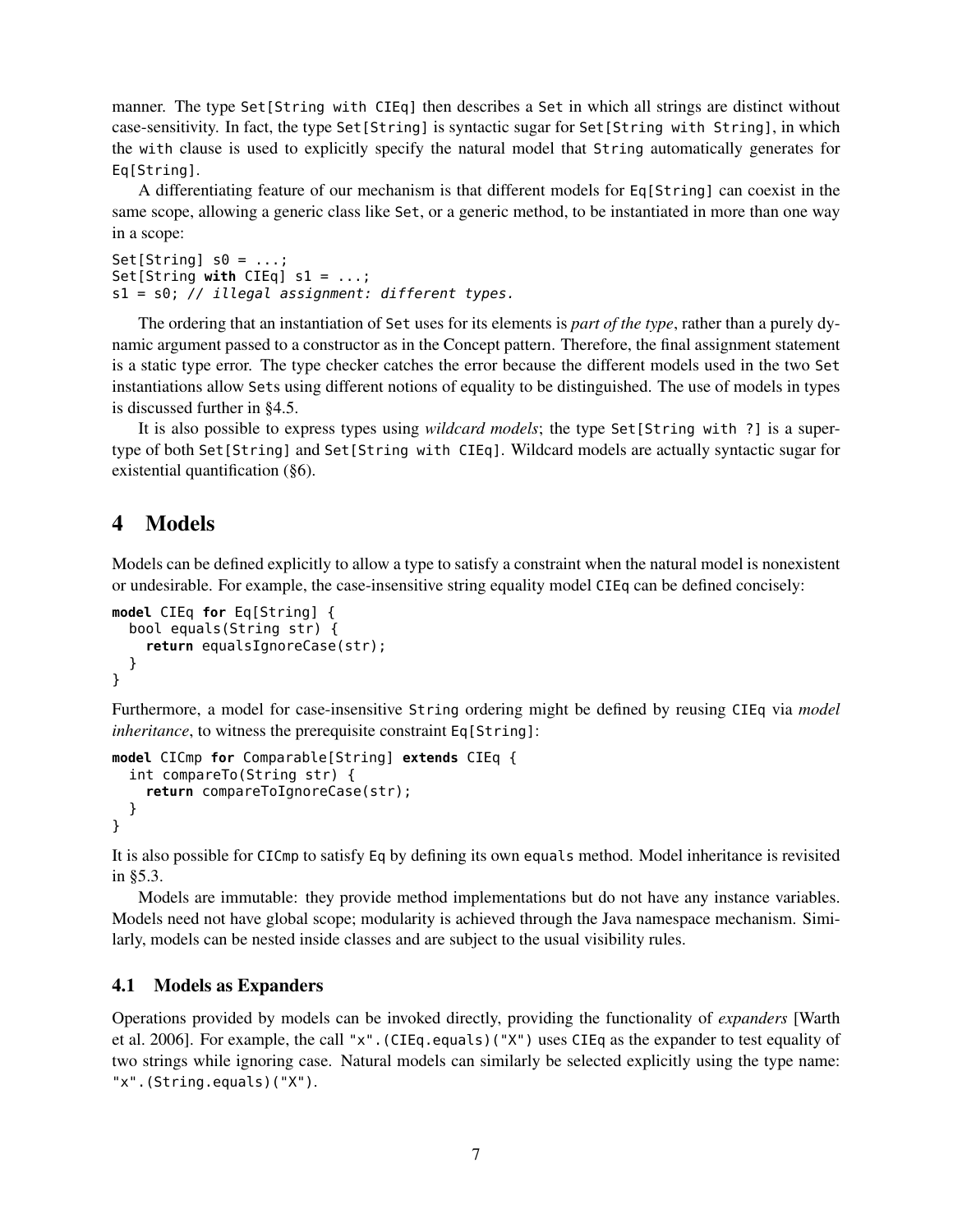manner. The type `Set[String with CIEq]` then describes a `Set` in which all strings are distinct without case-sensitivity. In fact, the type `Set[String]` is syntactic sugar for `Set[String with String]`, in which the `with` clause is used to explicitly specify the natural model that `String` automatically generates for `Eq[String]`.

A differentiating feature of our mechanism is that different models for `Eq[String]` can coexist in the same scope, allowing a generic class like `Set`, or a generic method, to be instantiated in more than one way in a scope:

```
Set[String] s0 = ...;
Set[String with CIEq] s1 = ...;
s1 = s0; // illegal assignment: different types.
```

The ordering that an instantiation of `Set` uses for its elements is *part of the type*, rather than a purely dynamic argument passed to a constructor as in the Concept pattern. Therefore, the final assignment statement is a static type error. The type checker catches the error because the different models used in the two `Set` instantiations allow `Set`s using different notions of equality to be distinguished. The use of models in types is discussed further in §4.5.

It is also possible to express types using *wildcard models*; the type `Set[String with ?]` is a supertype of both `Set[String]` and `Set[String with CIEq]`. Wildcard models are actually syntactic sugar for existential quantification (§6).

# 4 Models

Models can be defined explicitly to allow a type to satisfy a constraint when the natural model is nonexistent or undesirable. For example, the case-insensitive string equality model `CIEq` can be defined concisely:

```
model CIEq for Eq[String] {
  bool equals(String str) {
    return equalsIgnoreCase(str);
  }
}
```

Furthermore, a model for case-insensitive `String` ordering might be defined by reusing `CIEq` via *model inheritance*, to witness the prerequisite constraint `Eq[String]`:

```
model CICmp for Comparable[String] extends CIEq {
  int compareTo(String str) {
    return compareToIgnoreCase(str);
  }
}
```

It is also possible for `CICmp` to satisfy `Eq` by defining its own `equals` method. Model inheritance is revisited in §5.3.

Models are immutable: they provide method implementations but do not have any instance variables. Models need not have global scope; modularity is achieved through the Java namespace mechanism. Similarly, models can be nested inside classes and are subject to the usual visibility rules.

## 4.1 Models as Expanders

Operations provided by models can be invoked directly, providing the functionality of *expanders* [Warth et al. 2006]. For example, the call `"x".(CIEq.equals)("X")` uses `CIEq` as the expander to test equality of two strings while ignoring case. Natural models can similarly be selected explicitly using the type name: `"x".(String.equals)("X")`.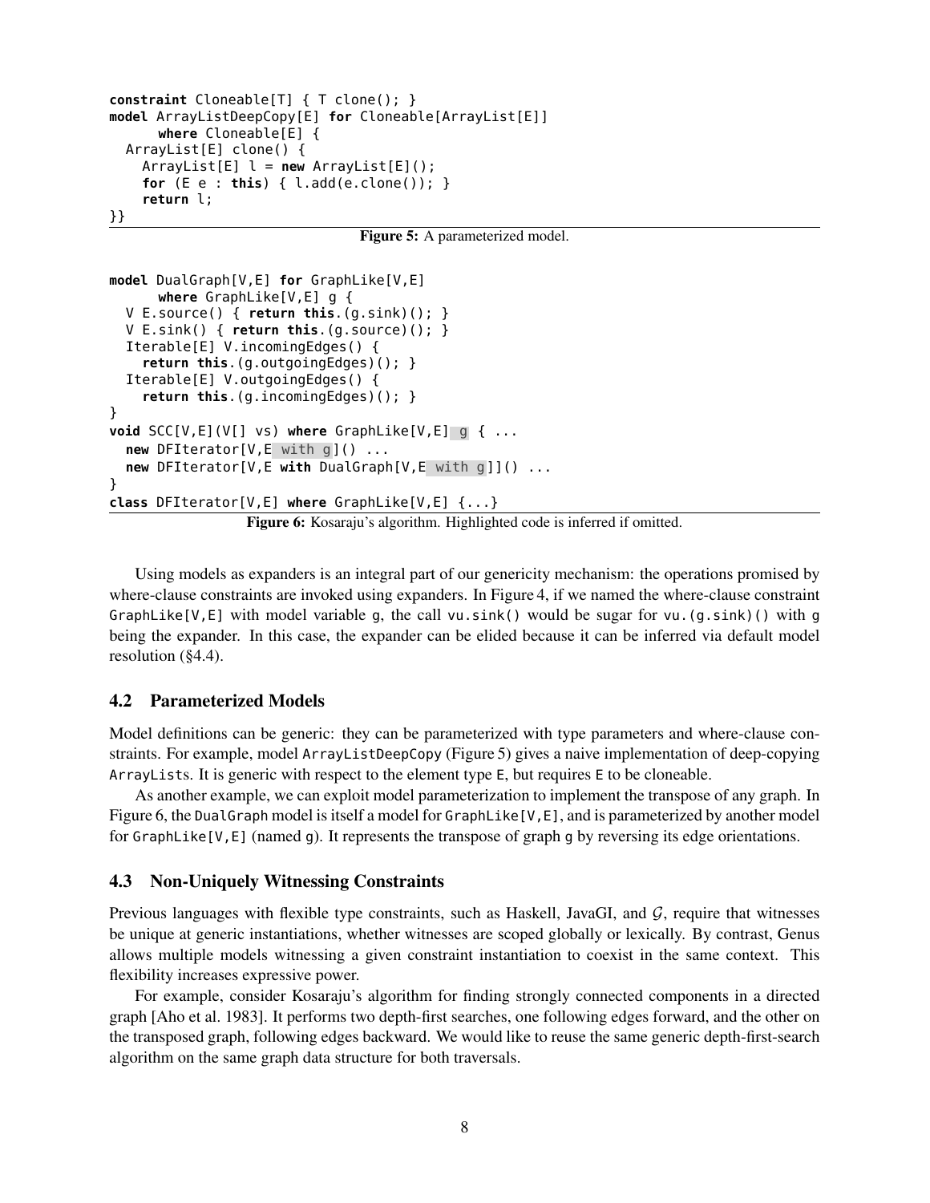```
constraint Cloneable[T] { T clone(); }
model ArrayListDeepCopy[E] for Cloneable[ArrayList[E]]
      where Cloneable[E] {
  ArrayList[E] clone() {
    ArrayList[E] l = new ArrayList[E]();
    for (E e : this) { l.add(e.clone()); }
    return l;
}}
```

**Figure 5:** A parameterized model.

```
model DualGraph[V,E] for GraphLike[V,E]
      where GraphLike[V,E] g {
  V E.source() { return this.(g.sink)(); }
  V E.sink() { return this.(g.source)(); }
  Iterable[E] V.incomingEdges() {
    return this.(g.outgoingEdges)(); }
  Iterable[E] V.outgoingEdges() {
    return this.(g.incomingEdges)(); }
}
void SCC[V,E](V[] vs) where GraphLike[V,E] g { ...
  new DFIterator[V,E with g]() ...
  new DFIterator[V,E with DualGraph[V,E with g]]() ...
}
class DFIterator[V,E] where GraphLike[V,E] {...}
```

**Figure 6:** Kosaraju's algorithm. Highlighted code is inferred if omitted.

Using models as expanders is an integral part of our genericity mechanism: the operations promised by where-clause constraints are invoked using expanders. In Figure 4, if we named the where-clause constraint `GraphLike[V,E]` with model variable `g`, the call `vu.sink()` would be sugar for `vu.(g.sink)()` with `g` being the expander. In this case, the expander can be elided because it can be inferred via default model resolution (§4.4).

### 4.2 Parameterized Models

Model definitions can be generic: they can be parameterized with type parameters and where-clause constraints. For example, model `ArrayListDeepCopy` (Figure 5) gives a naive implementation of deep-copying `ArrayList`s. It is generic with respect to the element type `E`, but requires `E` to be cloneable.

As another example, we can exploit model parameterization to implement the transpose of any graph. In Figure 6, the `DualGraph` model is itself a model for `GraphLike[V,E]`, and is parameterized by another model for `GraphLike[V,E]` (named `g`). It represents the transpose of graph `g` by reversing its edge orientations.

### 4.3 Non-Uniquely Witnessing Constraints

Previous languages with flexible type constraints, such as Haskell, JavaGI, and $\mathcal{G}$, require that witnesses be unique at generic instantiations, whether witnesses are scoped globally or lexically. By contrast, Genus allows multiple models witnessing a given constraint instantiation to coexist in the same context. This flexibility increases expressive power.

For example, consider Kosaraju's algorithm for finding strongly connected components in a directed graph [Aho et al. 1983]. It performs two depth-first searches, one following edges forward, and the other on the transposed graph, following edges backward. We would like to reuse the same generic depth-first-search algorithm on the same graph data structure for both traversals.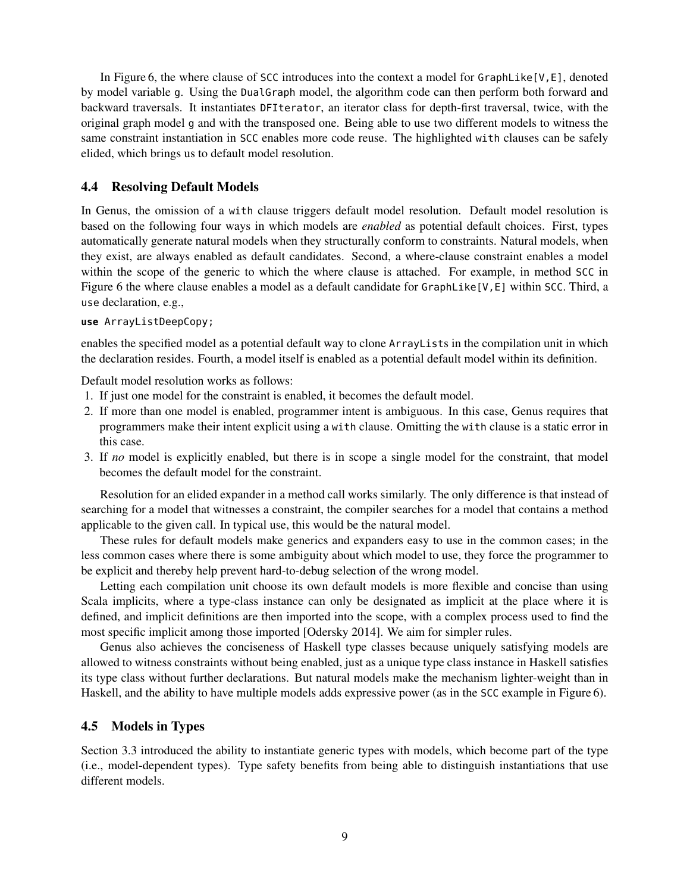In Figure 6, the where clause of `SCC` introduces into the context a model for `GraphLike[V,E]`, denoted by model variable `g`. Using the `DualGraph` model, the algorithm code can then perform both forward and backward traversals. It instantiates `DFIterator`, an iterator class for depth-first traversal, twice, with the original graph model `g` and with the transposed one. Being able to use two different models to witness the same constraint instantiation in `SCC` enables more code reuse. The highlighted `with` clauses can be safely elided, which brings us to default model resolution.

## 4.4 Resolving Default Models

In Genus, the omission of a `with` clause triggers default model resolution. Default model resolution is based on the following four ways in which models are *enabled* as potential default choices. First, types automatically generate natural models when they structurally conform to constraints. Natural models, when they exist, are always enabled as default candidates. Second, a where-clause constraint enables a model within the scope of the generic to which the where clause is attached. For example, in method `SCC` in Figure 6 the where clause enables a model as a default candidate for `GraphLike[V,E]` within `SCC`. Third, a `use` declaration, e.g.,

```
use ArrayListDeepCopy;
```

enables the specified model as a potential default way to clone `ArrayList`s in the compilation unit in which the declaration resides. Fourth, a model itself is enabled as a potential default model within its definition.

Default model resolution works as follows:

1. If just one model for the constraint is enabled, it becomes the default model.
2. If more than one model is enabled, programmer intent is ambiguous. In this case, Genus requires that programmers make their intent explicit using a `with` clause. Omitting the `with` clause is a static error in this case.
3. If *no* model is explicitly enabled, but there is in scope a single model for the constraint, that model becomes the default model for the constraint.

Resolution for an elided expander in a method call works similarly. The only difference is that instead of searching for a model that witnesses a constraint, the compiler searches for a model that contains a method applicable to the given call. In typical use, this would be the natural model.

These rules for default models make generics and expanders easy to use in the common cases; in the less common cases where there is some ambiguity about which model to use, they force the programmer to be explicit and thereby help prevent hard-to-debug selection of the wrong model.

Letting each compilation unit choose its own default models is more flexible and concise than using Scala implicits, where a type-class instance can only be designated as implicit at the place where it is defined, and implicit definitions are then imported into the scope, with a complex process used to find the most specific implicit among those imported [Odersky 2014]. We aim for simpler rules.

Genus also achieves the conciseness of Haskell type classes because uniquely satisfying models are allowed to witness constraints without being enabled, just as a unique type class instance in Haskell satisfies its type class without further declarations. But natural models make the mechanism lighter-weight than in Haskell, and the ability to have multiple models adds expressive power (as in the `SCC` example in Figure 6).

## 4.5 Models in Types

Section 3.3 introduced the ability to instantiate generic types with models, which become part of the type (i.e., model-dependent types). Type safety benefits from being able to distinguish instantiations that use different models.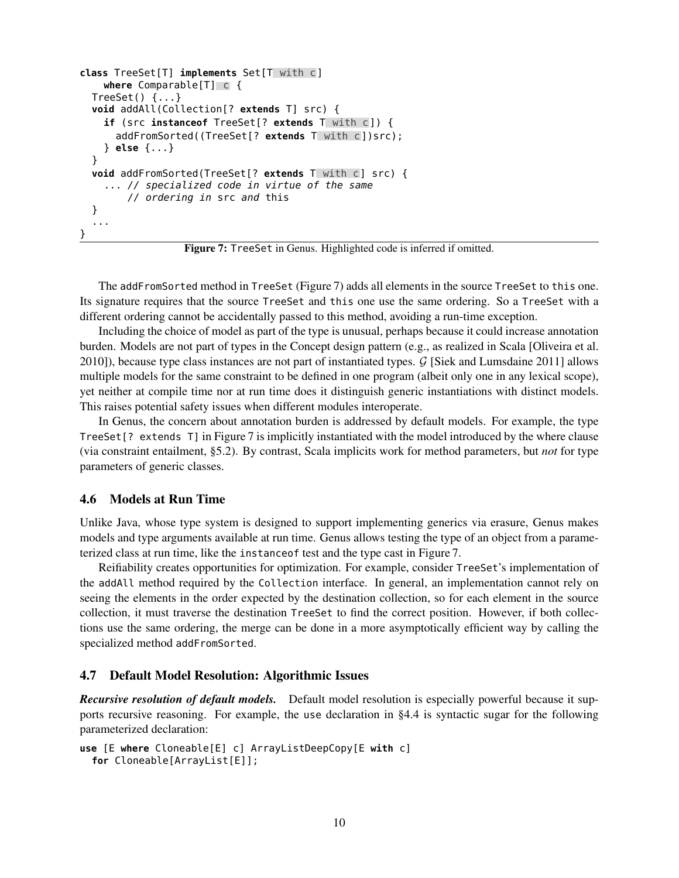```
class TreeSet[T] implements Set[T with c]
    where Comparable[T] c {
  TreeSet() {...}
  void addAll(Collection[? extends T] src) {
    if (src instanceof TreeSet[? extends T with c]) {
      addFromSorted((TreeSet[? extends T with c])src);
    } else {...}
  }
  void addFromSorted(TreeSet[? extends T with c] src) {
    ... // specialized code in virtue of the same
        // ordering in src and this
  }
  ...
}
```

**Figure 7:** `TreeSet` in Genus. Highlighted code is inferred if omitted.

The `addFromSorted` method in `TreeSet` (Figure 7) adds all elements in the source `TreeSet` to `this` one. Its signature requires that the source `TreeSet` and `this` one use the same ordering. So a `TreeSet` with a different ordering cannot be accidentally passed to this method, avoiding a run-time exception.

Including the choice of model as part of the type is unusual, perhaps because it could increase annotation burden. Models are not part of types in the Concept design pattern (e.g., as realized in Scala [Oliveira et al. 2010]), because type class instances are not part of instantiated types. $\mathcal{G}$ [Siek and Lumsdaine 2011] allows multiple models for the same constraint to be defined in one program (albeit only one in any lexical scope), yet neither at compile time nor at run time does it distinguish generic instantiations with distinct models. This raises potential safety issues when different modules interoperate.

In Genus, the concern about annotation burden is addressed by default models. For example, the type `TreeSet[? extends T]` in Figure 7 is implicitly instantiated with the model introduced by the where clause (via constraint entailment, §5.2). By contrast, Scala implicits work for method parameters, but *not* for type parameters of generic classes.

## 4.6 Models at Run Time

Unlike Java, whose type system is designed to support implementing generics via erasure, Genus makes models and type arguments available at run time. Genus allows testing the type of an object from a parameterized class at run time, like the `instanceof` test and the type cast in Figure 7.

Reifiability creates opportunities for optimization. For example, consider `TreeSet`'s implementation of the `addAll` method required by the `Collection` interface. In general, an implementation cannot rely on seeing the elements in the order expected by the destination collection, so for each element in the source collection, it must traverse the destination `TreeSet` to find the correct position. However, if both collections use the same ordering, the merge can be done in a more asymptotically efficient way by calling the specialized method `addFromSorted`.

## 4.7 Default Model Resolution: Algorithmic Issues

***Recursive resolution of default models.*** Default model resolution is especially powerful because it supports recursive reasoning. For example, the `use` declaration in §4.4 is syntactic sugar for the following parameterized declaration:

```
use [E where Cloneable[E] c] ArrayListDeepCopy[E with c]
  for Cloneable[ArrayList[E]];
```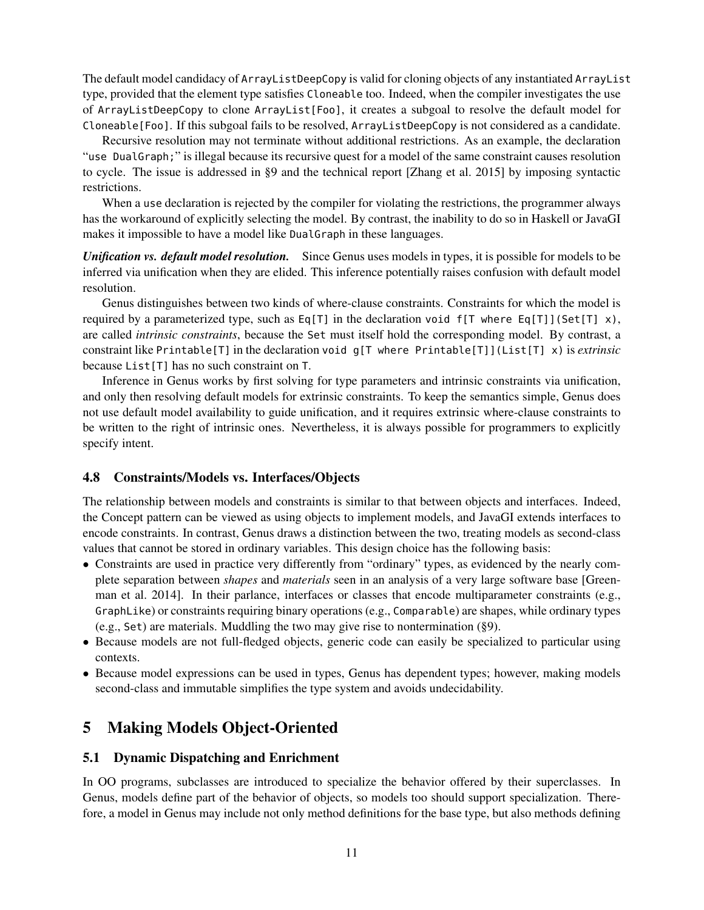The default model candidacy of `ArrayListDeepCopy` is valid for cloning objects of any instantiated `ArrayList` type, provided that the element type satisfies `Cloneable` too. Indeed, when the compiler investigates the use of `ArrayListDeepCopy` to clone `ArrayList[Foo]`, it creates a subgoal to resolve the default model for `Cloneable[Foo]`. If this subgoal fails to be resolved, `ArrayListDeepCopy` is not considered as a candidate.

Recursive resolution may not terminate without additional restrictions. As an example, the declaration "`use DualGraph;`" is illegal because its recursive quest for a model of the same constraint causes resolution to cycle. The issue is addressed in §9 and the technical report [Zhang et al. 2015] by imposing syntactic restrictions.

When a `use` declaration is rejected by the compiler for violating the restrictions, the programmer always has the workaround of explicitly selecting the model. By contrast, the inability to do so in Haskell or JavaGI makes it impossible to have a model like `DualGraph` in these languages.

***Unification vs. default model resolution.*** Since Genus uses models in types, it is possible for models to be inferred via unification when they are elided. This inference potentially raises confusion with default model resolution.

Genus distinguishes between two kinds of where-clause constraints. Constraints for which the model is required by a parameterized type, such as `Eq[T]` in the declaration `void f[T where Eq[T]](Set[T] x)`, are called *intrinsic constraints*, because the `Set` must itself hold the corresponding model. By contrast, a constraint like `Printable[T]` in the declaration `void g[T where Printable[T]](List[T] x)` is *extrinsic* because `List[T]` has no such constraint on `T`.

Inference in Genus works by first solving for type parameters and intrinsic constraints via unification, and only then resolving default models for extrinsic constraints. To keep the semantics simple, Genus does not use default model availability to guide unification, and it requires extrinsic where-clause constraints to be written to the right of intrinsic ones. Nevertheless, it is always possible for programmers to explicitly specify intent.

### 4.8 Constraints/Models vs. Interfaces/Objects

The relationship between models and constraints is similar to that between objects and interfaces. Indeed, the Concept pattern can be viewed as using objects to implement models, and JavaGI extends interfaces to encode constraints. In contrast, Genus draws a distinction between the two, treating models as second-class values that cannot be stored in ordinary variables. This design choice has the following basis:

- Constraints are used in practice very differently from "ordinary" types, as evidenced by the nearly complete separation between *shapes* and *materials* seen in an analysis of a very large software base [Greenman et al. 2014]. In their parlance, interfaces or classes that encode multiparameter constraints (e.g., `GraphLike`) or constraints requiring binary operations (e.g., `Comparable`) are shapes, while ordinary types (e.g., `Set`) are materials. Muddling the two may give rise to nontermination (§9).
- Because models are not full-fledged objects, generic code can easily be specialized to particular using contexts.
- Because model expressions can be used in types, Genus has dependent types; however, making models second-class and immutable simplifies the type system and avoids undecidability.

## 5 Making Models Object-Oriented

### 5.1 Dynamic Dispatching and Enrichment

In OO programs, subclasses are introduced to specialize the behavior offered by their superclasses. In Genus, models define part of the behavior of objects, so models too should support specialization. Therefore, a model in Genus may include not only method definitions for the base type, but also methods defining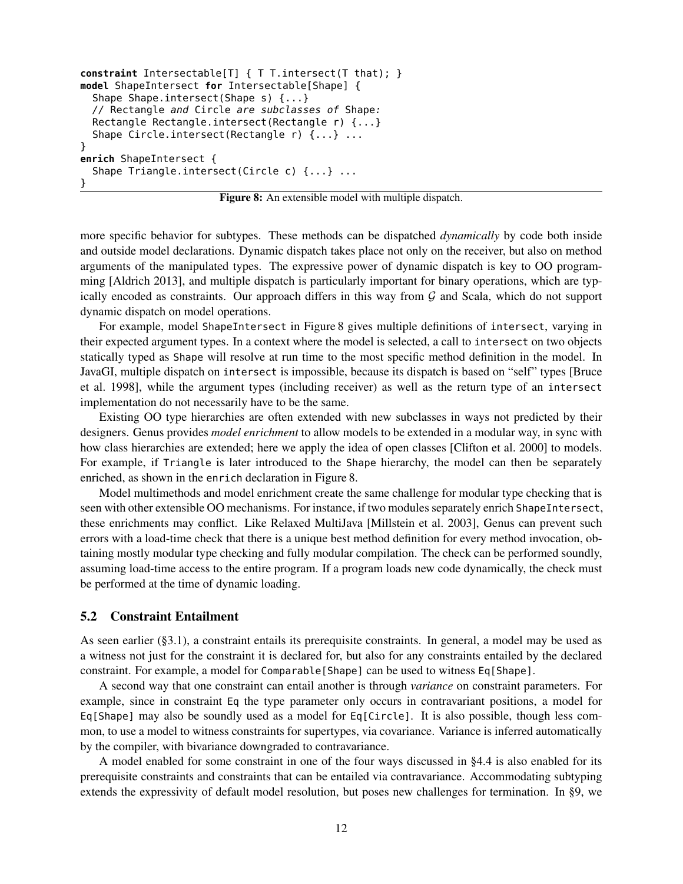```
constraint Intersectable[T] { T T.intersect(T that); }
model ShapeIntersect for Intersectable[Shape] {
  Shape Shape.intersect(Shape s) {...}
  // Rectangle and Circle are subclasses of Shape:
  Rectangle Rectangle.intersect(Rectangle r) {...}
  Shape Circle.intersect(Rectangle r) {...} ...
}
enrich ShapeIntersect {
  Shape Triangle.intersect(Circle c) {...} ...
}
```

**Figure 8:** An extensible model with multiple dispatch.

more specific behavior for subtypes. These methods can be dispatched *dynamically* by code both inside and outside model declarations. Dynamic dispatch takes place not only on the receiver, but also on method arguments of the manipulated types. The expressive power of dynamic dispatch is key to OO programming [Aldrich 2013], and multiple dispatch is particularly important for binary operations, which are typically encoded as constraints. Our approach differs in this way from $\mathcal{G}$ and Scala, which do not support dynamic dispatch on model operations.

For example, model `ShapeIntersect` in Figure 8 gives multiple definitions of `intersect`, varying in their expected argument types. In a context where the model is selected, a call to `intersect` on two objects statically typed as `Shape` will resolve at run time to the most specific method definition in the model. In JavaGI, multiple dispatch on `intersect` is impossible, because its dispatch is based on "self" types [Bruce et al. 1998], while the argument types (including receiver) as well as the return type of an `intersect` implementation do not necessarily have to be the same.

Existing OO type hierarchies are often extended with new subclasses in ways not predicted by their designers. Genus provides *model enrichment* to allow models to be extended in a modular way, in sync with how class hierarchies are extended; here we apply the idea of open classes [Clifton et al. 2000] to models. For example, if `Triangle` is later introduced to the `Shape` hierarchy, the model can then be separately enriched, as shown in the `enrich` declaration in Figure 8.

Model multimethods and model enrichment create the same challenge for modular type checking that is seen with other extensible OO mechanisms. For instance, if two modules separately enrich `ShapeIntersect`, these enrichments may conflict. Like Relaxed MultiJava [Millstein et al. 2003], Genus can prevent such errors with a load-time check that there is a unique best method definition for every method invocation, obtaining mostly modular type checking and fully modular compilation. The check can be performed soundly, assuming load-time access to the entire program. If a program loads new code dynamically, the check must be performed at the time of dynamic loading.

## 5.2 Constraint Entailment

As seen earlier (§3.1), a constraint entails its prerequisite constraints. In general, a model may be used as a witness not just for the constraint it is declared for, but also for any constraints entailed by the declared constraint. For example, a model for `Comparable[Shape]` can be used to witness `Eq[Shape]`.

A second way that one constraint can entail another is through *variance* on constraint parameters. For example, since in constraint `Eq` the type parameter only occurs in contravariant positions, a model for `Eq[Shape]` may also be soundly used as a model for `Eq[Circle]`. It is also possible, though less common, to use a model to witness constraints for supertypes, via covariance. Variance is inferred automatically by the compiler, with bivariance downgraded to contravariance.

A model enabled for some constraint in one of the four ways discussed in §4.4 is also enabled for its prerequisite constraints and constraints that can be entailed via contravariance. Accommodating subtyping extends the expressivity of default model resolution, but poses new challenges for termination. In §9, we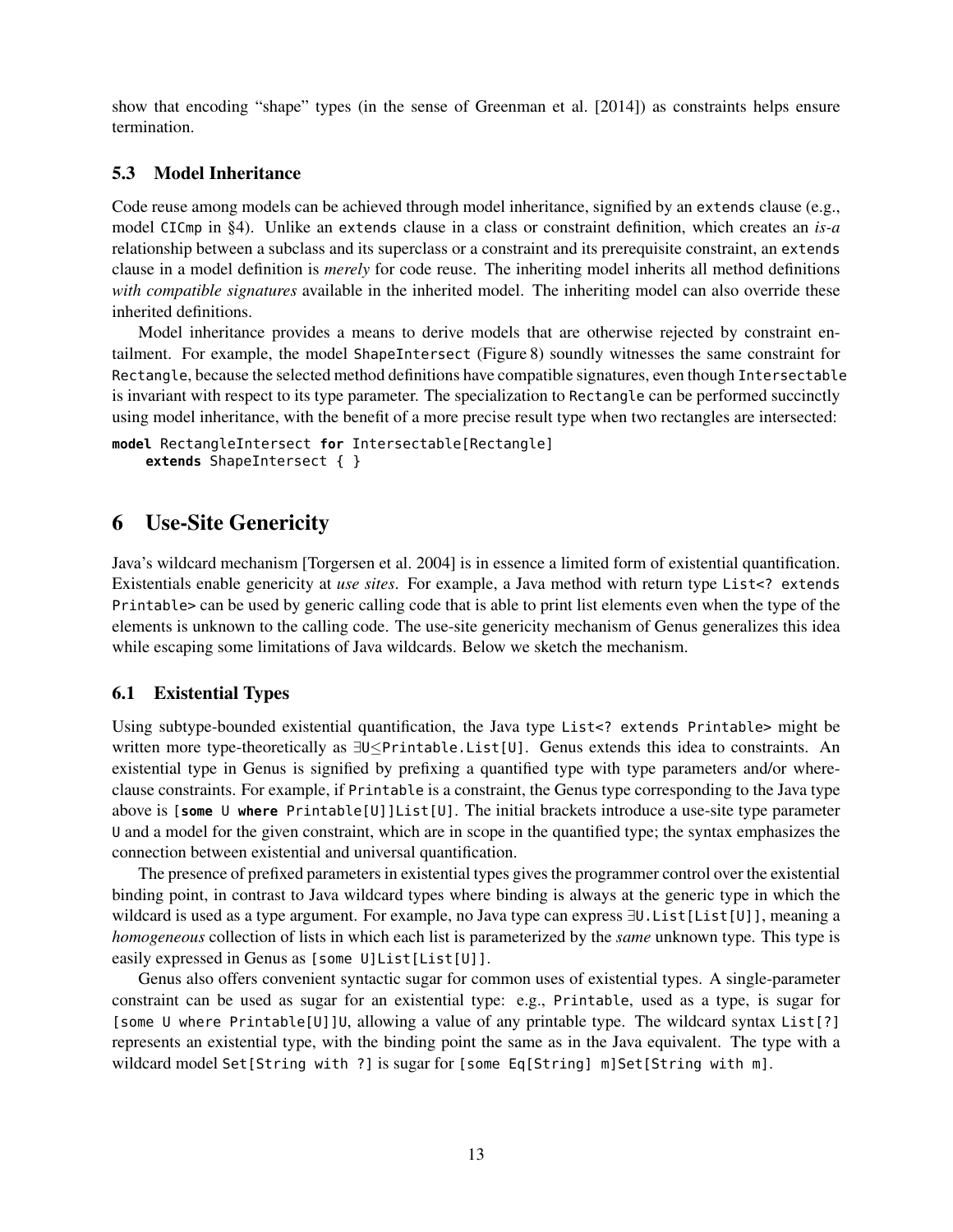show that encoding "shape" types (in the sense of Greenman et al. [2014]) as constraints helps ensure termination.

### 5.3 Model Inheritance

Code reuse among models can be achieved through model inheritance, signified by an `extends` clause (e.g., model `CICmp` in §4). Unlike an `extends` clause in a class or constraint definition, which creates an *is-a* relationship between a subclass and its superclass or a constraint and its prerequisite constraint, an `extends` clause in a model definition is *merely* for code reuse. The inheriting model inherits all method definitions *with compatible signatures* available in the inherited model. The inheriting model can also override these inherited definitions.

Model inheritance provides a means to derive models that are otherwise rejected by constraint entailment. For example, the model `ShapeIntersect` (Figure 8) soundly witnesses the same constraint for `Rectangle`, because the selected method definitions have compatible signatures, even though `Intersectable` is invariant with respect to its type parameter. The specialization to `Rectangle` can be performed succinctly using model inheritance, with the benefit of a more precise result type when two rectangles are intersected:

```
model RectangleIntersect for Intersectable[Rectangle]
    extends ShapeIntersect { }
```

## 6 Use-Site Genericity

Java's wildcard mechanism [Torgersen et al. 2004] is in essence a limited form of existential quantification. Existentials enable genericity at *use sites*. For example, a Java method with return type `List<? extends Printable>` can be used by generic calling code that is able to print list elements even when the type of the elements is unknown to the calling code. The use-site genericity mechanism of Genus generalizes this idea while escaping some limitations of Java wildcards. Below we sketch the mechanism.

### 6.1 Existential Types

Using subtype-bounded existential quantification, the Java type `List<? extends Printable>` might be written more type-theoretically as `∃U≤Printable.List[U]`. Genus extends this idea to constraints. An existential type in Genus is signified by prefixing a quantified type with type parameters and/or where-clause constraints. For example, if `Printable` is a constraint, the Genus type corresponding to the Java type above is `[some U where Printable[U]]List[U]`. The initial brackets introduce a use-site type parameter `U` and a model for the given constraint, which are in scope in the quantified type; the syntax emphasizes the connection between existential and universal quantification.

The presence of prefixed parameters in existential types gives the programmer control over the existential binding point, in contrast to Java wildcard types where binding is always at the generic type in which the wildcard is used as a type argument. For example, no Java type can express `∃U.List[List[U]]`, meaning a *homogeneous* collection of lists in which each list is parameterized by the *same* unknown type. This type is easily expressed in Genus as `[some U]List[List[U]]`.

Genus also offers convenient syntactic sugar for common uses of existential types. A single-parameter constraint can be used as sugar for an existential type: e.g., `Printable`, used as a type, is sugar for `[some U where Printable[U]]U`, allowing a value of any printable type. The wildcard syntax `List[?]` represents an existential type, with the binding point the same as in the Java equivalent. The type with a wildcard model `Set[String with ?]` is sugar for `[some Eq[String] m]Set[String with m]`.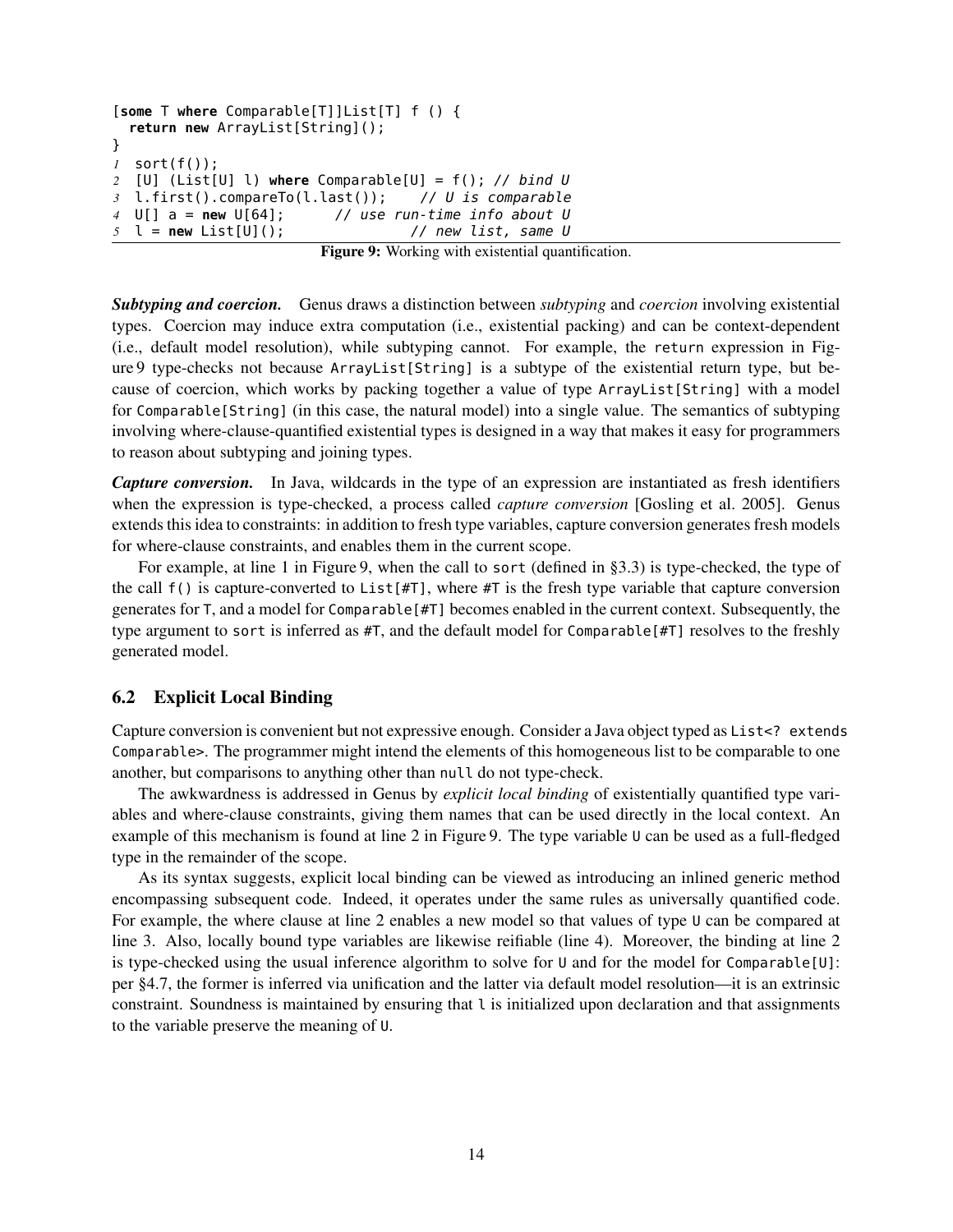```
[some T where Comparable[T]]List[T] f () {
  return new ArrayList[String]();
}
1  sort(f());
2  [U] (List[U] l) where Comparable[U] = f(); // bind U
3  l.first().compareTo(l.last());    // U is comparable
4  U[] a = new U[64];       // use run-time info about U
5  l = new List[U]();                // new list, same U
```

**Figure 9:** Working with existential quantification.

***Subtyping and coercion.*** Genus draws a distinction between *subtyping* and *coercion* involving existential types. Coercion may induce extra computation (i.e., existential packing) and can be context-dependent (i.e., default model resolution), while subtyping cannot. For example, the `return` expression in Figure 9 type-checks not because `ArrayList[String]` is a subtype of the existential return type, but because of coercion, which works by packing together a value of type `ArrayList[String]` with a model for `Comparable[String]` (in this case, the natural model) into a single value. The semantics of subtyping involving where-clause-quantified existential types is designed in a way that makes it easy for programmers to reason about subtyping and joining types.

***Capture conversion.*** In Java, wildcards in the type of an expression are instantiated as fresh identifiers when the expression is type-checked, a process called *capture conversion* [Gosling et al. 2005]. Genus extends this idea to constraints: in addition to fresh type variables, capture conversion generates fresh models for where-clause constraints, and enables them in the current scope.

For example, at line 1 in Figure 9, when the call to `sort` (defined in §3.3) is type-checked, the type of the call `f()` is capture-converted to `List[#T]`, where `#T` is the fresh type variable that capture conversion generates for `T`, and a model for `Comparable[#T]` becomes enabled in the current context. Subsequently, the type argument to `sort` is inferred as `#T`, and the default model for `Comparable[#T]` resolves to the freshly generated model.

## 6.2 Explicit Local Binding

Capture conversion is convenient but not expressive enough. Consider a Java object typed as `List<? extends Comparable>`. The programmer might intend the elements of this homogeneous list to be comparable to one another, but comparisons to anything other than `null` do not type-check.

The awkwardness is addressed in Genus by *explicit local binding* of existentially quantified type variables and where-clause constraints, giving them names that can be used directly in the local context. An example of this mechanism is found at line 2 in Figure 9. The type variable `U` can be used as a full-fledged type in the remainder of the scope.

As its syntax suggests, explicit local binding can be viewed as introducing an inlined generic method encompassing subsequent code. Indeed, it operates under the same rules as universally quantified code. For example, the where clause at line 2 enables a new model so that values of type `U` can be compared at line 3. Also, locally bound type variables are likewise reifiable (line 4). Moreover, the binding at line 2 is type-checked using the usual inference algorithm to solve for `U` and for the model for `Comparable[U]`: per §4.7, the former is inferred via unification and the latter via default model resolution—it is an extrinsic constraint. Soundness is maintained by ensuring that `l` is initialized upon declaration and that assignments to the variable preserve the meaning of `U`.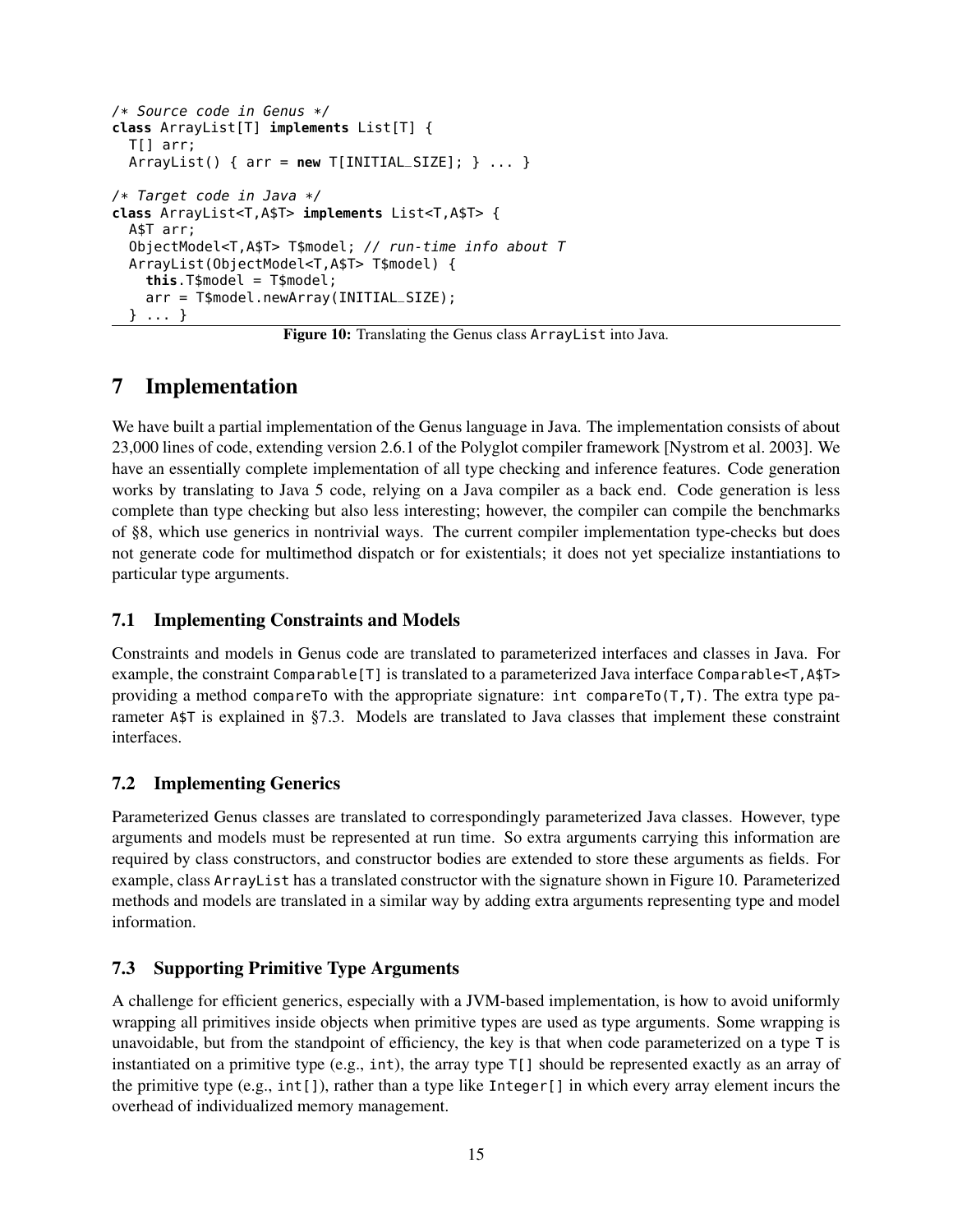```
/* Source code in Genus */
class ArrayList[T] implements List[T] {
  T[] arr;
  ArrayList() { arr = new T[INITIAL_SIZE]; } ... }

/* Target code in Java */
class ArrayList<T,A$T> implements List<T,A$T> {
  A$T arr;
  ObjectModel<T,A$T> T$model; // run-time info about T
  ArrayList(ObjectModel<T,A$T> T$model) {
    this.T$model = T$model;
    arr = T$model.newArray(INITIAL_SIZE);
  } ... }
```

**Figure 10:** Translating the Genus class `ArrayList` into Java.

# 7 Implementation

We have built a partial implementation of the Genus language in Java. The implementation consists of about 23,000 lines of code, extending version 2.6.1 of the Polyglot compiler framework [Nystrom et al. 2003]. We have an essentially complete implementation of all type checking and inference features. Code generation works by translating to Java 5 code, relying on a Java compiler as a back end. Code generation is less complete than type checking but also less interesting; however, the compiler can compile the benchmarks of §8, which use generics in nontrivial ways. The current compiler implementation type-checks but does not generate code for multimethod dispatch or for existentials; it does not yet specialize instantiations to particular type arguments.

## 7.1 Implementing Constraints and Models

Constraints and models in Genus code are translated to parameterized interfaces and classes in Java. For example, the constraint `Comparable[T]` is translated to a parameterized Java interface `Comparable<T,A$T>` providing a method `compareTo` with the appropriate signature: `int compareTo(T,T)`. The extra type parameter `A$T` is explained in §7.3. Models are translated to Java classes that implement these constraint interfaces.

## 7.2 Implementing Generics

Parameterized Genus classes are translated to correspondingly parameterized Java classes. However, type arguments and models must be represented at run time. So extra arguments carrying this information are required by class constructors, and constructor bodies are extended to store these arguments as fields. For example, class `ArrayList` has a translated constructor with the signature shown in Figure 10. Parameterized methods and models are translated in a similar way by adding extra arguments representing type and model information.

## 7.3 Supporting Primitive Type Arguments

A challenge for efficient generics, especially with a JVM-based implementation, is how to avoid uniformly wrapping all primitives inside objects when primitive types are used as type arguments. Some wrapping is unavoidable, but from the standpoint of efficiency, the key is that when code parameterized on a type `T` is instantiated on a primitive type (e.g., `int`), the array type `T[]` should be represented exactly as an array of the primitive type (e.g., `int[]`), rather than a type like `Integer[]` in which every array element incurs the overhead of individualized memory management.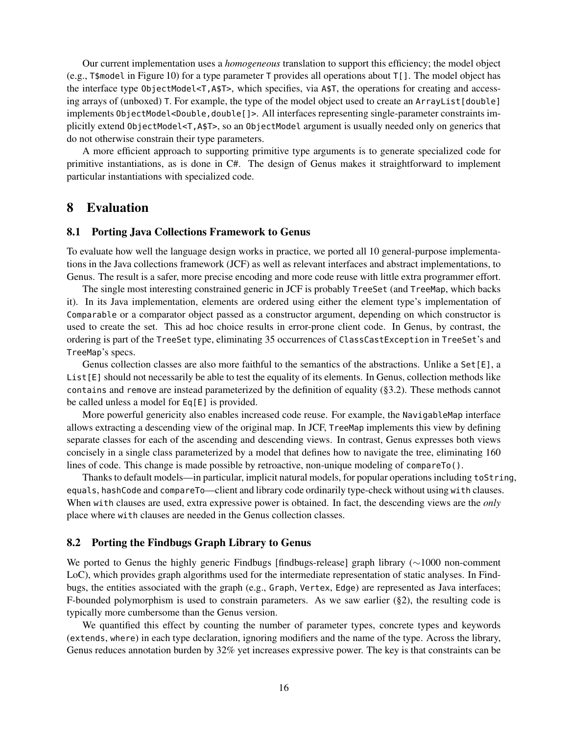Our current implementation uses a *homogeneous* translation to support this efficiency; the model object (e.g., T$model in Figure 10) for a type parameter T provides all operations about T[]. The model object has the interface type ObjectModel<T,A$T>, which specifies, via A$T, the operations for creating and accessing arrays of (unboxed) T. For example, the type of the model object used to create an ArrayList[double] implements ObjectModel<Double,double[]>. All interfaces representing single-parameter constraints implicitly extend ObjectModel<T,A$T>, so an ObjectModel argument is usually needed only on generics that do not otherwise constrain their type parameters.

A more efficient approach to supporting primitive type arguments is to generate specialized code for primitive instantiations, as is done in C#. The design of Genus makes it straightforward to implement particular instantiations with specialized code.

# 8 Evaluation

## 8.1 Porting Java Collections Framework to Genus

To evaluate how well the language design works in practice, we ported all 10 general-purpose implementations in the Java collections framework (JCF) as well as relevant interfaces and abstract implementations, to Genus. The result is a safer, more precise encoding and more code reuse with little extra programmer effort.

The single most interesting constrained generic in JCF is probably TreeSet (and TreeMap, which backs it). In its Java implementation, elements are ordered using either the element type's implementation of Comparable or a comparator object passed as a constructor argument, depending on which constructor is used to create the set. This ad hoc choice results in error-prone client code. In Genus, by contrast, the ordering is part of the TreeSet type, eliminating 35 occurrences of ClassCastException in TreeSet's and TreeMap's specs.

Genus collection classes are also more faithful to the semantics of the abstractions. Unlike a Set[E], a List[E] should not necessarily be able to test the equality of its elements. In Genus, collection methods like contains and remove are instead parameterized by the definition of equality (§3.2). These methods cannot be called unless a model for Eq[E] is provided.

More powerful genericity also enables increased code reuse. For example, the NavigableMap interface allows extracting a descending view of the original map. In JCF, TreeMap implements this view by defining separate classes for each of the ascending and descending views. In contrast, Genus expresses both views concisely in a single class parameterized by a model that defines how to navigate the tree, eliminating 160 lines of code. This change is made possible by retroactive, non-unique modeling of compareTo().

Thanks to default models—in particular, implicit natural models, for popular operations including toString, equals, hashCode and compareTo—client and library code ordinarily type-check without using with clauses. When with clauses are used, extra expressive power is obtained. In fact, the descending views are the *only* place where with clauses are needed in the Genus collection classes.

## 8.2 Porting the Findbugs Graph Library to Genus

We ported to Genus the highly generic Findbugs [findbugs-release] graph library (∼1000 non-comment LoC), which provides graph algorithms used for the intermediate representation of static analyses. In Findbugs, the entities associated with the graph (e.g., Graph, Vertex, Edge) are represented as Java interfaces; F-bounded polymorphism is used to constrain parameters. As we saw earlier (§2), the resulting code is typically more cumbersome than the Genus version.

We quantified this effect by counting the number of parameter types, concrete types and keywords (extends, where) in each type declaration, ignoring modifiers and the name of the type. Across the library, Genus reduces annotation burden by 32% yet increases expressive power. The key is that constraints can be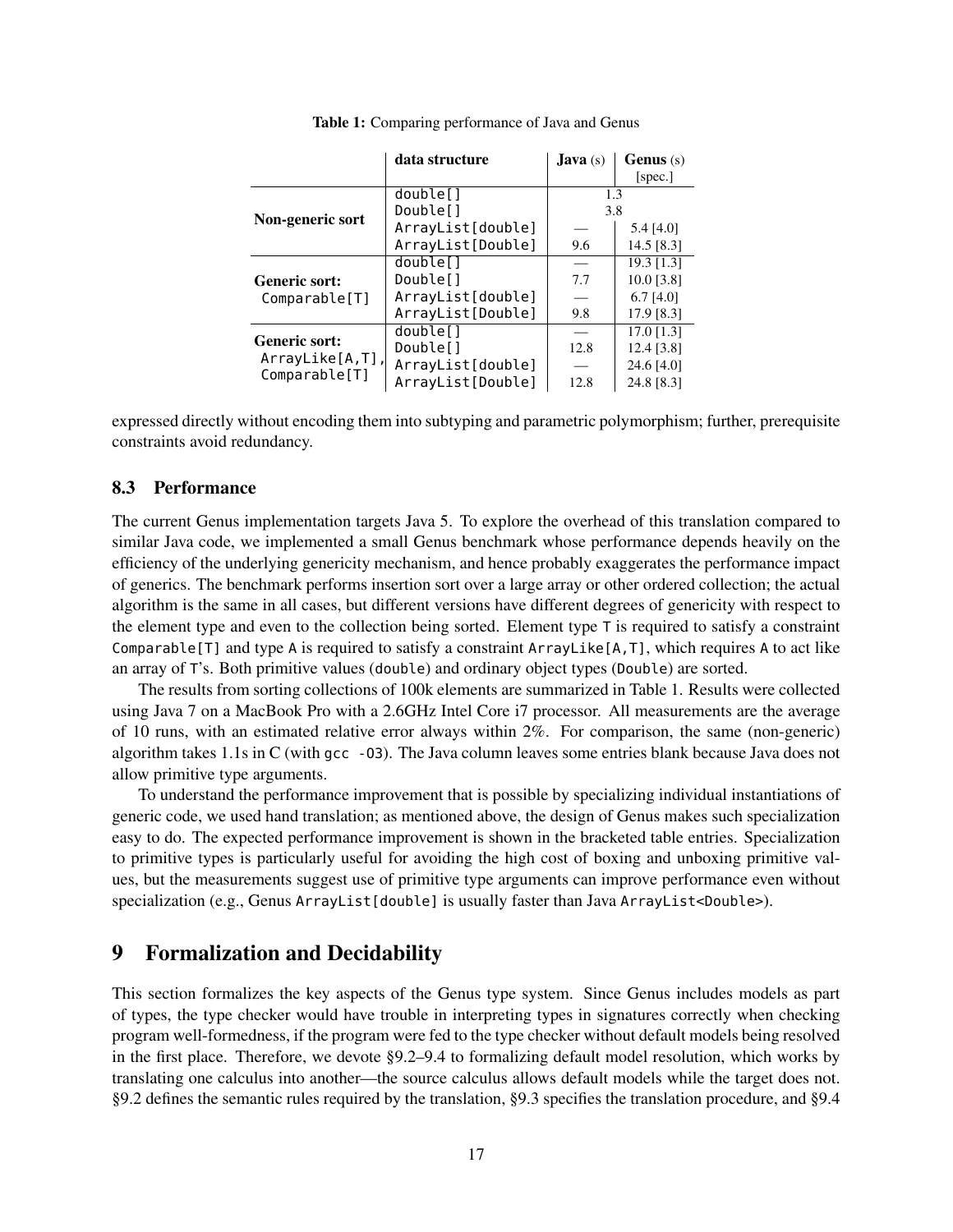**Table 1:** Comparing performance of Java and Genus

| | data structure | Java (s) | Genus (s) [spec.] |
|---|---|---|---|
| **Non-generic sort** | double[] | 1.3 | |
| | Double[] | 3.8 | |
| | ArrayList[double] | — | 5.4 [4.0] |
| | ArrayList[Double] | 9.6 | 14.5 [8.3] |
| **Generic sort:** Comparable[T] | double[] | — | 19.3 [1.3] |
| | Double[] | 7.7 | 10.0 [3.8] |
| | ArrayList[double] | — | 6.7 [4.0] |
| | ArrayList[Double] | 9.8 | 17.9 [8.3] |
| **Generic sort:** ArrayLike[A,T], Comparable[T] | double[] | — | 17.0 [1.3] |
| | Double[] | 12.8 | 12.4 [3.8] |
| | ArrayList[double] | — | 24.6 [4.0] |
| | ArrayList[Double] | 12.8 | 24.8 [8.3] |

expressed directly without encoding them into subtyping and parametric polymorphism; further, prerequisite constraints avoid redundancy.

### 8.3 Performance

The current Genus implementation targets Java 5. To explore the overhead of this translation compared to similar Java code, we implemented a small Genus benchmark whose performance depends heavily on the efficiency of the underlying genericity mechanism, and hence probably exaggerates the performance impact of generics. The benchmark performs insertion sort over a large array or other ordered collection; the actual algorithm is the same in all cases, but different versions have different degrees of genericity with respect to the element type and even to the collection being sorted. Element type `T` is required to satisfy a constraint `Comparable[T]` and type `A` is required to satisfy a constraint `ArrayLike[A,T]`, which requires `A` to act like an array of `T`'s. Both primitive values (`double`) and ordinary object types (`Double`) are sorted.

The results from sorting collections of 100k elements are summarized in Table 1. Results were collected using Java 7 on a MacBook Pro with a 2.6GHz Intel Core i7 processor. All measurements are the average of 10 runs, with an estimated relative error always within 2%. For comparison, the same (non-generic) algorithm takes 1.1s in C (with `gcc -O3`). The Java column leaves some entries blank because Java does not allow primitive type arguments.

To understand the performance improvement that is possible by specializing individual instantiations of generic code, we used hand translation; as mentioned above, the design of Genus makes such specialization easy to do. The expected performance improvement is shown in the bracketed table entries. Specialization to primitive types is particularly useful for avoiding the high cost of boxing and unboxing primitive values, but the measurements suggest use of primitive type arguments can improve performance even without specialization (e.g., Genus `ArrayList[double]` is usually faster than Java `ArrayList<Double>`).

## 9 Formalization and Decidability

This section formalizes the key aspects of the Genus type system. Since Genus includes models as part of types, the type checker would have trouble in interpreting types in signatures correctly when checking program well-formedness, if the program were fed to the type checker without default models being resolved in the first place. Therefore, we devote §9.2–9.4 to formalizing default model resolution, which works by translating one calculus into another—the source calculus allows default models while the target does not. §9.2 defines the semantic rules required by the translation, §9.3 specifies the translation procedure, and §9.4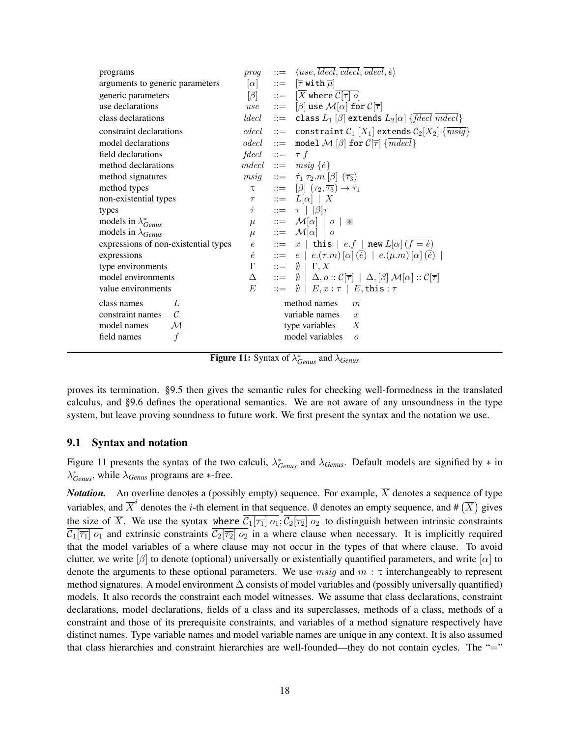| | | | |
|---|---|---|---|
| programs | $prog$ | $::=$ | $\langle \overline{use}, \overline{ldecl}, \overline{cdecl}, \overline{odecl}, \dot{e} \rangle$ |
| arguments to generic parameters | $[\alpha]$ | $::=$ | $[\overline{\tau}\ \texttt{with}\ \overline{\mu}]$ |
| generic parameters | $[\beta]$ | $::=$ | $[\overline{X}\ \texttt{where}\ \overline{\mathcal{C}[\overline{\tau}]\ o}]$ |
| use declarations | $use$ | $::=$ | $[\beta]\ \texttt{use}\ \mathcal{M}[\alpha]\ \texttt{for}\ \mathcal{C}[\overline{\tau}]$ |
| class declarations | $ldecl$ | $::=$ | $\texttt{class}\ L_1\ [\beta]\ \texttt{extends}\ L_2[\alpha]\ \{\overline{fdecl}\ \overline{mdecl}\}$ |
| constraint declarations | $cdecl$ | $::=$ | $\texttt{constraint}\ \mathcal{C}_1\ [\overline{X_1}]\ \texttt{extends}\ \overline{\mathcal{C}_2[\overline{X_2}]}\ \{\overline{msig}\}$ |
| model declarations | $odecl$ | $::=$ | $\texttt{model}\ \mathcal{M}\ [\beta]\ \texttt{for}\ \mathcal{C}[\overline{\tau}]\ \{\overline{mdecl}\}$ |
| field declarations | $fdecl$ | $::=$ | $\tau\ f$ |
| method declarations | $mdecl$ | $::=$ | $msig\ \{\dot{e}\}$ |
| method signatures | $msig$ | $::=$ | $\dot{\tau}_1\ \tau_2.m\ [\beta]\ (\overline{\tau_3})$ |
| method types | $\tau$ | $::=$ | $[\beta]\ (\tau_2, \overline{\tau_3}) \rightarrow \dot{\tau}_1$ |
| non-existential types | $\tau$ | $::=$ | $L[\alpha]\ \mid\ X$ |
| types | $\dot{\tau}$ | $::=$ | $\tau\ \mid\ [\beta]\tau$ |
| models in $\lambda^*_{Genus}$ | $\mu$ | $::=$ | $\mathcal{M}[\alpha]\ \mid\ o\ \mid\ *$ |
| models in $\lambda_{Genus}$ | $\mu$ | $::=$ | $\mathcal{M}[\alpha]\ \mid\ o$ |
| expressions of non-existential types | $e$ | $::=$ | $x\ \mid\ \texttt{this}\ \mid\ e.f\ \mid\ \texttt{new}\ L[\alpha]\ (\overline{f = \dot{e}})$ |
| expressions | $\dot{e}$ | $::=$ | $e\ \mid\ e.(\tau.m)\ [\alpha]\ (\overline{\dot{e}})\ \mid\ e.(\mu.m)\ [\alpha]\ (\overline{\dot{e}})\ \mid$ |
| type environments | $\Gamma$ | $::=$ | $\emptyset\ \mid\ \Gamma, X$ |
| model environments | $\Delta$ | $::=$ | $\emptyset\ \mid\ \Delta, o :: \mathcal{C}[\overline{\tau}]\ \mid\ \Delta, [\beta]\ \mathcal{M}[\alpha] :: \mathcal{C}[\overline{\tau}]$ |
| value environments | $E$ | $::=$ | $\emptyset\ \mid\ E, x : \tau\ \mid\ E, \texttt{this} : \tau$ |

| | | | |
|---|---|---|---|
| class names | $L$ | method names | $m$ |
| constraint names | $\mathcal{C}$ | variable names | $x$ |
| model names | $\mathcal{M}$ | type variables | $X$ |
| field names | $f$ | model variables | $o$ |

**Figure 11:** Syntax of $\lambda^*_{Genus}$ and $\lambda_{Genus}$

proves its termination. §9.5 then gives the semantic rules for checking well-formedness in the translated calculus, and §9.6 defines the operational semantics. We are not aware of any unsoundness in the type system, but leave proving soundness to future work. We first present the syntax and the notation we use.

## 9.1 Syntax and notation

Figure 11 presents the syntax of the two calculi, $\lambda^*_{Genus}$ and $\lambda_{Genus}$. Default models are signified by $*$ in $\lambda^*_{Genus}$, while $\lambda_{Genus}$ programs are $*$-free.

***Notation.*** An overline denotes a (possibly empty) sequence. For example, $\overline{X}$ denotes a sequence of type variables, and $\overline{X}^i$ denotes the $i$-th element in that sequence. $\emptyset$ denotes an empty sequence, and $\#\left(\overline{X}\right)$ gives the size of $\overline{X}$. We use the syntax $\texttt{where}\ \overline{\mathcal{C}_1[\overline{\tau_1}]\ o_1}; \overline{\mathcal{C}_2[\overline{\tau_2}]\ o_2}$ to distinguish between intrinsic constraints $\overline{\mathcal{C}_1[\overline{\tau_1}]\ o_1}$ and extrinsic constraints $\overline{\mathcal{C}_2[\overline{\tau_2}]\ o_2}$ in a where clause when necessary. It is implicitly required that the model variables of a where clause may not occur in the types of that where clause. To avoid clutter, we write $[\beta]$ to denote (optional) universally or existentially quantified parameters, and write $[\alpha]$ to denote the arguments to these optional parameters. We use $msig$ and $m : \tau$ interchangeably to represent method signatures. A model environment $\Delta$ consists of model variables and (possibly universally quantified) models. It also records the constraint each model witnesses. We assume that class declarations, constraint declarations, model declarations, fields of a class and its superclasses, methods of a class, methods of a constraint and those of its prerequisite constraints, and variables of a method signature respectively have distinct names. Type variable names and model variable names are unique in any context. It is also assumed that class hierarchies and constraint hierarchies are well-founded—they do not contain cycles. The "="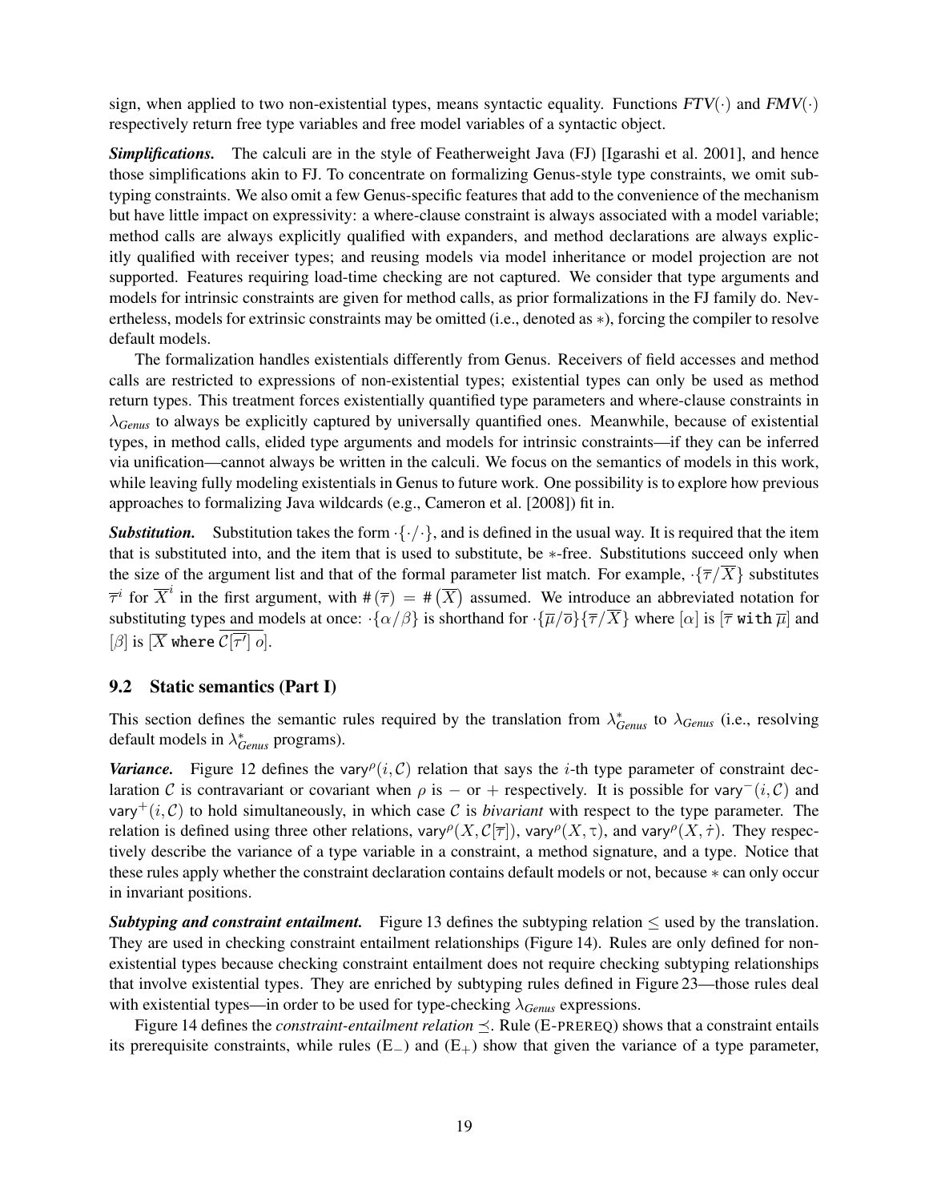sign, when applied to two non-existential types, means syntactic equality. Functions $FTV(\cdot)$ and $FMV(\cdot)$ respectively return free type variables and free model variables of a syntactic object.

***Simplifications.*** The calculi are in the style of Featherweight Java (FJ) [Igarashi et al. 2001], and hence those simplifications akin to FJ. To concentrate on formalizing Genus-style type constraints, we omit subtyping constraints. We also omit a few Genus-specific features that add to the convenience of the mechanism but have little impact on expressivity: a where-clause constraint is always associated with a model variable; method calls are always explicitly qualified with expanders, and method declarations are always explicitly qualified with receiver types; and reusing models via model inheritance or model projection are not supported. Features requiring load-time checking are not captured. We consider that type arguments and models for intrinsic constraints are given for method calls, as prior formalizations in the FJ family do. Nevertheless, models for extrinsic constraints may be omitted (i.e., denoted as $*$), forcing the compiler to resolve default models.

The formalization handles existentials differently from Genus. Receivers of field accesses and method calls are restricted to expressions of non-existential types; existential types can only be used as method return types. This treatment forces existentially quantified type parameters and where-clause constraints in $\lambda_{Genus}$ to always be explicitly captured by universally quantified ones. Meanwhile, because of existential types, in method calls, elided type arguments and models for intrinsic constraints—if they can be inferred via unification—cannot always be written in the calculi. We focus on the semantics of models in this work, while leaving fully modeling existentials in Genus to future work. One possibility is to explore how previous approaches to formalizing Java wildcards (e.g., Cameron et al. [2008]) fit in.

***Substitution.*** Substitution takes the form $\cdot\{\cdot/\cdot\}$, and is defined in the usual way. It is required that the item that is substituted into, and the item that is used to substitute, be $*$-free. Substitutions succeed only when the size of the argument list and that of the formal parameter list match. For example, $\cdot\{\overline{\tau}/\overline{X}\}$ substitutes $\overline{\tau}^i$ for $\overline{X}^i$ in the first argument, with $\#(\overline{\tau}) = \#(\overline{X})$ assumed. We introduce an abbreviated notation for substituting types and models at once: $\cdot\{\alpha/\beta\}$ is shorthand for $\cdot\{\overline{\mu}/\overline{o}\}\{\overline{\tau}/\overline{X}\}$ where $[\alpha]$ is $[\overline{\tau}\ \texttt{with}\ \overline{\mu}]$ and $[\beta]$ is $[\overline{X}\ \texttt{where}\ \overline{\mathcal{C}[\overline{\tau'}]\ o}]$.

## 9.2 Static semantics (Part I)

This section defines the semantic rules required by the translation from $\lambda^*_{Genus}$ to $\lambda_{Genus}$ (i.e., resolving default models in $\lambda^*_{Genus}$ programs).

***Variance.*** Figure 12 defines the $\mathsf{vary}^\rho(i, \mathcal{C})$ relation that says the $i$-th type parameter of constraint declaration $\mathcal{C}$ is contravariant or covariant when $\rho$ is $-$ or $+$ respectively. It is possible for $\mathsf{vary}^-(i, \mathcal{C})$ and $\mathsf{vary}^+(i, \mathcal{C})$ to hold simultaneously, in which case $\mathcal{C}$ is *bivariant* with respect to the type parameter. The relation is defined using three other relations, $\mathsf{vary}^\rho(X, \mathcal{C}[\overline{\tau}])$, $\mathsf{vary}^\rho(X, \tau)$, and $\mathsf{vary}^\rho(X, \dot{\tau})$. They respectively describe the variance of a type variable in a constraint, a method signature, and a type. Notice that these rules apply whether the constraint declaration contains default models or not, because $*$ can only occur in invariant positions.

***Subtyping and constraint entailment.*** Figure 13 defines the subtyping relation $\leq$ used by the translation. They are used in checking constraint entailment relationships (Figure 14). Rules are only defined for non-existential types because checking constraint entailment does not require checking subtyping relationships that involve existential types. They are enriched by subtyping rules defined in Figure 23—those rules deal with existential types—in order to be used for type-checking $\lambda_{Genus}$ expressions.

Figure 14 defines the *constraint-entailment relation* $\preceq$. Rule (E-PREREQ) shows that a constraint entails its prerequisite constraints, while rules ($\text{E}_-$) and ($\text{E}_+$) show that given the variance of a type parameter,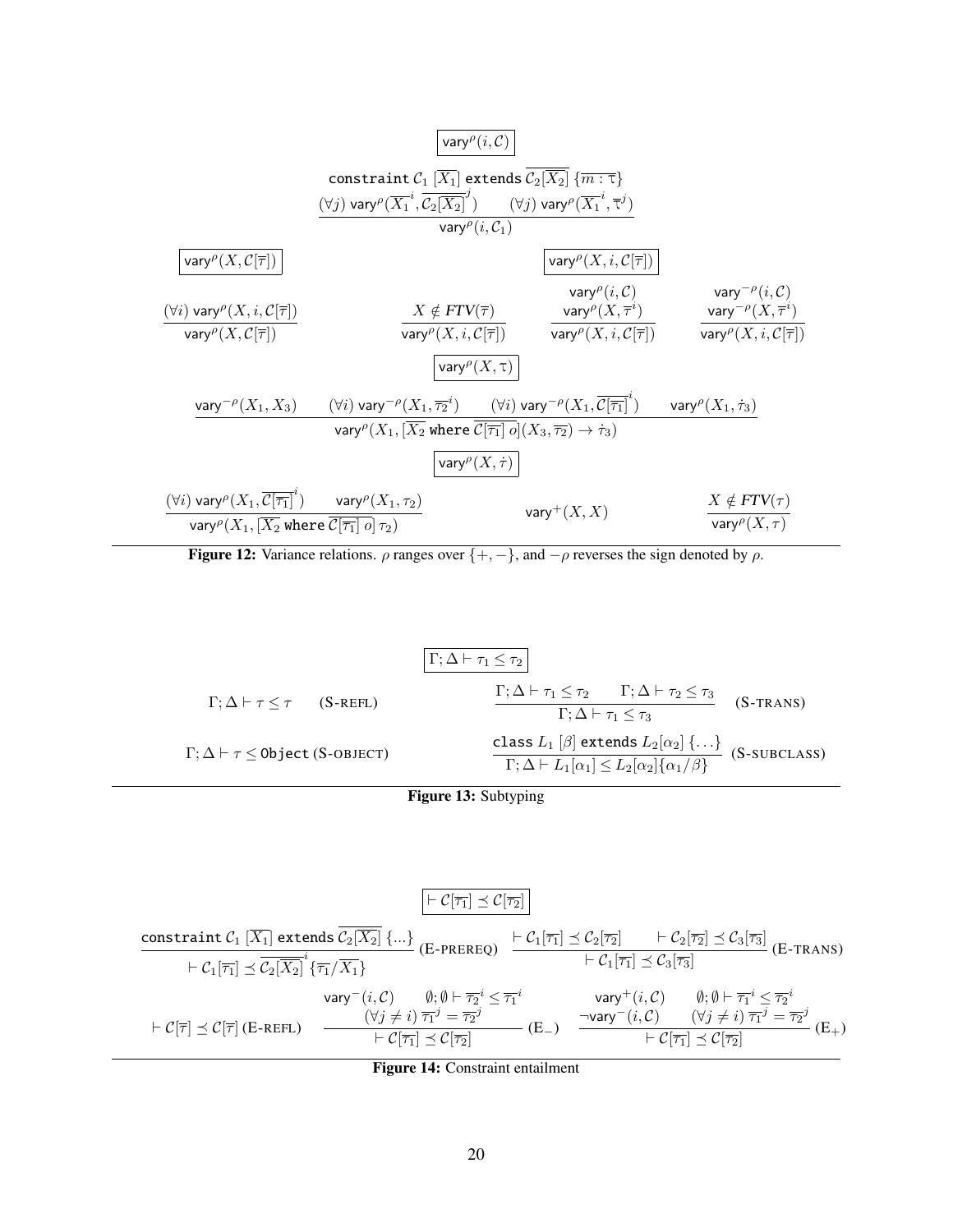$$\boxed{\mathsf{vary}^{\rho}(i, \mathcal{C})}$$

$$\frac{\texttt{constraint}\ \mathcal{C}_1\ [\overline{X_1}]\ \texttt{extends}\ \overline{\mathcal{C}_2[\overline{X_2}]}\ \{\overline{m : \tau}\} \qquad (\forall j)\ \mathsf{vary}^{\rho}(\overline{X_1}^i, \overline{\mathcal{C}_2[\overline{X_2}]}^j) \qquad (\forall j)\ \mathsf{vary}^{\rho}(\overline{X_1}^i, \overline{\tau}^j)}{\mathsf{vary}^{\rho}(i, \mathcal{C}_1)}$$

$$\boxed{\mathsf{vary}^{\rho}(X, \mathcal{C}[\overline{\tau}])}$$

$$\frac{(\forall i)\ \mathsf{vary}^{\rho}(X, i, \mathcal{C}[\overline{\tau}])}{\mathsf{vary}^{\rho}(X, \mathcal{C}[\overline{\tau}])}$$

$$\boxed{\mathsf{vary}^{\rho}(X, i, \mathcal{C}[\overline{\tau}])}$$

$$\frac{X \notin \mathit{FTV}(\overline{\tau})}{\mathsf{vary}^{\rho}(X, i, \mathcal{C}[\overline{\tau}])} \qquad \frac{\mathsf{vary}^{\rho}(i, \mathcal{C}) \quad \mathsf{vary}^{\rho}(X, \overline{\tau}^i)}{\mathsf{vary}^{\rho}(X, i, \mathcal{C}[\overline{\tau}])} \qquad \frac{\mathsf{vary}^{-\rho}(i, \mathcal{C}) \quad \mathsf{vary}^{-\rho}(X, \overline{\tau}^i)}{\mathsf{vary}^{\rho}(X, i, \mathcal{C}[\overline{\tau}])}$$

$$\boxed{\mathsf{vary}^{\rho}(X, \tau)}$$

$$\frac{\mathsf{vary}^{-\rho}(X_1, X_3) \qquad (\forall i)\ \mathsf{vary}^{-\rho}(X_1, \overline{\tau_2}^i) \qquad (\forall i)\ \mathsf{vary}^{-\rho}(X_1, \overline{\mathcal{C}[\overline{\tau_1}]}^i) \qquad \mathsf{vary}^{\rho}(X_1, \dot{\tau}_3)}{\mathsf{vary}^{\rho}(X_1, [\overline{X_2}\ \texttt{where}\ \overline{\mathcal{C}[\overline{\tau_1}]\ o}](X_3, \overline{\tau_2}) \to \dot{\tau}_3)}$$

$$\boxed{\mathsf{vary}^{\rho}(X, \dot{\tau})}$$

$$\frac{(\forall i)\ \mathsf{vary}^{\rho}(X_1, \overline{\mathcal{C}[\overline{\tau_1}]}^i) \qquad \mathsf{vary}^{\rho}(X_1, \tau_2)}{\mathsf{vary}^{\rho}(X_1, [\overline{X_2}\ \texttt{where}\ \overline{\mathcal{C}[\overline{\tau_1}]\ o}]\ \tau_2)} \qquad \mathsf{vary}^{+}(X, X) \qquad \frac{X \notin \mathit{FTV}(\tau)}{\mathsf{vary}^{\rho}(X, \tau)}$$

**Figure 12:** Variance relations. $\rho$ ranges over $\{+, -\}$, and $-\rho$ reverses the sign denoted by $\rho$.

$$\boxed{\Gamma; \Delta \vdash \tau_1 \leq \tau_2}$$

$$\Gamma; \Delta \vdash \tau \leq \tau \quad \text{(S-REFL)} \qquad \frac{\Gamma; \Delta \vdash \tau_1 \leq \tau_2 \qquad \Gamma; \Delta \vdash \tau_2 \leq \tau_3}{\Gamma; \Delta \vdash \tau_1 \leq \tau_3} \quad \text{(S-TRANS)}$$

$$\Gamma; \Delta \vdash \tau \leq \texttt{Object} \quad \text{(S-OBJECT)} \qquad \frac{\texttt{class}\ L_1\ [\beta]\ \texttt{extends}\ L_2[\alpha_2]\ \{\ldots\}}{\Gamma; \Delta \vdash L_1[\alpha_1] \leq L_2[\alpha_2]\{\alpha_1/\beta\}} \quad \text{(S-SUBCLASS)}$$

**Figure 13:** Subtyping

$$\boxed{\vdash \mathcal{C}[\overline{\tau_1}] \preceq \mathcal{C}[\overline{\tau_2}]}$$

$$\frac{\texttt{constraint}\ \mathcal{C}_1\ [\overline{X_1}]\ \texttt{extends}\ \overline{\mathcal{C}_2[\overline{X_2}]}\ \{\ldots\}}{\vdash \mathcal{C}_1[\overline{\tau_1}] \preceq \overline{\mathcal{C}_2[\overline{X_2}]}^i\{\overline{\tau_1}/\overline{X_1}\}} \text{ (E-PREREQ)} \qquad \frac{\vdash \mathcal{C}_1[\overline{\tau_1}] \preceq \mathcal{C}_2[\overline{\tau_2}] \qquad \vdash \mathcal{C}_2[\overline{\tau_2}] \preceq \mathcal{C}_3[\overline{\tau_3}]}{\vdash \mathcal{C}_1[\overline{\tau_1}] \preceq \mathcal{C}_3[\overline{\tau_3}]} \text{ (E-TRANS)}$$

$$\vdash \mathcal{C}[\overline{\tau}] \preceq \mathcal{C}[\overline{\tau}] \text{ (E-REFL)} \qquad \frac{\mathsf{vary}^{-}(i, \mathcal{C}) \qquad \emptyset; \emptyset \vdash \overline{\tau_2}^i \leq \overline{\tau_1}^i \qquad (\forall j \neq i)\ \overline{\tau_1}^j = \overline{\tau_2}^j}{\vdash \mathcal{C}[\overline{\tau_1}] \preceq \mathcal{C}[\overline{\tau_2}]} \text{ (E}_{-}\text{)} \qquad \frac{\mathsf{vary}^{+}(i, \mathcal{C}) \qquad \emptyset; \emptyset \vdash \overline{\tau_1}^i \leq \overline{\tau_2}^i \qquad \neg\mathsf{vary}^{-}(i, \mathcal{C}) \qquad (\forall j \neq i)\ \overline{\tau_1}^j = \overline{\tau_2}^j}{\vdash \mathcal{C}[\overline{\tau_1}] \preceq \mathcal{C}[\overline{\tau_2}]} \text{ (E}_{+}\text{)}$$

**Figure 14:** Constraint entailment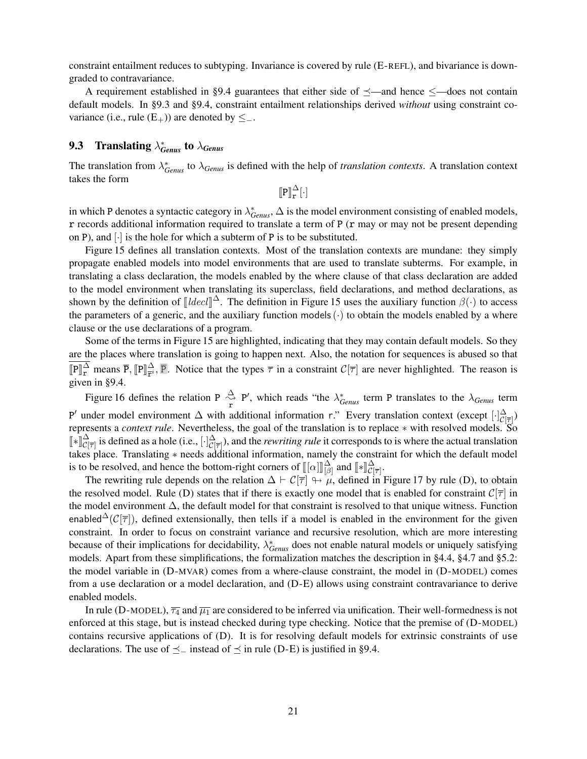constraint entailment reduces to subtyping. Invariance is covered by rule (E-REFL), and bivariance is downgraded to contravariance.

A requirement established in §9.4 guarantees that either side of $\preceq$—and hence $\leq$—does not contain default models. In §9.3 and §9.4, constraint entailment relationships derived *without* using constraint covariance (i.e., rule $(\mathrm{E}_+)$) are denoted by $\leq_-$.

## 9.3 Translating $\lambda^*_{Genus}$ to $\lambda_{Genus}$

The translation from $\lambda^*_{Genus}$ to $\lambda_{Genus}$ is defined with the help of *translation contexts*. A translation context takes the form

$$[\![\mathtt{P}]\!]^{\Delta}_{\mathtt{r}}[\cdot]$$

in which P denotes a syntactic category in $\lambda^*_{Genus}$, $\Delta$ is the model environment consisting of enabled models, r records additional information required to translate a term of P (r may or may not be present depending on P), and $[\cdot]$ is the hole for which a subterm of P is to be substituted.

Figure 15 defines all translation contexts. Most of the translation contexts are mundane: they simply propagate enabled models into model environments that are used to translate subterms. For example, in translating a class declaration, the models enabled by the where clause of that class declaration are added to the model environment when translating its superclass, field declarations, and method declarations, as shown by the definition of $[\![ldecl]\!]^{\Delta}$. The definition in Figure 15 uses the auxiliary function $\beta(\cdot)$ to access the parameters of a generic, and the auxiliary function $\mathsf{models}(\cdot)$ to obtain the models enabled by a where clause or the use declarations of a program.

Some of the terms in Figure 15 are highlighted, indicating that they may contain default models. So they are the places where translation is going to happen next. Also, the notation for sequences is abused so that $\overline{[\![\mathtt{P}]\!]^{\Delta}_{\mathtt{r}}}$ means $\overline{\mathtt{P}}, [\![\mathtt{P}]\!]^{\Delta}_{\mathtt{r'}}, \overline{\mathtt{P}}$. Notice that the types $\overline{\tau}$ in a constraint $\mathcal{C}[\overline{\tau}]$ are never highlighted. The reason is given in §9.4.

Figure 16 defines the relation $\mathtt{P} \overset{\Delta}{\underset{\mathtt{r}}{\leadsto}} \mathtt{P}'$, which reads "the $\lambda^*_{Genus}$ term P translates to the $\lambda_{Genus}$ term P$'$ under model environment $\Delta$ with additional information r." Every translation context (except $[\cdot]^{\Delta}_{\mathcal{C}[\overline{\tau}]}$) represents a *context rule*. Nevertheless, the goal of the translation is to replace $*$ with resolved models. So $[\![*]\!]^{\Delta}_{\mathcal{C}[\overline{\tau}]}$ is defined as a hole (i.e., $[\cdot]^{\Delta}_{\mathcal{C}[\overline{\tau}]}$), and the *rewriting rule* it corresponds to is where the actual translation takes place. Translating $*$ needs additional information, namely the constraint for which the default model is to be resolved, and hence the bottom-right corners of $[\![[\alpha]]\!]^{\Delta}_{[\beta]}$ and $[\![*]\!]^{\Delta}_{\mathcal{C}[\overline{\tau}]}$.

The rewriting rule depends on the relation $\Delta \vdash \mathcal{C}[\overline{\tau}] \looparrowright \mu$, defined in Figure 17 by rule (D), to obtain the resolved model. Rule (D) states that if there is exactly one model that is enabled for constraint $\mathcal{C}[\overline{\tau}]$ in the model environment $\Delta$, the default model for that constraint is resolved to that unique witness. Function $\mathsf{enabled}^{\Delta}(\mathcal{C}[\overline{\tau}])$, defined extensionally, then tells if a model is enabled in the environment for the given constraint. In order to focus on constraint variance and recursive resolution, which are more interesting because of their implications for decidability, $\lambda^*_{Genus}$ does not enable natural models or uniquely satisfying models. Apart from these simplifications, the formalization matches the description in §4.4, §4.7 and §5.2: the model variable in (D-MVAR) comes from a where-clause constraint, the model in (D-MODEL) comes from a use declaration or a model declaration, and (D-E) allows using constraint contravariance to derive enabled models.

In rule (D-MODEL), $\overline{\tau_4}$ and $\overline{\mu_1}$ are considered to be inferred via unification. Their well-formedness is not enforced at this stage, but is instead checked during type checking. Notice that the premise of (D-MODEL) contains recursive applications of (D). It is for resolving default models for extrinsic constraints of use declarations. The use of $\preceq_-$ instead of $\preceq$ in rule (D-E) is justified in §9.4.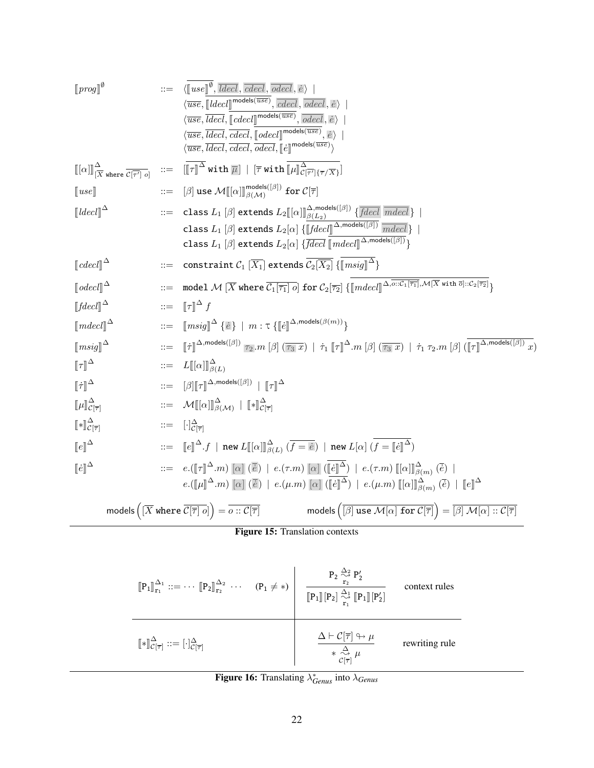$$
\begin{array}{lcl}
[\![prog]\!]^{\emptyset} & ::= & \langle \overline{[\![use]\!]^{\emptyset}}, \overline{ldecl}, \overline{cdecl}, \overline{odecl}, \dot{e} \rangle \;\mid \\
& & \langle \overline{use}, \overline{[\![ldecl]\!]^{\mathsf{models}(\overline{use})}}, \overline{cdecl}, \overline{odecl}, \dot{e} \rangle \;\mid \\
& & \langle \overline{use}, \overline{ldecl}, \overline{[\![cdecl]\!]^{\mathsf{models}(\overline{use})}}, \overline{odecl}, \dot{e} \rangle \;\mid \\
& & \langle \overline{use}, \overline{ldecl}, \overline{cdecl}, \overline{[\![odecl]\!]^{\mathsf{models}(\overline{use})}}, \dot{e} \rangle \;\mid \\
& & \langle \overline{use}, \overline{ldecl}, \overline{cdecl}, \overline{odecl}, [\![\dot{e}]\!]^{\mathsf{models}(\overline{use})} \rangle \\
[\![ [\alpha] ]\!]^{\Delta}_{[\overline{X} \texttt{ where } \overline{\mathcal{C}[\overline{\tau'}]\ o}]} & ::= & [\overline{[\![\tau]\!]^{\Delta}} \texttt{ with } \overline{\mu}] \;\mid\; [\overline{\tau} \texttt{ with } \overline{[\![\mu]\!]^{\Delta}_{\mathcal{C}[\overline{\tau'}]\{\overline{\tau}/\overline{X}\}}}] \\
[\![use]\!] & ::= & [\beta] \texttt{ use } \mathcal{M}[\![ [\alpha] ]\!]^{\mathsf{models}([\beta])}_{\beta(\mathcal{M})} \texttt{ for } \mathcal{C}[\overline{\tau}] \\
[\![ldecl]\!]^{\Delta} & ::= & \texttt{class } L_1\ [\beta] \texttt{ extends } L_2[\![ [\alpha] ]\!]^{\Delta,\mathsf{models}([\beta])}_{\beta(L_2)}\ \{\overline{fdecl}\ \overline{mdecl}\} \;\mid \\
& & \texttt{class } L_1\ [\beta] \texttt{ extends } L_2[\alpha]\ \{\overline{[\![fdecl]\!]^{\Delta,\mathsf{models}([\beta])}}\ \overline{mdecl}\} \;\mid \\
& & \texttt{class } L_1\ [\beta] \texttt{ extends } L_2[\alpha]\ \{\overline{fdecl}\ \overline{[\![mdecl]\!]^{\Delta,\mathsf{models}([\beta])}}\} \\
[\![cdecl]\!]^{\Delta} & ::= & \texttt{constraint } \mathcal{C}_1\ [\overline{X_1}] \texttt{ extends } \overline{\mathcal{C}_2[\overline{X_2}]}\ \{\overline{[\![msig]\!]^{\Delta}}\} \\
[\![odecl]\!]^{\Delta} & ::= & \texttt{model } \mathcal{M}\ [\overline{X} \texttt{ where } \overline{\mathcal{C}_1[\overline{\tau_1}]\ o}] \texttt{ for } \mathcal{C}_2[\overline{\tau_2}]\ \{\overline{[\![mdecl]\!]^{\Delta,\overline{o::\mathcal{C}_1[\overline{\tau_1}]},\mathcal{M}[\overline{X} \texttt{ with } \overline{o}]::\mathcal{C}_2[\overline{\tau_2}]}}\} \\
[\![fdecl]\!]^{\Delta} & ::= & [\![\tau]\!]^{\Delta}\ f \\
[\![mdecl]\!]^{\Delta} & ::= & [\![msig]\!]^{\Delta}\ \{\dot{e}\} \;\mid\; m : \tau\ \{[\![\dot{e}]\!]^{\Delta,\mathsf{models}(\beta(m))}\} \\
[\![msig]\!]^{\Delta} & ::= & [\![\dot{\tau}]\!]^{\Delta,\mathsf{models}([\beta])}\ \overline{\tau_2}.m\ [\beta]\ (\overline{\tau_3\ x}) \;\mid\; \dot{\tau}_1\ [\![\tau]\!]^{\Delta}.m\ [\beta]\ (\overline{\tau_3\ x}) \;\mid\; \dot{\tau}_1\ \tau_2.m\ [\beta]\ (\overline{[\![\tau]\!]^{\Delta,\mathsf{models}([\beta])}\ x}) \\
[\![\tau]\!]^{\Delta} & ::= & L[\![ [\alpha] ]\!]^{\Delta}_{\beta(L)} \\
[\![\dot{\tau}]\!]^{\Delta} & ::= & [\beta][\![\tau]\!]^{\Delta,\mathsf{models}([\beta])} \;\mid\; [\![\tau]\!]^{\Delta} \\
[\![\mu]\!]^{\Delta}_{\mathcal{C}[\overline{\tau}]} & ::= & \mathcal{M}[\![ [\alpha] ]\!]^{\Delta}_{\beta(\mathcal{M})} \;\mid\; [\![*]\!]^{\Delta}_{\mathcal{C}[\overline{\tau}]} \\
[\![*]\!]^{\Delta}_{\mathcal{C}[\overline{\tau}]} & ::= & [\cdot]^{\Delta}_{\mathcal{C}[\overline{\tau}]} \\
[\![e]\!]^{\Delta} & ::= & [\![e]\!]^{\Delta}.f \;\mid\; \texttt{new } L[\![ [\alpha] ]\!]^{\Delta}_{\beta(L)}\ (\overline{f = \dot{e}}) \;\mid\; \texttt{new } L[\alpha]\ (\overline{f = [\![\dot{e}]\!]^{\Delta}}) \\
[\![\dot{e}]\!]^{\Delta} & ::= & e.([\![\tau]\!]^{\Delta}.m)\ [\alpha]\ (\overline{\dot{e}}) \;\mid\; e.(\tau.m)\ [\alpha]\ (\overline{[\![\dot{e}]\!]^{\Delta}}) \;\mid\; e.(\tau.m)\ [\![ [\alpha] ]\!]^{\Delta}_{\beta(m)}\ (\overline{\dot{e}}) \;\mid \\
& & e.([\![\mu]\!]^{\Delta}.m)\ [\alpha]\ (\overline{\dot{e}}) \;\mid\; e.(\mu.m)\ [\alpha]\ (\overline{[\![\dot{e}]\!]^{\Delta}}) \;\mid\; e.(\mu.m)\ [\![ [\alpha] ]\!]^{\Delta}_{\beta(m)}\ (\overline{\dot{e}}) \;\mid\; [\![e]\!]^{\Delta}
\end{array}
$$

$$
\mathsf{models}\Big([\overline{X} \texttt{ where } \overline{\mathcal{C}[\overline{\tau}]\ o}]\Big) = \overline{o :: \mathcal{C}[\overline{\tau}]} \qquad\qquad \mathsf{models}\Big(\overline{[\beta] \texttt{ use } \mathcal{M}[\alpha] \texttt{ for } \mathcal{C}[\overline{\tau}]}\Big) = \overline{[\beta]\ \mathcal{M}[\alpha] :: \mathcal{C}[\overline{\tau}]}
$$

**Figure 15:** Translation contexts

| | | |
|---|---|---|
| $[\![\mathtt{P}_1]\!]^{\Delta_1}_{\mathtt{r}_1} ::= \cdots\ [\![\mathtt{P}_2]\!]^{\Delta_2}_{\mathtt{r}_2}\ \cdots \quad (\mathtt{P}_1 \neq *)$ | $\dfrac{\mathtt{P}_2 \overset{\Delta_2}{\underset{\mathtt{r}_2}{\rightsquigarrow}} \mathtt{P}_2'}{[\![\mathtt{P}_1]\!]\,[\mathtt{P}_2] \overset{\Delta_1}{\underset{\mathtt{r}_1}{\rightsquigarrow}} [\![\mathtt{P}_1]\!]\,[\mathtt{P}_2']}$ | context rules |
| $[\![*]\!]^{\Delta}_{\mathcal{C}[\overline{\tau}]} ::= [\cdot]^{\Delta}_{\mathcal{C}[\overline{\tau}]}$ | $\dfrac{\Delta \vdash \mathcal{C}[\overline{\tau}] \looparrowright \mu}{* \overset{\Delta}{\underset{\mathcal{C}[\overline{\tau}]}{\rightsquigarrow}} \mu}$ | rewriting rule |

**Figure 16:** Translating $\lambda^*_{Genus}$ into $\lambda_{Genus}$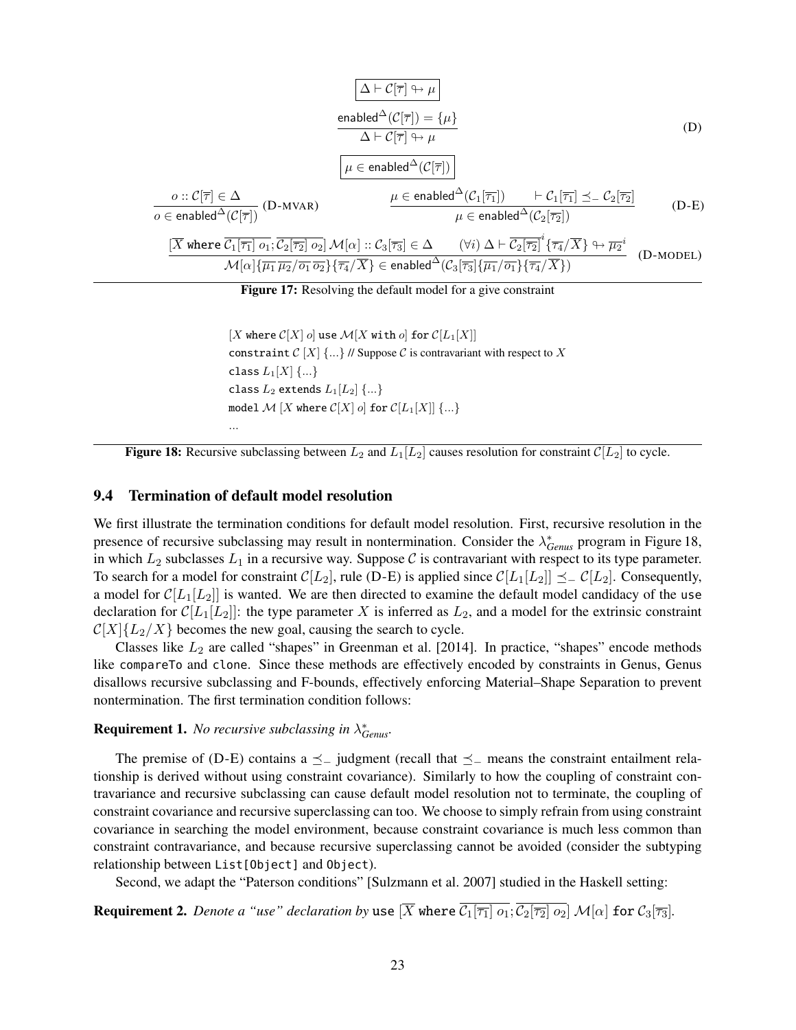$$\boxed{\Delta \vdash \mathcal{C}[\overline{\tau}] \looparrowright \mu}$$

$$\frac{\mathsf{enabled}^{\Delta}(\mathcal{C}[\overline{\tau}]) = \{\mu\}}{\Delta \vdash \mathcal{C}[\overline{\tau}] \looparrowright \mu} \quad \text{(D)}$$

$$\boxed{\mu \in \mathsf{enabled}^{\Delta}(\mathcal{C}[\overline{\tau}])}$$

$$\frac{o :: \mathcal{C}[\overline{\tau}] \in \Delta}{o \in \mathsf{enabled}^{\Delta}(\mathcal{C}[\overline{\tau}])} \text{ (D-MVAR)} \qquad \frac{\mu \in \mathsf{enabled}^{\Delta}(\mathcal{C}_1[\overline{\tau_1}]) \qquad \vdash \mathcal{C}_1[\overline{\tau_1}] \preceq_{-} \mathcal{C}_2[\overline{\tau_2}]}{\mu \in \mathsf{enabled}^{\Delta}(\mathcal{C}_2[\overline{\tau_2}])} \quad \text{(D-E)}$$

$$\frac{[\overline{X} \texttt{ where } \overline{\mathcal{C}_1[\overline{\tau_1}]\ o_1}; \overline{\mathcal{C}_2[\overline{\tau_2}]\ o_2}]\ \mathcal{M}[\alpha] :: \mathcal{C}_3[\overline{\tau_3}] \in \Delta \qquad (\forall i)\ \Delta \vdash \overline{\mathcal{C}_2[\overline{\tau_2}]}^{i}\{\overline{\tau_4}/\overline{X}\} \looparrowright \overline{\mu_2}^{i}}{\mathcal{M}[\alpha]\{\overline{\mu_1}\,\overline{\mu_2}/\overline{o_1}\,\overline{o_2}\}\{\overline{\tau_4}/\overline{X}\} \in \mathsf{enabled}^{\Delta}(\mathcal{C}_3[\overline{\tau_3}]\{\overline{\mu_1}/\overline{o_1}\}\{\overline{\tau_4}/\overline{X}\})} \quad \text{(D-MODEL)}$$

**Figure 17:** Resolving the default model for a give constraint

$[X$ `where` $\mathcal{C}[X]\ o]$ `use` $\mathcal{M}[X$ `with` $o]$ `for` $\mathcal{C}[L_1[X]]$
`constraint` $\mathcal{C}\ [X]\ \{...\}$ // Suppose $\mathcal{C}$ is contravariant with respect to $X$
`class` $L_1[X]\ \{...\}$
`class` $L_2$ `extends` $L_1[L_2]\ \{...\}$
`model` $\mathcal{M}\ [X$ `where` $\mathcal{C}[X]\ o]$ `for` $\mathcal{C}[L_1[X]]\ \{...\}$
...

**Figure 18:** Recursive subclassing between $L_2$ and $L_1[L_2]$ causes resolution for constraint $\mathcal{C}[L_2]$ to cycle.

## 9.4 Termination of default model resolution

We first illustrate the termination conditions for default model resolution. First, recursive resolution in the presence of recursive subclassing may result in nontermination. Consider the $\lambda^{*}_{Genus}$ program in Figure 18, in which $L_2$ subclasses $L_1$ in a recursive way. Suppose $\mathcal{C}$ is contravariant with respect to its type parameter. To search for a model for constraint $\mathcal{C}[L_2]$, rule (D-E) is applied since $\mathcal{C}[L_1[L_2]] \preceq_{-} \mathcal{C}[L_2]$. Consequently, a model for $\mathcal{C}[L_1[L_2]]$ is wanted. We are then directed to examine the default model candidacy of the `use` declaration for $\mathcal{C}[L_1[L_2]]$: the type parameter $X$ is inferred as $L_2$, and a model for the extrinsic constraint $\mathcal{C}[X]\{L_2/X\}$ becomes the new goal, causing the search to cycle.

Classes like $L_2$ are called "shapes" in Greenman et al. [2014]. In practice, "shapes" encode methods like `compareTo` and `clone`. Since these methods are effectively encoded by constraints in Genus, Genus disallows recursive subclassing and F-bounds, effectively enforcing Material–Shape Separation to prevent nontermination. The first termination condition follows:

**Requirement 1.** *No recursive subclassing in $\lambda^{*}_{Genus}$.*

The premise of (D-E) contains a $\preceq_{-}$ judgment (recall that $\preceq_{-}$ means the constraint entailment relationship is derived without using constraint covariance). Similarly to how the coupling of constraint contravariance and recursive subclassing can cause default model resolution not to terminate, the coupling of constraint covariance and recursive superclassing can too. We choose to simply refrain from using constraint covariance in searching the model environment, because constraint covariance is much less common than constraint contravariance, and because recursive superclassing cannot be avoided (consider the subtyping relationship between `List[Object]` and `Object`).

Second, we adapt the "Paterson conditions" [Sulzmann et al. 2007] studied in the Haskell setting:

**Requirement 2.** *Denote a "use" declaration by* `use` $[\overline{X}$ `where` $\overline{\mathcal{C}_1[\overline{\tau_1}]\ o_1}; \overline{\mathcal{C}_2[\overline{\tau_2}]\ o_2}]\ \mathcal{M}[\alpha]$ `for` $\mathcal{C}_3[\overline{\tau_3}]$.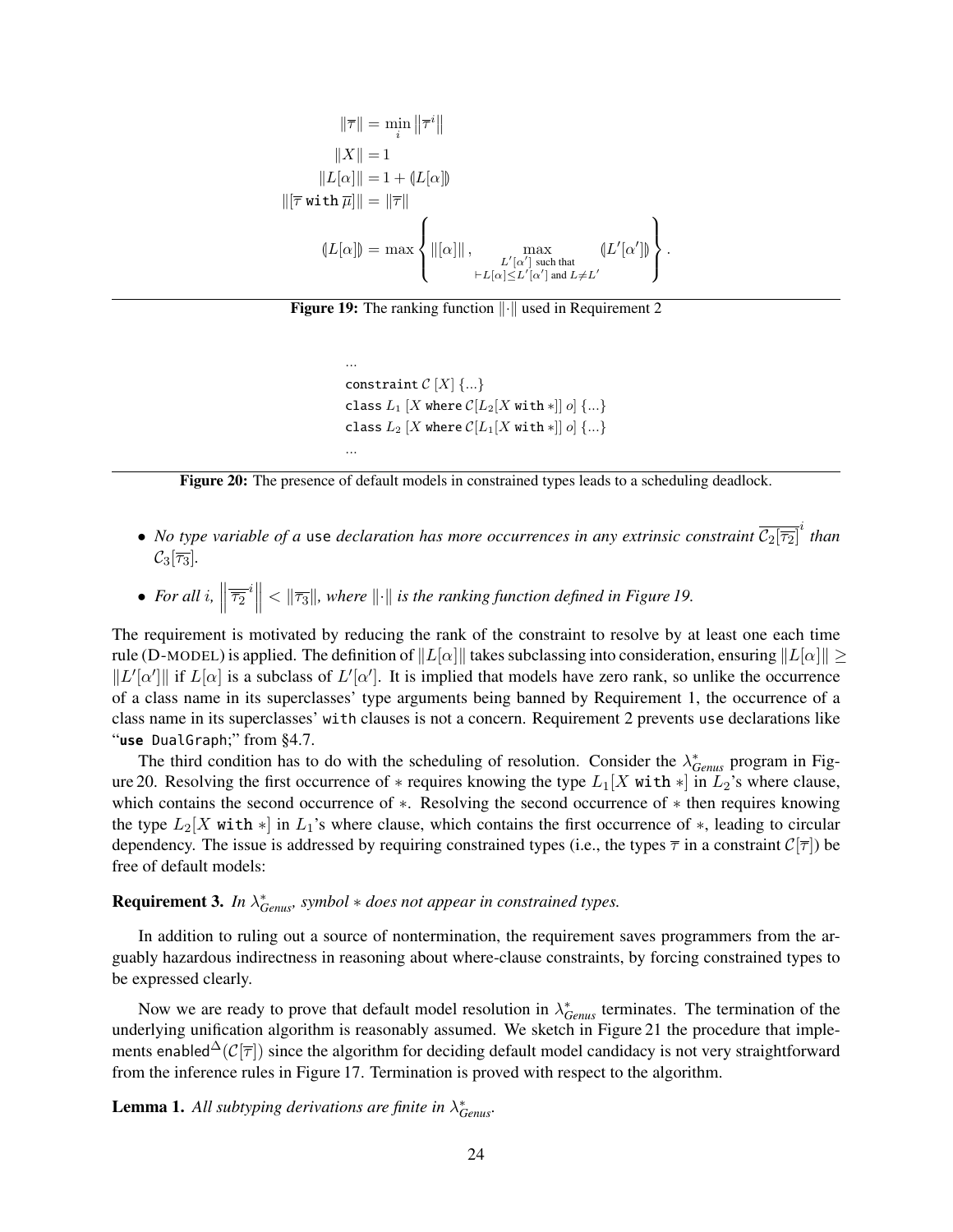$$
\begin{aligned}
\|\overline{\tau}\| &= \min_i \left\|\overline{\tau}^i\right\| \\
\|X\| &= 1 \\
\|L[\alpha]\| &= 1 + (\!|L[\alpha]|\!) \\
\|[\overline{\tau}\ \mathtt{with}\ \overline{\mu}]\| &= \|\overline{\tau}\| \\
(\!|L[\alpha]|\!) &= \max \left\{ \|[\alpha]\|\,,\ \max_{\substack{L'[\alpha']\text{ such that}\\ \vdash L[\alpha] \leq L'[\alpha'] \text{ and } L \neq L'}} (\!|L'[\alpha']|\!) \right\}.
\end{aligned}
$$

**Figure 19:** The ranking function $\|\cdot\|$ used in Requirement 2

```
...
constraint C [X] {...}
class L1 [X where C[L2[X with *]] o] {...}
class L2 [X where C[L1[X with *]] o] {...}
...
```

**Figure 20:** The presence of default models in constrained types leads to a scheduling deadlock.

- *No type variable of a* `use` *declaration has more occurrences in any extrinsic constraint* $\overline{\mathcal{C}_2[\overline{\tau_2}]}^i$ *than* $\mathcal{C}_3[\overline{\tau_3}]$.
- *For all i,* $\left\|\overline{\overline{\tau_2}}^i\right\| < \|\overline{\tau_3}\|$*, where* $\|\cdot\|$ *is the ranking function defined in Figure 19.*

The requirement is motivated by reducing the rank of the constraint to resolve by at least one each time rule (D-MODEL) is applied. The definition of $\|L[\alpha]\|$ takes subclassing into consideration, ensuring $\|L[\alpha]\| \geq \|L'[\alpha']\|$ if $L[\alpha]$ is a subclass of $L'[\alpha']$. It is implied that models have zero rank, so unlike the occurrence of a class name in its superclasses' type arguments being banned by Requirement 1, the occurrence of a class name in its superclasses' `with` clauses is not a concern. Requirement 2 prevents `use` declarations like "**use** DualGraph;" from §4.7.

The third condition has to do with the scheduling of resolution. Consider the $\lambda^*_{Genus}$ program in Figure 20. Resolving the first occurrence of $*$ requires knowing the type $L_1[X\ \mathtt{with}\ *]$ in $L_2$'s where clause, which contains the second occurrence of $*$. Resolving the second occurrence of $*$ then requires knowing the type $L_2[X\ \mathtt{with}\ *]$ in $L_1$'s where clause, which contains the first occurrence of $*$, leading to circular dependency. The issue is addressed by requiring constrained types (i.e., the types $\overline{\tau}$ in a constraint $\mathcal{C}[\overline{\tau}]$) be free of default models:

**Requirement 3.** *In* $\lambda^*_{Genus}$*, symbol* $*$ *does not appear in constrained types.*

In addition to ruling out a source of nontermination, the requirement saves programmers from the arguably hazardous indirectness in reasoning about where-clause constraints, by forcing constrained types to be expressed clearly.

Now we are ready to prove that default model resolution in $\lambda^*_{Genus}$ terminates. The termination of the underlying unification algorithm is reasonably assumed. We sketch in Figure 21 the procedure that implements $\mathsf{enabled}^{\Delta}(\mathcal{C}[\overline{\tau}])$ since the algorithm for deciding default model candidacy is not very straightforward from the inference rules in Figure 17. Termination is proved with respect to the algorithm.

**Lemma 1.** *All subtyping derivations are finite in* $\lambda^*_{Genus}$*.*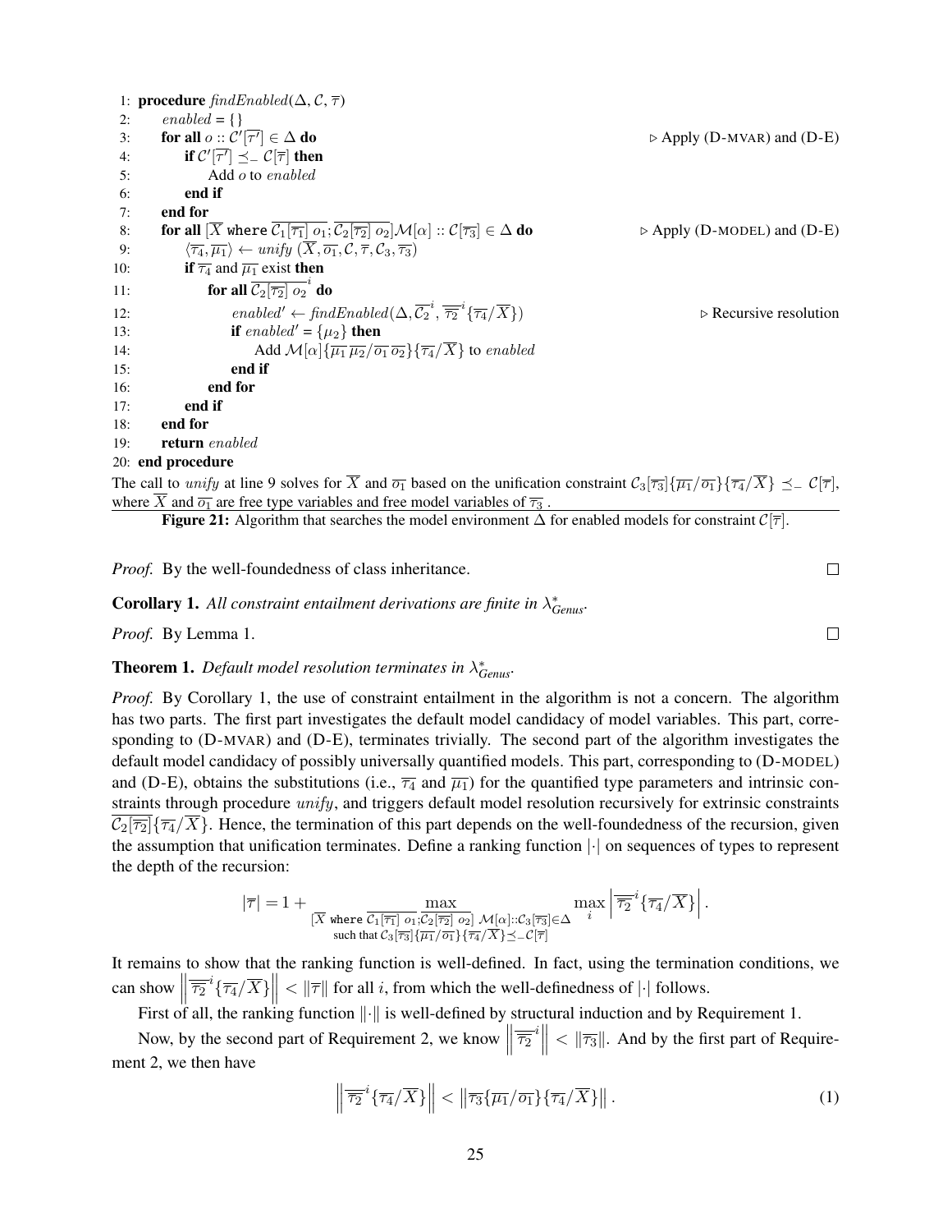```
1: procedure findEnabled(Δ, C, τ̄)
2:     enabled = {}
3:     for all o :: C′[τ̄′] ∈ Δ do                                    ▷ Apply (D-MVAR) and (D-E)
4:         if C′[τ̄′] ⪯₋ C[τ̄] then
5:             Add o to enabled
6:         end if
7:     end for
8:     for all [X̄ where C₁[τ̄₁] o₁; C₂[τ̄₂] o₂]M[α] :: C[τ̄₃] ∈ Δ do    ▷ Apply (D-MODEL) and (D-E)
9:         ⟨τ̄₄, μ̄₁⟩ ← unify (X̄, ō₁, C, τ̄, C₃, τ̄₃)
10:        if τ̄₄ and μ̄₁ exist then
11:            for all C₂[τ̄₂] o₂^i do
12:                enabled′ ← findEnabled(Δ, C̄₂^i, τ̄₂^i{τ̄₄/X̄})            ▷ Recursive resolution
13:                if enabled′ = {μ₂} then
14:                    Add M[α]{μ̄₁ μ̄₂/ō₁ ō₂}{τ̄₄/X̄} to enabled
15:                end if
16:            end for
17:        end if
18:    end for
19:    return enabled
20: end procedure
```

The call to *unify* at line 9 solves for $\overline{X}$ and $\overline{o_1}$ based on the unification constraint $\mathcal{C}_3[\overline{\tau_3}]\{\overline{\mu_1}/\overline{o_1}\}\{\overline{\tau_4}/\overline{X}\} \preceq_{-} \mathcal{C}[\overline{\tau}]$, where $\overline{X}$ and $\overline{o_1}$ are free type variables and free model variables of $\overline{\tau_3}$.

**Figure 21:** Algorithm that searches the model environment $\Delta$ for enabled models for constraint $\mathcal{C}[\overline{\tau}]$.

*Proof.* By the well-foundedness of class inheritance. □

**Corollary 1.** *All constraint entailment derivations are finite in $\lambda^{*}_{Genus}$.*

*Proof.* By Lemma 1. □

**Theorem 1.** *Default model resolution terminates in $\lambda^{*}_{Genus}$.*

*Proof.* By Corollary 1, the use of constraint entailment in the algorithm is not a concern. The algorithm has two parts. The first part investigates the default model candidacy of model variables. This part, corresponding to (D-MVAR) and (D-E), terminates trivially. The second part of the algorithm investigates the default model candidacy of possibly universally quantified models. This part, corresponding to (D-MODEL) and (D-E), obtains the substitutions (i.e., $\overline{\tau_4}$ and $\overline{\mu_1}$) for the quantified type parameters and intrinsic constraints through procedure *unify*, and triggers default model resolution recursively for extrinsic constraints $\overline{\mathcal{C}_2[\overline{\tau_2}]}\{\overline{\tau_4}/\overline{X}\}$. Hence, the termination of this part depends on the well-foundedness of the recursion, given the assumption that unification terminates. Define a ranking function $|\cdot|$ on sequences of types to represent the depth of the recursion:

$$|\overline{\tau}| = 1 + \max_{\substack{[\overline{X} \texttt{ where } \overline{\mathcal{C}_1[\overline{\tau_1}]\ o_1}; \overline{\mathcal{C}_2[\overline{\tau_2}]\ o_2}]\ \mathcal{M}[\alpha]::\mathcal{C}_3[\overline{\tau_3}]\in\Delta \\ \text{such that } \mathcal{C}_3[\overline{\tau_3}]\{\overline{\mu_1}/\overline{o_1}\}\{\overline{\tau_4}/\overline{X}\}\preceq_{-}\mathcal{C}[\overline{\tau}]}} \max_i \left| \overline{\overline{\tau_2}}^i\{\overline{\tau_4}/\overline{X}\} \right|.$$

It remains to show that the ranking function is well-defined. In fact, using the termination conditions, we can show $\left\| \overline{\overline{\tau_2}}^i\{\overline{\tau_4}/\overline{X}\} \right\| < \|\overline{\tau}\|$ for all $i$, from which the well-definedness of $|\cdot|$ follows.

First of all, the ranking function $\|\cdot\|$ is well-defined by structural induction and by Requirement 1.

Now, by the second part of Requirement 2, we know $\left\| \overline{\overline{\tau_2}}^i \right\| < \|\overline{\tau_3}\|$. And by the first part of Requirement 2, we then have

$$\left\| \overline{\overline{\tau_2}}^i\{\overline{\tau_4}/\overline{X}\} \right\| < \left\| \overline{\tau_3}\{\overline{\mu_1}/\overline{o_1}\}\{\overline{\tau_4}/\overline{X}\} \right\|. \tag{1}$$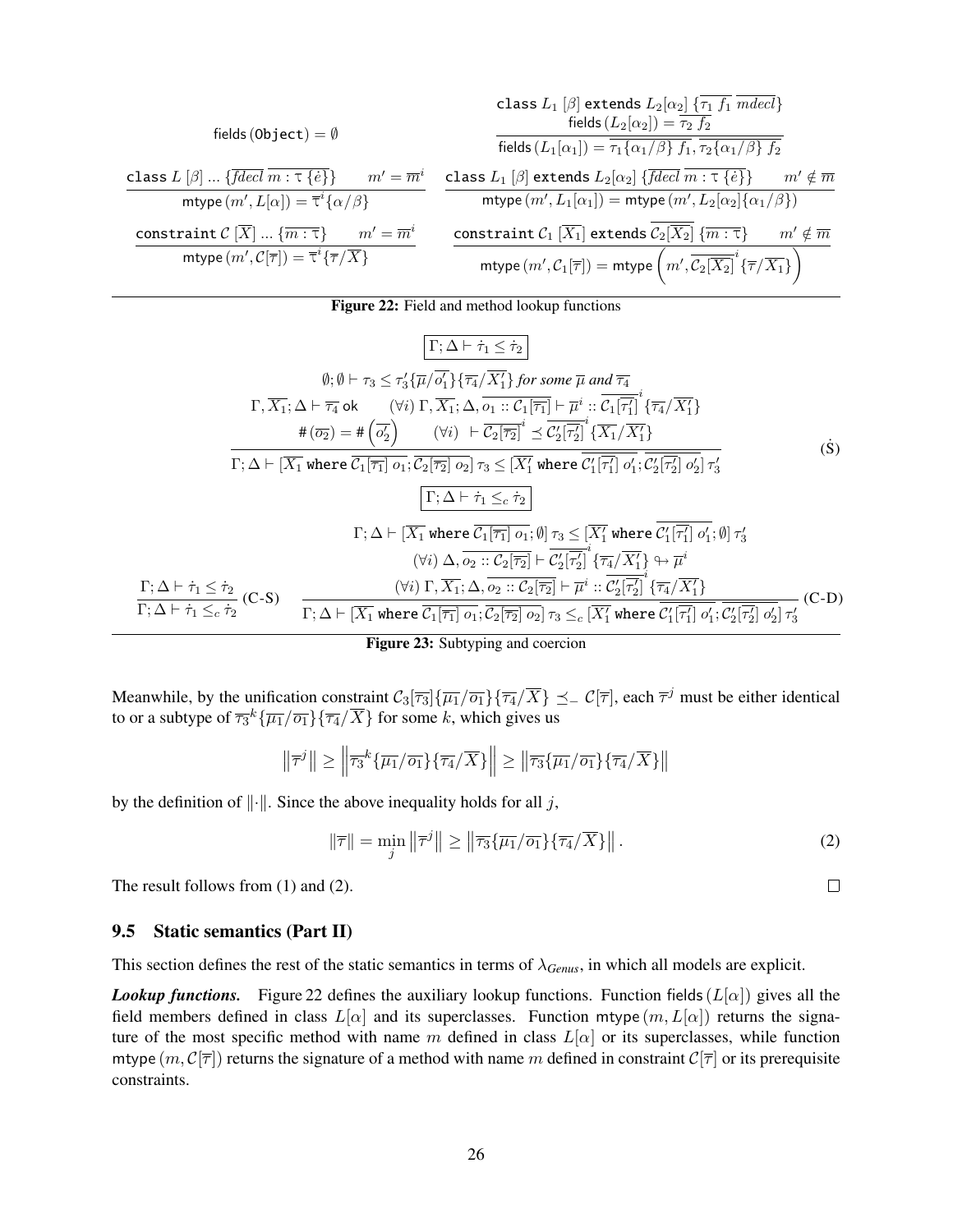$$\text{fields}(\texttt{Object}) = \emptyset \qquad \frac{\texttt{class}\ L_1\ [\beta]\ \texttt{extends}\ L_2[\alpha_2]\ \{\overline{\tau_1\ f_1}\ \overline{mdecl}\} \quad \text{fields}(L_2[\alpha_2]) = \overline{\tau_2\ f_2}}{\text{fields}(L_1[\alpha_1]) = \overline{\tau_1\{\alpha_1/\beta\}\ f_1}, \overline{\tau_2\{\alpha_1/\beta\}\ f_2}}$$

$$\frac{\texttt{class}\ L\ [\beta]\ ...\ \{\overline{fdecl}\ \overline{m : \tau\ \{\dot{e}\}}\} \qquad m' = \overline{m}^i}{\text{mtype}(m', L[\alpha]) = \overline{\tau}^i\{\alpha/\beta\}} \qquad \frac{\texttt{class}\ L_1\ [\beta]\ \texttt{extends}\ L_2[\alpha_2]\ \{\overline{fdecl}\ \overline{m : \tau\ \{\dot{e}\}}\} \qquad m' \notin \overline{m}}{\text{mtype}(m', L_1[\alpha_1]) = \text{mtype}(m', L_2[\alpha_2]\{\alpha_1/\beta\})}$$

$$\frac{\texttt{constraint}\ \mathcal{C}\ [\overline{X}]\ ...\ \{\overline{m : \tau}\} \qquad m' = \overline{m}^i}{\text{mtype}(m', \mathcal{C}[\overline{\tau}]) = \overline{\tau}^i\{\overline{\tau}/\overline{X}\}} \qquad \frac{\texttt{constraint}\ \mathcal{C}_1\ [\overline{X_1}]\ \texttt{extends}\ \overline{\mathcal{C}_2[\overline{X_2}]}\ \{\overline{m : \tau}\} \qquad m' \notin \overline{m}}{\text{mtype}(m', \mathcal{C}_1[\overline{\tau}]) = \text{mtype}\left(m', \overline{\mathcal{C}_2[\overline{X_2}]}^i\{\overline{\tau}/\overline{X_1}\}\right)}$$

**Figure 22:** Field and method lookup functions

$$\boxed{\Gamma; \Delta \vdash \dot{\tau}_1 \leq \dot{\tau}_2}$$

$$\frac{\begin{array}{c}\emptyset; \emptyset \vdash \tau_3 \leq \tau_3'\{\overline{\mu}/\overline{o_1'}\}\{\overline{\tau_4}/\overline{X_1'}\} \text{ for some } \overline{\mu} \text{ and } \overline{\tau_4} \\ \Gamma, \overline{X_1}; \Delta \vdash \overline{\tau_4}\ \text{ok} \qquad (\forall i)\ \Gamma, \overline{X_1}; \Delta, \overline{o_1 :: \mathcal{C}_1[\overline{\tau_1}]} \vdash \overline{\mu}^i :: \overline{\mathcal{C}_1[\overline{\tau_1'}]}^i\{\overline{\tau_4}/\overline{X_1'}\} \\ \#(\overline{o_2}) = \#\left(\overline{o_2'}\right) \qquad (\forall i)\ \vdash \overline{\mathcal{C}_2[\overline{\tau_2}]}^i \preceq \overline{\mathcal{C}_2'[\overline{\tau_2'}]}^i\{\overline{X_1}/\overline{X_1'}\}\end{array}}{\Gamma; \Delta \vdash [\overline{X_1}\ \texttt{where}\ \overline{\mathcal{C}_1[\overline{\tau_1}]\ o_1}; \overline{\mathcal{C}_2[\overline{\tau_2}]\ o_2}]\ \tau_3 \leq [\overline{X_1'}\ \texttt{where}\ \overline{\mathcal{C}_1'[\overline{\tau_1'}]\ o_1'}; \overline{\mathcal{C}_2'[\overline{\tau_2'}]\ o_2'}]\ \tau_3'} \ (\dot{\text{S}})$$

$$\boxed{\Gamma; \Delta \vdash \dot{\tau}_1 \leq_c \dot{\tau}_2}$$

$$\frac{\Gamma; \Delta \vdash \dot{\tau}_1 \leq \dot{\tau}_2}{\Gamma; \Delta \vdash \dot{\tau}_1 \leq_c \dot{\tau}_2}\ (\text{C-S}) \qquad \frac{\begin{array}{c}\Gamma; \Delta \vdash [\overline{X_1}\ \texttt{where}\ \overline{\mathcal{C}_1[\overline{\tau_1}]\ o_1}; \emptyset]\ \tau_3 \leq [\overline{X_1'}\ \texttt{where}\ \overline{\mathcal{C}_1'[\overline{\tau_1'}]\ o_1'}; \emptyset]\ \tau_3' \\ (\forall i)\ \Delta, \overline{o_2 :: \mathcal{C}_2[\overline{\tau_2}]} \vdash \overline{\mathcal{C}_2'[\overline{\tau_2'}]}^i\{\overline{\tau_4}/\overline{X_1'}\} \hookrightarrow \overline{\mu}^i \\ (\forall i)\ \Gamma, \overline{X_1}; \Delta, \overline{o_2 :: \mathcal{C}_2[\overline{\tau_2}]} \vdash \overline{\mu}^i :: \overline{\mathcal{C}_2'[\overline{\tau_2'}]}^i\{\overline{\tau_4}/\overline{X_1'}\}\end{array}}{\Gamma; \Delta \vdash [\overline{X_1}\ \texttt{where}\ \overline{\mathcal{C}_1[\overline{\tau_1}]\ o_1}; \overline{\mathcal{C}_2[\overline{\tau_2}]\ o_2}]\ \tau_3 \leq_c [\overline{X_1'}\ \texttt{where}\ \overline{\mathcal{C}_1'[\overline{\tau_1'}]\ o_1'}; \overline{\mathcal{C}_2'[\overline{\tau_2'}]\ o_2'}]\ \tau_3'}\ (\text{C-D})$$

**Figure 23:** Subtyping and coercion

Meanwhile, by the unification constraint $\mathcal{C}_3[\overline{\tau_3}]\{\overline{\mu_1}/\overline{o_1}\}\{\overline{\tau_4}/\overline{X}\} \preceq_{-} \mathcal{C}[\overline{\tau}]$, each $\overline{\tau}^j$ must be either identical to or a subtype of $\overline{\tau_3}^k\{\overline{\mu_1}/\overline{o_1}\}\{\overline{\tau_4}/\overline{X}\}$ for some $k$, which gives us

$$\left\|\overline{\tau}^j\right\| \geq \left\|\overline{\tau_3}^k\{\overline{\mu_1}/\overline{o_1}\}\{\overline{\tau_4}/\overline{X}\}\right\| \geq \left\|\overline{\tau_3}\{\overline{\mu_1}/\overline{o_1}\}\{\overline{\tau_4}/\overline{X}\}\right\|$$

by the definition of $\|\cdot\|$. Since the above inequality holds for all $j$,

$$\|\overline{\tau}\| = \min_j \left\|\overline{\tau}^j\right\| \geq \left\|\overline{\tau_3}\{\overline{\mu_1}/\overline{o_1}\}\{\overline{\tau_4}/\overline{X}\}\right\|. \tag{2}$$

The result follows from (1) and (2). □

## 9.5 Static semantics (Part II)

This section defines the rest of the static semantics in terms of $\lambda_{Genus}$, in which all models are explicit.

***Lookup functions.*** Figure 22 defines the auxiliary lookup functions. Function fields$(L[\alpha])$ gives all the field members defined in class $L[\alpha]$ and its superclasses. Function mtype$(m, L[\alpha])$ returns the signature of the most specific method with name $m$ defined in class $L[\alpha]$ or its superclasses, while function mtype$(m, \mathcal{C}[\overline{\tau}])$ returns the signature of a method with name $m$ defined in constraint $\mathcal{C}[\overline{\tau}]$ or its prerequisite constraints.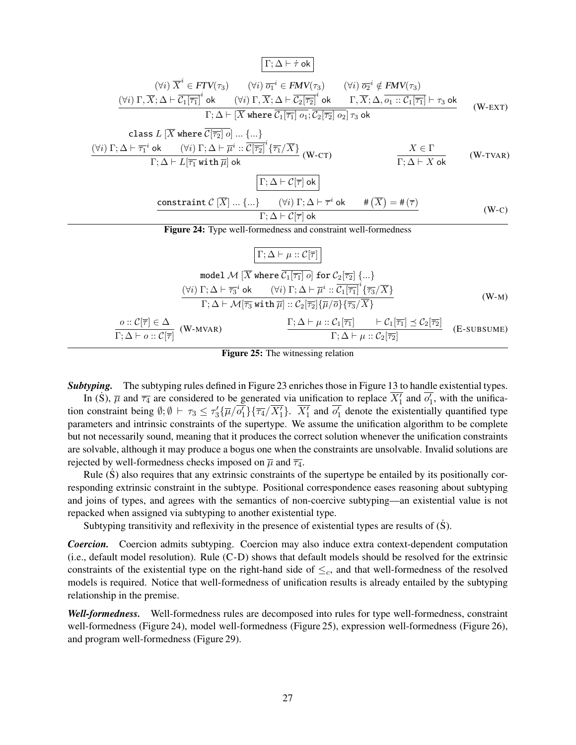$$\boxed{\Gamma;\Delta \vdash \dot{\tau}\ \mathsf{ok}}$$

$$\frac{\begin{array}{c}(\forall i)\ \overline{X}^i \in \mathit{FTV}(\tau_3) \qquad (\forall i)\ \overline{o_1}^i \in \mathit{FMV}(\tau_3) \qquad (\forall i)\ \overline{o_2}^i \notin \mathit{FMV}(\tau_3) \\ (\forall i)\ \Gamma,\overline{X};\Delta \vdash \overline{\mathcal{C}_1[\overline{\tau_1}]}^i\ \mathsf{ok} \qquad (\forall i)\ \Gamma,\overline{X};\Delta \vdash \overline{\mathcal{C}_2[\overline{\tau_2}]}^i\ \mathsf{ok} \qquad \Gamma,\overline{X};\Delta,\overline{o_1 :: \mathcal{C}_1[\overline{\tau_1}]} \vdash \tau_3\ \mathsf{ok}\end{array}}{\Gamma;\Delta \vdash [\overline{X}\ \texttt{where}\ \overline{\mathcal{C}_1[\overline{\tau_1}]\ o_1}; \overline{\mathcal{C}_2[\overline{\tau_2}]\ o_2}]\ \tau_3\ \mathsf{ok}} \quad \text{(W-EXT)}$$

$$\frac{\begin{array}{c}\texttt{class}\ L\ [\overline{X}\ \texttt{where}\ \overline{\mathcal{C}[\overline{\tau_2}]\ o}]\ ...\ \{...\} \\ (\forall i)\ \Gamma;\Delta \vdash \overline{\tau_1}^i\ \mathsf{ok} \qquad (\forall i)\ \Gamma;\Delta \vdash \overline{\mu}^i :: \overline{\mathcal{C}[\overline{\tau_2}]}^i\{\overline{\tau_1}/\overline{X}\}\end{array}}{\Gamma;\Delta \vdash L[\overline{\tau_1}\ \texttt{with}\ \overline{\mu}]\ \mathsf{ok}} \text{ (W-CT)} \qquad \frac{X \in \Gamma}{\Gamma;\Delta \vdash X\ \mathsf{ok}} \quad \text{(W-TVAR)}$$

$$\boxed{\Gamma;\Delta \vdash \mathcal{C}[\overline{\tau}]\ \mathsf{ok}}$$

$$\frac{\texttt{constraint}\ \mathcal{C}\ [\overline{X}]\ ...\ \{...\} \qquad (\forall i)\ \Gamma;\Delta \vdash \overline{\tau}^i\ \mathsf{ok} \qquad \#\left(\overline{X}\right) = \#\left(\overline{\tau}\right)}{\Gamma;\Delta \vdash \mathcal{C}[\overline{\tau}]\ \mathsf{ok}} \quad \text{(W-C)}$$

**Figure 24:** Type well-formedness and constraint well-formedness

$$\boxed{\Gamma;\Delta \vdash \mu :: \mathcal{C}[\overline{\tau}]}$$

$$\frac{\begin{array}{c}\texttt{model}\ \mathcal{M}\ [\overline{X}\ \texttt{where}\ \overline{\mathcal{C}_1[\overline{\tau_1}]\ o}]\ \texttt{for}\ \mathcal{C}_2[\overline{\tau_2}]\ \{...\} \\ (\forall i)\ \Gamma;\Delta \vdash \overline{\tau_3}^i\ \mathsf{ok} \qquad (\forall i)\ \Gamma;\Delta \vdash \overline{\mu}^i :: \overline{\mathcal{C}_1[\overline{\tau_1}]}^i\{\overline{\tau_3}/\overline{X}\}\end{array}}{\Gamma;\Delta \vdash \mathcal{M}[\overline{\tau_3}\ \texttt{with}\ \overline{\mu}] :: \mathcal{C}_2[\overline{\tau_2}]\{\overline{\mu}/\overline{o}\}\{\overline{\tau_3}/\overline{X}\}} \quad \text{(W-M)}$$

$$\frac{o :: \mathcal{C}[\overline{\tau}] \in \Delta}{\Gamma;\Delta \vdash o :: \mathcal{C}[\overline{\tau}]} \text{ (W-MVAR)} \qquad \frac{\Gamma;\Delta \vdash \mu :: \mathcal{C}_1[\overline{\tau_1}] \qquad \vdash \mathcal{C}_1[\overline{\tau_1}] \preceq \mathcal{C}_2[\overline{\tau_2}]}{\Gamma;\Delta \vdash \mu :: \mathcal{C}_2[\overline{\tau_2}]} \quad \text{(E-SUBSUME)}$$

**Figure 25:** The witnessing relation

***Subtyping.*** The subtyping rules defined in Figure 23 enriches those in Figure 13 to handle existential types.

In ($\dot{\text{S}}$), $\overline{\mu}$ and $\overline{\tau_4}$ are considered to be generated via unification to replace $\overline{X_1'}$ and $\overline{o_1'}$, with the unification constraint being $\emptyset;\emptyset \vdash \tau_3 \leq \tau_3'\{\overline{\mu}/\overline{o_1'}\}\{\overline{\tau_4}/\overline{X_1'}\}$. $\overline{X_1'}$ and $\overline{o_1'}$ denote the existentially quantified type parameters and intrinsic constraints of the supertype. We assume the unification algorithm to be complete but not necessarily sound, meaning that it produces the correct solution whenever the unification constraints are solvable, although it may produce a bogus one when the constraints are unsolvable. Invalid solutions are rejected by well-formedness checks imposed on $\overline{\mu}$ and $\overline{\tau_4}$.

Rule ($\dot{\text{S}}$) also requires that any extrinsic constraints of the supertype be entailed by its positionally corresponding extrinsic constraint in the subtype. Positional correspondence eases reasoning about subtyping and joins of types, and agrees with the semantics of non-coercive subtyping—an existential value is not repacked when assigned via subtyping to another existential type.

Subtyping transitivity and reflexivity in the presence of existential types are results of ($\dot{\text{S}}$).

***Coercion.*** Coercion admits subtyping. Coercion may also induce extra context-dependent computation (i.e., default model resolution). Rule (C-D) shows that default models should be resolved for the extrinsic constraints of the existential type on the right-hand side of $\leq_c$, and that well-formedness of the resolved models is required. Notice that well-formedness of unification results is already entailed by the subtyping relationship in the premise.

***Well-formedness.*** Well-formedness rules are decomposed into rules for type well-formedness, constraint well-formedness (Figure 24), model well-formedness (Figure 25), expression well-formedness (Figure 26), and program well-formedness (Figure 29).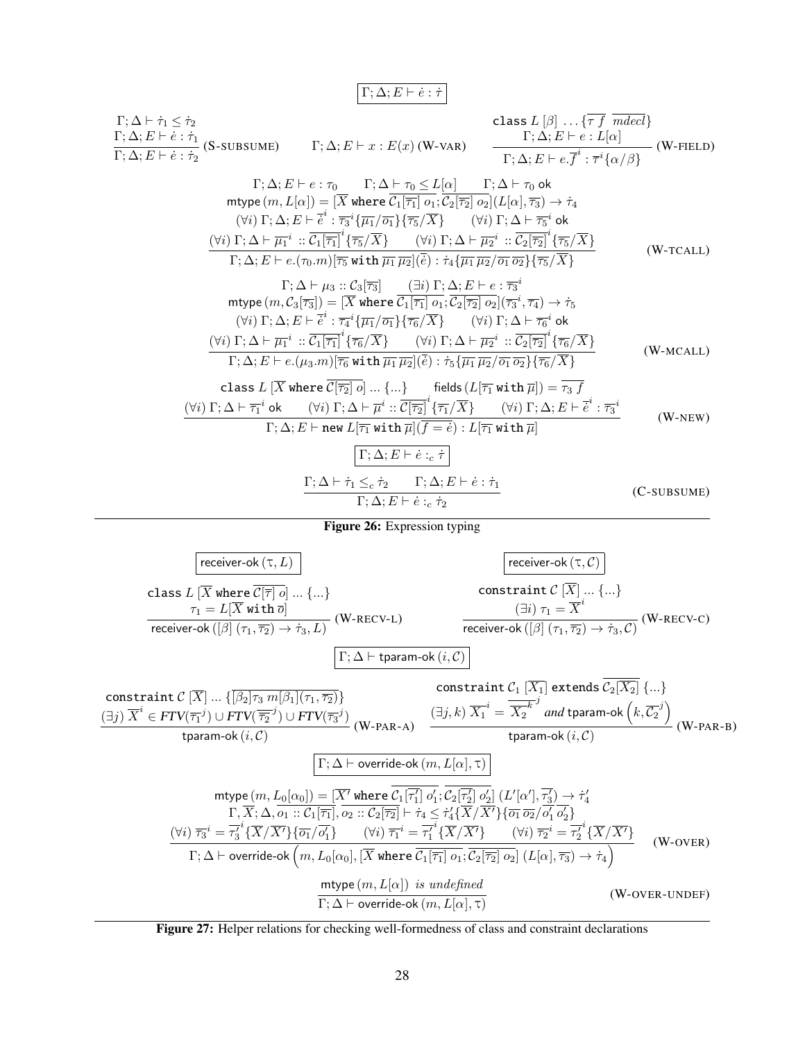$$\boxed{\Gamma; \Delta; E \vdash \dot{e} : \dot{\tau}}$$

$$\frac{\Gamma; \Delta \vdash \dot{\tau}_1 \leq \dot{\tau}_2 \quad \Gamma; \Delta; E \vdash \dot{e} : \dot{\tau}_1}{\Gamma; \Delta; E \vdash \dot{e} : \dot{\tau}_2} \text{ (S-SUBSUME)} \qquad \Gamma; \Delta; E \vdash x : E(x) \text{ (W-VAR)} \qquad \frac{\texttt{class } L\ [\beta]\ \ldots \{\overline{\tau\ f}\ \overline{mdecl}\} \quad \Gamma; \Delta; E \vdash e : L[\alpha]}{\Gamma; \Delta; E \vdash e.\overline{f}^i : \overline{\tau}^i\{\alpha/\beta\}} \text{ (W-FIELD)}$$

$$\frac{\begin{array}{c}\Gamma; \Delta; E \vdash e : \tau_0 \qquad \Gamma; \Delta \vdash \tau_0 \leq L[\alpha] \qquad \Gamma; \Delta \vdash \tau_0 \text{ ok} \\ \mathsf{mtype}(m, L[\alpha]) = [\overline{X} \texttt{ where } \overline{\mathcal{C}_1[\overline{\tau_1}]\ o_1}; \overline{\mathcal{C}_2[\overline{\tau_2}]\ o_2}](L[\alpha], \overline{\tau_3}) \to \dot{\tau}_4 \\ (\forall i)\ \Gamma; \Delta; E \vdash \overline{e}^i : \overline{\tau_3}^i\{\overline{\mu_1}/\overline{o_1}\}\{\overline{\tau_5}/\overline{X}\} \qquad (\forall i)\ \Gamma; \Delta \vdash \overline{\tau_5}^i \text{ ok} \\ (\forall i)\ \Gamma; \Delta \vdash \overline{\mu_1}^i :: \overline{\mathcal{C}_1[\overline{\tau_1}]}^i\{\overline{\tau_5}/\overline{X}\} \qquad (\forall i)\ \Gamma; \Delta \vdash \overline{\mu_2}^i :: \overline{\mathcal{C}_2[\overline{\tau_2}]}^i\{\overline{\tau_5}/\overline{X}\}\end{array}}{\Gamma; \Delta; E \vdash e.(\tau_0.m)[\overline{\tau_5} \texttt{ with } \overline{\mu_1}\,\overline{\mu_2}](\overline{e}) : \dot{\tau}_4\{\overline{\mu_1}\,\overline{\mu_2}/\overline{o_1}\,\overline{o_2}\}\{\overline{\tau_5}/\overline{X}\}} \text{ (W-TCALL)}$$

$$\frac{\begin{array}{c}\Gamma; \Delta \vdash \mu_3 :: \mathcal{C}_3[\overline{\tau_3}] \qquad (\exists i)\ \Gamma; \Delta; E \vdash e : \overline{\tau_3}^i \\ \mathsf{mtype}(m, \mathcal{C}_3[\overline{\tau_3}]) = [\overline{X} \texttt{ where } \overline{\mathcal{C}_1[\overline{\tau_1}]\ o_1}; \overline{\mathcal{C}_2[\overline{\tau_2}]\ o_2}](\overline{\tau_3}^i, \overline{\tau_4}) \to \dot{\tau}_5 \\ (\forall i)\ \Gamma; \Delta; E \vdash \overline{e}^i : \overline{\tau_4}^i\{\overline{\mu_1}/\overline{o_1}\}\{\overline{\tau_6}/\overline{X}\} \qquad (\forall i)\ \Gamma; \Delta \vdash \overline{\tau_6}^i \text{ ok} \\ (\forall i)\ \Gamma; \Delta \vdash \overline{\mu_1}^i :: \overline{\mathcal{C}_1[\overline{\tau_1}]}^i\{\overline{\tau_6}/\overline{X}\} \qquad (\forall i)\ \Gamma; \Delta \vdash \overline{\mu_2}^i :: \overline{\mathcal{C}_2[\overline{\tau_2}]}^i\{\overline{\tau_6}/\overline{X}\}\end{array}}{\Gamma; \Delta; E \vdash e.(\mu_3.m)[\overline{\tau_6} \texttt{ with } \overline{\mu_1}\,\overline{\mu_2}](\overline{e}) : \dot{\tau}_5\{\overline{\mu_1}\,\overline{\mu_2}/\overline{o_1}\,\overline{o_2}\}\{\overline{\tau_6}/\overline{X}\}} \text{ (W-MCALL)}$$

$$\frac{\begin{array}{c}\texttt{class } L\ [\overline{X} \texttt{ where } \overline{\mathcal{C}[\overline{\tau_2}]\ o}]\ \ldots \{\ldots\} \qquad \mathsf{fields}(L[\overline{\tau_1} \texttt{ with } \overline{\mu}]) = \overline{\tau_3\ f} \\ (\forall i)\ \Gamma; \Delta \vdash \overline{\tau_1}^i \text{ ok} \qquad (\forall i)\ \Gamma; \Delta \vdash \overline{\mu}^i :: \overline{\mathcal{C}[\overline{\tau_2}]}^i\{\overline{\tau_1}/\overline{X}\} \qquad (\forall i)\ \Gamma; \Delta; E \vdash \overline{e}^i : \overline{\tau_3}^i\end{array}}{\Gamma; \Delta; E \vdash \texttt{new } L[\overline{\tau_1} \texttt{ with } \overline{\mu}](\overline{f = e}) : L[\overline{\tau_1} \texttt{ with } \overline{\mu}]} \text{ (W-NEW)}$$

$$\boxed{\Gamma; \Delta; E \vdash \dot{e} :_c \dot{\tau}}$$

$$\frac{\Gamma; \Delta \vdash \dot{\tau}_1 \leq_c \dot{\tau}_2 \qquad \Gamma; \Delta; E \vdash \dot{e} : \dot{\tau}_1}{\Gamma; \Delta; E \vdash \dot{e} :_c \dot{\tau}_2} \text{ (C-SUBSUME)}$$

**Figure 26:** Expression typing

$$\boxed{\mathsf{receiver\text{-}ok}(\tau, L)} \qquad \boxed{\mathsf{receiver\text{-}ok}(\tau, \mathcal{C})}$$

$$\frac{\texttt{class } L\ [\overline{X} \texttt{ where } \overline{\mathcal{C}[\overline{\tau}]\ o}]\ \ldots \{\ldots\} \quad \tau_1 = L[\overline{X} \texttt{ with } \overline{o}]}{\mathsf{receiver\text{-}ok}([\beta]\ (\tau_1, \overline{\tau_2}) \to \dot{\tau}_3, L)} \text{ (W-RECV-L)} \qquad \frac{\texttt{constraint } \mathcal{C}\ [\overline{X}]\ \ldots \{\ldots\} \quad (\exists i)\ \tau_1 = \overline{X}^i}{\mathsf{receiver\text{-}ok}([\beta]\ (\tau_1, \overline{\tau_2}) \to \dot{\tau}_3, \mathcal{C})} \text{ (W-RECV-C)}$$

$$\boxed{\Gamma; \Delta \vdash \mathsf{tparam\text{-}ok}(i, \mathcal{C})}$$

$$\frac{\texttt{constraint } \mathcal{C}\ [\overline{X}]\ \ldots \{\overline{[\beta_2]\tau_3\ m[\beta_1](\tau_1, \overline{\tau_2})}\} \quad (\exists j)\ \overline{X}^i \in FTV(\overline{\tau_1}^j) \cup FTV(\overline{\overline{\tau_2}}^j) \cup FTV(\overline{\tau_3}^j)}{\mathsf{tparam\text{-}ok}(i, \mathcal{C})} \text{ (W-PAR-A)}$$

$$\frac{\texttt{constraint } \mathcal{C}_1\ [\overline{X_1}] \texttt{ extends } \overline{\mathcal{C}_2[\overline{X_2}]}\ \{\ldots\} \quad (\exists j, k)\ \overline{X_1}^i = \overline{\overline{X_2}^k}^j \textit{ and } \mathsf{tparam\text{-}ok}\left(k, \overline{\mathcal{C}_2}^j\right)}{\mathsf{tparam\text{-}ok}(i, \mathcal{C})} \text{ (W-PAR-B)}$$

$$\boxed{\Gamma; \Delta \vdash \mathsf{override\text{-}ok}(m, L[\alpha], \tau)}$$

$$\frac{\begin{array}{c}\mathsf{mtype}(m, L_0[\alpha_0]) = [\overline{X'} \texttt{ where } \overline{\mathcal{C}_1[\overline{\tau_1'}]\ o_1'}; \overline{\mathcal{C}_2[\overline{\tau_2'}]\ o_2'}]\ (L'[\alpha'], \overline{\tau_3'}) \to \dot{\tau}_4' \\ \Gamma, \overline{X}; \Delta, \overline{o_1 :: \mathcal{C}_1[\overline{\tau_1}]}, \overline{o_2 :: \mathcal{C}_2[\overline{\tau_2}]} \vdash \dot{\tau}_4 \leq \dot{\tau}_4'\{\overline{X}/\overline{X'}\}\{\overline{o_1}\,\overline{o_2}/\overline{o_1'}\,\overline{o_2'}\} \\ (\forall i)\ \overline{\tau_3}^i = \overline{\tau_3'}^i\{\overline{X}/\overline{X'}\}\{\overline{o_1}/\overline{o_1'}\} \qquad (\forall i)\ \overline{\tau_1}^i = \overline{\tau_1'}^i\{\overline{X}/\overline{X'}\} \qquad (\forall i)\ \overline{\tau_2}^i = \overline{\tau_2'}^i\{\overline{X}/\overline{X'}\}\end{array}}{\Gamma; \Delta \vdash \mathsf{override\text{-}ok}\left(m, L_0[\alpha_0], [\overline{X} \texttt{ where } \overline{\mathcal{C}_1[\overline{\tau_1}]\ o_1}; \overline{\mathcal{C}_2[\overline{\tau_2}]\ o_2}]\ (L[\alpha], \overline{\tau_3}) \to \dot{\tau}_4\right)} \text{ (W-OVER)}$$

$$\frac{\mathsf{mtype}(m, L[\alpha]) \textit{ is undefined}}{\Gamma; \Delta \vdash \mathsf{override\text{-}ok}(m, L[\alpha], \tau)} \text{ (W-OVER-UNDEF)}$$

**Figure 27:** Helper relations for checking well-formedness of class and constraint declarations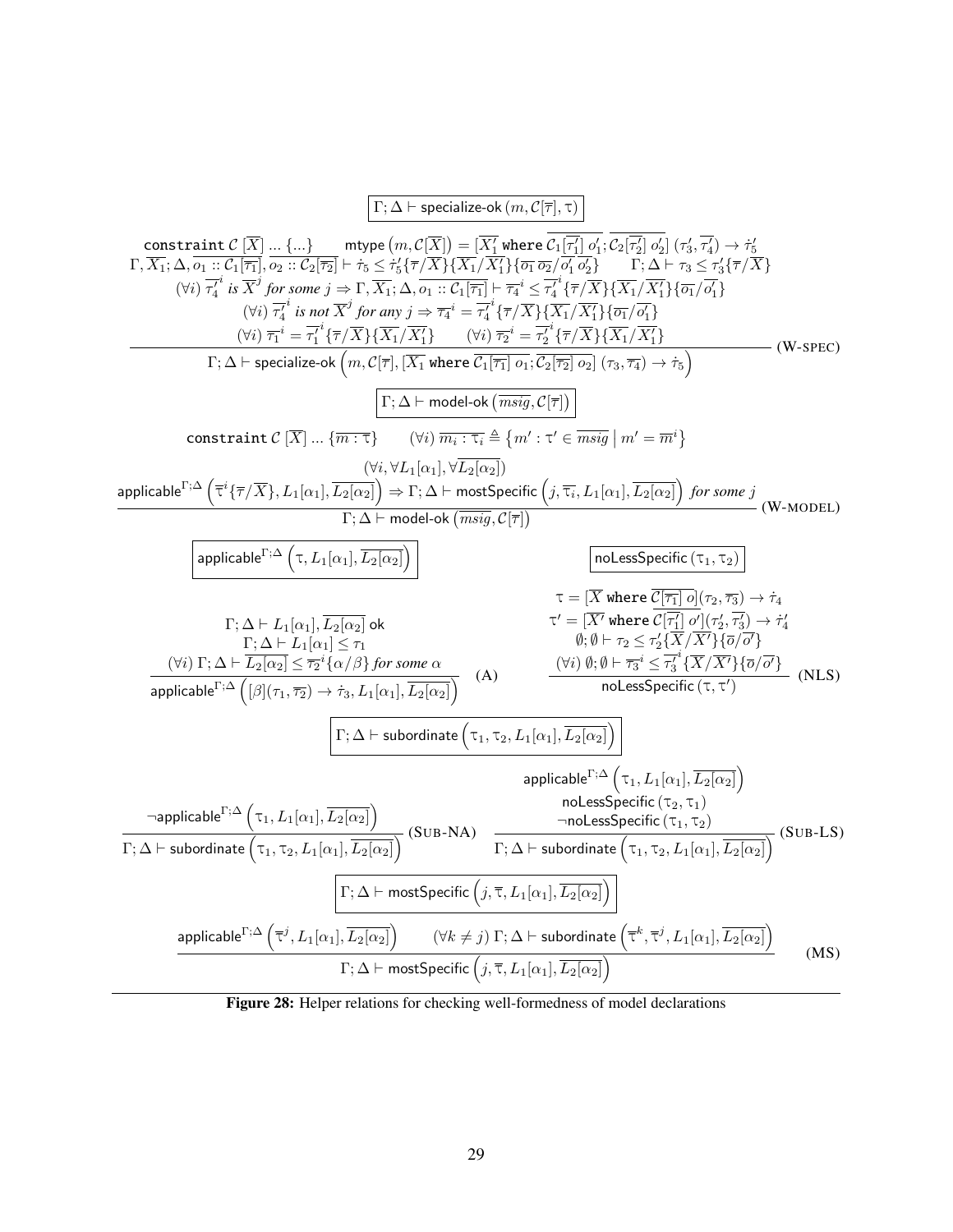$$\boxed{\Gamma;\Delta \vdash \mathsf{specialize\text{-}ok}\,(m, \mathcal{C}[\overline{\tau}], \tau)}$$

$$\frac{\begin{array}{c}
\texttt{constraint}\ \mathcal{C}\ [\overline{X}]\ \ldots\ \{\ldots\} \qquad \mathsf{mtype}\left(m, \mathcal{C}[\overline{X}]\right) = [\overline{X_1'}\ \texttt{where}\ \overline{\mathcal{C}_1[\overline{\tau_1'}]\ o_1'}; \overline{\mathcal{C}_2[\overline{\tau_2'}]\ o_2'}]\ (\tau_3', \overline{\tau_4'}) \to \dot{\tau}_5' \\
\Gamma, \overline{X_1}; \Delta, \overline{o_1 :: \mathcal{C}_1[\overline{\tau_1}]}, \overline{o_2 :: \mathcal{C}_2[\overline{\tau_2}]} \vdash \dot{\tau}_5 \leq \dot{\tau}_5'\{\overline{\tau}/\overline{X}\}\{\overline{X_1}/\overline{X_1'}\}\{\overline{o_1}\,\overline{o_2}/\overline{o_1'}\,\overline{o_2'}\} \qquad \Gamma;\Delta \vdash \tau_3 \leq \tau_3'\{\overline{\tau}/\overline{X}\} \\
(\forall i)\ \overline{\tau_4'}^i \textit{ is } \overline{X}^j \textit{ for some } j \Rightarrow \Gamma, \overline{X_1}; \Delta, \overline{o_1 :: \mathcal{C}_1[\overline{\tau_1}]} \vdash \overline{\tau_4}^i \leq \overline{\tau_4'}^i\{\overline{\tau}/\overline{X}\}\{\overline{X_1}/\overline{X_1'}\}\{\overline{o_1}/\overline{o_1'}\} \\
(\forall i)\ \overline{\tau_4'}^i \textit{ is not } \overline{X}^j \textit{ for any } j \Rightarrow \overline{\tau_4}^i = \overline{\tau_4'}^i\{\overline{\tau}/\overline{X}\}\{\overline{X_1}/\overline{X_1'}\}\{\overline{o_1}/\overline{o_1'}\} \\
(\forall i)\ \overline{\tau_1}^i = \overline{\tau_1'}^i\{\overline{\tau}/\overline{X}\}\{\overline{X_1}/\overline{X_1'}\} \qquad (\forall i)\ \overline{\tau_2}^i = \overline{\tau_2'}^i\{\overline{\tau}/\overline{X}\}\{\overline{X_1}/\overline{X_1'}\}
\end{array}}{\Gamma;\Delta \vdash \mathsf{specialize\text{-}ok}\left(m, \mathcal{C}[\overline{\tau}], [\overline{X_1}\ \texttt{where}\ \overline{\mathcal{C}_1[\overline{\tau_1}]\ o_1}; \overline{\mathcal{C}_2[\overline{\tau_2}]\ o_2}]\ (\tau_3, \overline{\tau_4}) \to \dot{\tau}_5\right)}\ \text{(W-SPEC)}$$

$$\boxed{\Gamma;\Delta \vdash \mathsf{model\text{-}ok}\left(\overline{msig}, \mathcal{C}[\overline{\tau}]\right)}$$

$$\frac{\begin{array}{c}
\texttt{constraint}\ \mathcal{C}\ [\overline{X}]\ \ldots\ \{\overline{m : \tau}\} \qquad (\forall i)\ \overline{m_i : \tau_i} \triangleq \left\{ m' : \tau' \in \overline{msig}\ \middle|\ m' = \overline{m}^i \right\} \\
(\forall i, \forall L_1[\alpha_1], \forall \overline{L_2[\alpha_2]}) \\
\mathsf{applicable}^{\Gamma;\Delta}\left(\overline{\tau}^i\{\overline{\tau}/\overline{X}\}, L_1[\alpha_1], \overline{L_2[\alpha_2]}\right) \Rightarrow \Gamma;\Delta \vdash \mathsf{mostSpecific}\left(j, \overline{\tau_i}, L_1[\alpha_1], \overline{L_2[\alpha_2]}\right) \textit{ for some } j
\end{array}}{\Gamma;\Delta \vdash \mathsf{model\text{-}ok}\left(\overline{msig}, \mathcal{C}[\overline{\tau}]\right)}\ \text{(W-MODEL)}$$

$$\boxed{\mathsf{applicable}^{\Gamma;\Delta}\left(\tau, L_1[\alpha_1], \overline{L_2[\alpha_2]}\right)}$$

$$\frac{\begin{array}{c}
\Gamma;\Delta \vdash L_1[\alpha_1], \overline{L_2[\alpha_2]}\ \mathsf{ok} \\
\Gamma;\Delta \vdash L_1[\alpha_1] \leq \tau_1 \\
(\forall i)\ \Gamma;\Delta \vdash \overline{L_2[\alpha_2]} \leq \overline{\tau_2}^i\{\alpha/\beta\} \textit{ for some } \alpha
\end{array}}{\mathsf{applicable}^{\Gamma;\Delta}\left([\beta](\tau_1, \overline{\tau_2}) \to \dot{\tau}_3, L_1[\alpha_1], \overline{L_2[\alpha_2]}\right)}\ \text{(A)}$$

$$\boxed{\mathsf{noLessSpecific}\,(\tau_1, \tau_2)}$$

$$\frac{\begin{array}{c}
\tau = [\overline{X}\ \texttt{where}\ \overline{\mathcal{C}[\overline{\tau_1}]\ o}](\tau_2, \overline{\tau_3}) \to \dot{\tau}_4 \\
\tau' = [\overline{X'}\ \texttt{where}\ \overline{\mathcal{C}[\overline{\tau_1'}]\ o'}](\tau_2', \overline{\tau_3'}) \to \dot{\tau}_4' \\
\emptyset;\emptyset \vdash \tau_2 \leq \tau_2'\{\overline{X}/\overline{X'}\}\{\overline{o}/\overline{o'}\} \\
(\forall i)\ \emptyset;\emptyset \vdash \overline{\tau_3}^i \leq \overline{\tau_3'}^i\{\overline{X}/\overline{X'}\}\{\overline{o}/\overline{o'}\}
\end{array}}{\mathsf{noLessSpecific}\,(\tau, \tau')}\ \text{(NLS)}$$

$$\boxed{\Gamma;\Delta \vdash \mathsf{subordinate}\left(\tau_1, \tau_2, L_1[\alpha_1], \overline{L_2[\alpha_2]}\right)}$$

$$\frac{\neg\mathsf{applicable}^{\Gamma;\Delta}\left(\tau_1, L_1[\alpha_1], \overline{L_2[\alpha_2]}\right)}{\Gamma;\Delta \vdash \mathsf{subordinate}\left(\tau_1, \tau_2, L_1[\alpha_1], \overline{L_2[\alpha_2]}\right)}\ \text{(SUB-NA)}
\qquad
\frac{\begin{array}{c}
\mathsf{applicable}^{\Gamma;\Delta}\left(\tau_1, L_1[\alpha_1], \overline{L_2[\alpha_2]}\right) \\
\mathsf{noLessSpecific}\,(\tau_2, \tau_1) \\
\neg\mathsf{noLessSpecific}\,(\tau_1, \tau_2)
\end{array}}{\Gamma;\Delta \vdash \mathsf{subordinate}\left(\tau_1, \tau_2, L_1[\alpha_1], \overline{L_2[\alpha_2]}\right)}\ \text{(SUB-LS)}$$

$$\boxed{\Gamma;\Delta \vdash \mathsf{mostSpecific}\left(j, \overline{\tau}, L_1[\alpha_1], \overline{L_2[\alpha_2]}\right)}$$

$$\frac{\mathsf{applicable}^{\Gamma;\Delta}\left(\overline{\tau}^j, L_1[\alpha_1], \overline{L_2[\alpha_2]}\right) \qquad (\forall k \neq j)\ \Gamma;\Delta \vdash \mathsf{subordinate}\left(\overline{\tau}^k, \overline{\tau}^j, L_1[\alpha_1], \overline{L_2[\alpha_2]}\right)}{\Gamma;\Delta \vdash \mathsf{mostSpecific}\left(j, \overline{\tau}, L_1[\alpha_1], \overline{L_2[\alpha_2]}\right)}\ \text{(MS)}$$

**Figure 28:** Helper relations for checking well-formedness of model declarations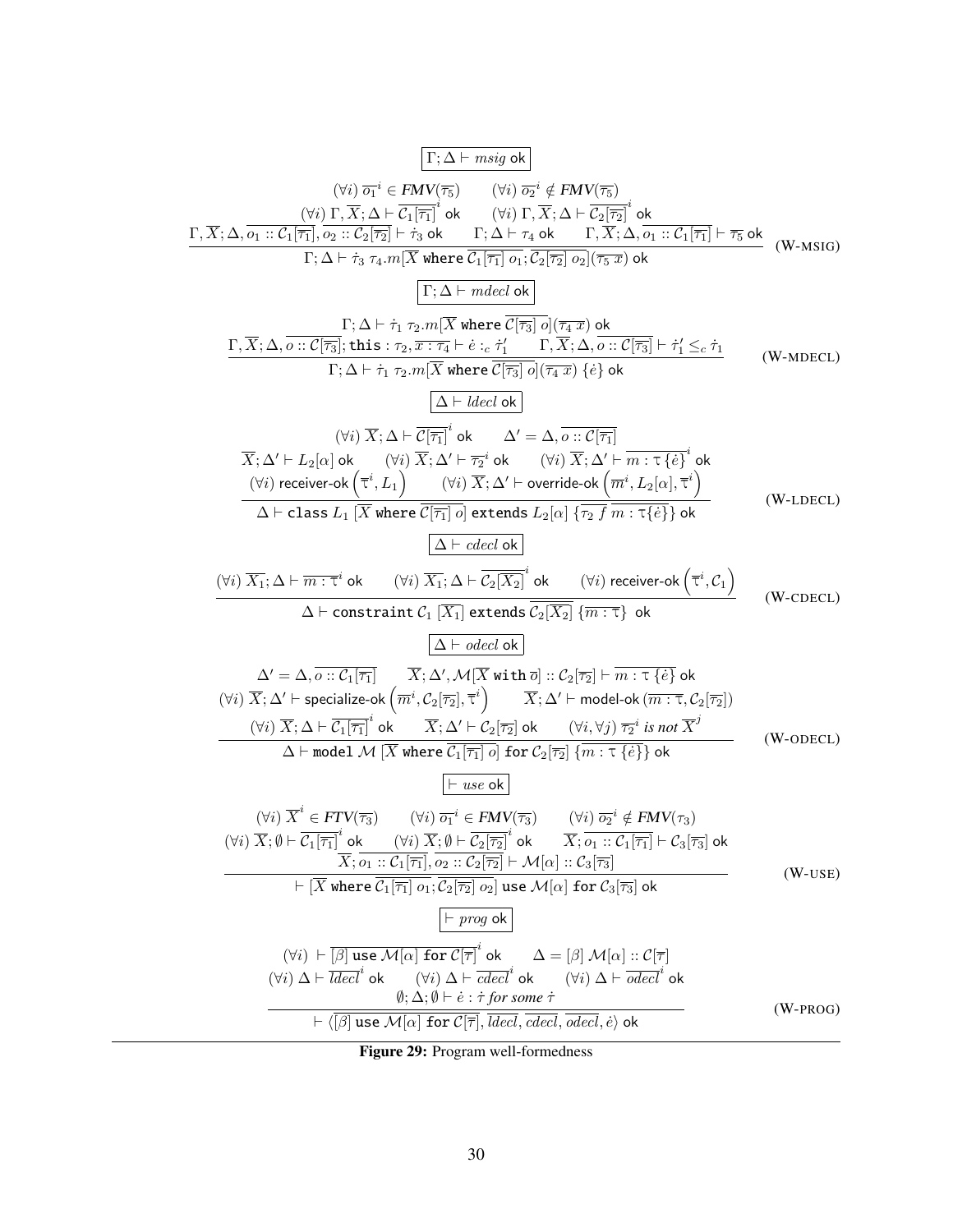$$\boxed{\Gamma;\Delta \vdash msig \text{ ok}}$$

$$\frac{\begin{array}{c}(\forall i)\ \overline{o_1}^i \in \mathit{FMV}(\overline{\tau_5}) \qquad (\forall i)\ \overline{o_2}^i \notin \mathit{FMV}(\overline{\tau_5}) \\ (\forall i)\ \Gamma,\overline{X};\Delta \vdash \overline{\mathcal{C}_1[\overline{\tau_1}]}^i \text{ ok} \qquad (\forall i)\ \Gamma,\overline{X};\Delta \vdash \overline{\mathcal{C}_2[\overline{\tau_2}]}^i \text{ ok} \\ \Gamma,\overline{X};\Delta,\overline{o_1 :: \mathcal{C}_1[\overline{\tau_1}]},\overline{o_2 :: \mathcal{C}_2[\overline{\tau_2}]} \vdash \dot{\tau}_3 \text{ ok} \qquad \Gamma;\Delta \vdash \tau_4 \text{ ok} \qquad \Gamma,\overline{X};\Delta,\overline{o_1 :: \mathcal{C}_1[\overline{\tau_1}]} \vdash \overline{\tau_5} \text{ ok}\end{array}}{\Gamma;\Delta \vdash \dot{\tau}_3\ \tau_4.m[\overline{X} \texttt{ where } \overline{\mathcal{C}_1[\overline{\tau_1}]\ o_1};\overline{\mathcal{C}_2[\overline{\tau_2}]\ o_2}](\overline{\tau_5\ x}) \text{ ok}} \quad \text{(W-MSIG)}$$

$$\boxed{\Gamma;\Delta \vdash mdecl \text{ ok}}$$

$$\frac{\begin{array}{c}\Gamma;\Delta \vdash \dot{\tau}_1\ \tau_2.m[\overline{X} \texttt{ where } \overline{\mathcal{C}[\overline{\tau_3}]\ o}](\overline{\tau_4\ x}) \text{ ok} \\ \Gamma,\overline{X};\Delta,\overline{o :: \mathcal{C}[\overline{\tau_3}]};\texttt{this} : \tau_2,\overline{x : \tau_4} \vdash \dot{e} :_c \dot{\tau}_1' \qquad \Gamma,\overline{X};\Delta,\overline{o :: \mathcal{C}[\overline{\tau_3}]} \vdash \dot{\tau}_1' \leq_c \dot{\tau}_1\end{array}}{\Gamma;\Delta \vdash \dot{\tau}_1\ \tau_2.m[\overline{X} \texttt{ where } \overline{\mathcal{C}[\overline{\tau_3}]\ o}](\overline{\tau_4\ x})\ \{\dot{e}\} \text{ ok}} \quad \text{(W-MDECL)}$$

$$\boxed{\Delta \vdash ldecl \text{ ok}}$$

$$\frac{\begin{array}{c}(\forall i)\ \overline{X};\Delta \vdash \overline{\mathcal{C}[\overline{\tau_1}]}^i \text{ ok} \qquad \Delta' = \Delta,\overline{o :: \mathcal{C}[\overline{\tau_1}]} \\ \overline{X};\Delta' \vdash L_2[\alpha] \text{ ok} \qquad (\forall i)\ \overline{X};\Delta' \vdash \overline{\tau_2}^i \text{ ok} \qquad (\forall i)\ \overline{X};\Delta' \vdash \overline{m : \tau\,\{\dot{e}\}}^i \text{ ok} \\ (\forall i)\ \text{receiver-ok}\left(\overline{\tau}^i, L_1\right) \qquad (\forall i)\ \overline{X};\Delta' \vdash \text{override-ok}\left(\overline{m}^i, L_2[\alpha], \overline{\tau}^i\right)\end{array}}{\Delta \vdash \texttt{class } L_1\ [\overline{X} \texttt{ where } \overline{\mathcal{C}[\overline{\tau_1}]\ o}] \texttt{ extends } L_2[\alpha]\ \{\overline{\tau_2\ f}\ \overline{m : \tau\{\dot{e}\}}\} \text{ ok}} \quad \text{(W-LDECL)}$$

$$\boxed{\Delta \vdash cdecl \text{ ok}}$$

$$\frac{(\forall i)\ \overline{X_1};\Delta \vdash \overline{m : \tau}^i \text{ ok} \qquad (\forall i)\ \overline{X_1};\Delta \vdash \overline{\mathcal{C}_2[\overline{X_2}]}^i \text{ ok} \qquad (\forall i)\ \text{receiver-ok}\left(\overline{\tau}^i, \mathcal{C}_1\right)}{\Delta \vdash \texttt{constraint } \mathcal{C}_1\ [\overline{X_1}] \texttt{ extends } \overline{\mathcal{C}_2[\overline{X_2}]}\ \{\overline{m : \tau}\} \text{ ok}} \quad \text{(W-CDECL)}$$

$$\boxed{\Delta \vdash odecl \text{ ok}}$$

$$\frac{\begin{array}{c}\Delta' = \Delta,\overline{o :: \mathcal{C}_1[\overline{\tau_1}]} \qquad \overline{X};\Delta',\mathcal{M}[\overline{X} \texttt{ with } \overline{o}] :: \mathcal{C}_2[\overline{\tau_2}] \vdash \overline{m : \tau\,\{\dot{e}\}} \text{ ok} \\ (\forall i)\ \overline{X};\Delta' \vdash \text{specialize-ok}\left(\overline{m}^i, \mathcal{C}_2[\overline{\tau_2}], \overline{\tau}^i\right) \qquad \overline{X};\Delta' \vdash \text{model-ok}\left(\overline{m : \tau}, \mathcal{C}_2[\overline{\tau_2}]\right) \\ (\forall i)\ \overline{X};\Delta \vdash \overline{\mathcal{C}_1[\overline{\tau_1}]}^i \text{ ok} \qquad \overline{X};\Delta' \vdash \mathcal{C}_2[\overline{\tau_2}] \text{ ok} \qquad (\forall i,\forall j)\ \overline{\tau_2}^i \textit{ is not } \overline{X}^j\end{array}}{\Delta \vdash \texttt{model } \mathcal{M}\ [\overline{X} \texttt{ where } \overline{\mathcal{C}_1[\overline{\tau_1}]\ o}] \texttt{ for } \mathcal{C}_2[\overline{\tau_2}]\ \{\overline{m : \tau\,\{\dot{e}\}}\} \text{ ok}} \quad \text{(W-ODECL)}$$

$$\boxed{\vdash use \text{ ok}}$$

$$\frac{\begin{array}{c}(\forall i)\ \overline{X}^i \in \mathit{FTV}(\overline{\tau_3}) \qquad (\forall i)\ \overline{o_1}^i \in \mathit{FMV}(\overline{\tau_3}) \qquad (\forall i)\ \overline{o_2}^i \notin \mathit{FMV}(\tau_3) \\ (\forall i)\ \overline{X};\emptyset \vdash \overline{\mathcal{C}_1[\overline{\tau_1}]}^i \text{ ok} \qquad (\forall i)\ \overline{X};\emptyset \vdash \overline{\mathcal{C}_2[\overline{\tau_2}]}^i \text{ ok} \qquad \overline{X};\overline{o_1 :: \mathcal{C}_1[\overline{\tau_1}]} \vdash \mathcal{C}_3[\overline{\tau_3}] \text{ ok} \\ \overline{X};\overline{o_1 :: \mathcal{C}_1[\overline{\tau_1}]},\overline{o_2 :: \mathcal{C}_2[\overline{\tau_2}]} \vdash \mathcal{M}[\alpha] :: \mathcal{C}_3[\overline{\tau_3}]\end{array}}{\vdash [\overline{X} \texttt{ where } \overline{\mathcal{C}_1[\overline{\tau_1}]\ o_1};\overline{\mathcal{C}_2[\overline{\tau_2}]\ o_2}] \texttt{ use } \mathcal{M}[\alpha] \texttt{ for } \mathcal{C}_3[\overline{\tau_3}] \text{ ok}} \quad \text{(W-USE)}$$

$$\boxed{\vdash prog \text{ ok}}$$

$$\frac{\begin{array}{c}(\forall i)\ \vdash \overline{[\beta] \texttt{ use } \mathcal{M}[\alpha] \texttt{ for } \mathcal{C}[\overline{\tau}]}^i \text{ ok} \qquad \Delta = [\beta]\ \mathcal{M}[\alpha] :: \mathcal{C}[\overline{\tau}] \\ (\forall i)\ \Delta \vdash \overline{ldecl}^i \text{ ok} \qquad (\forall i)\ \Delta \vdash \overline{cdecl}^i \text{ ok} \qquad (\forall i)\ \Delta \vdash \overline{odecl}^i \text{ ok} \\ \emptyset;\Delta;\emptyset \vdash \dot{e} : \dot{\tau} \textit{ for some } \dot{\tau}\end{array}}{\vdash \langle \overline{[\beta] \texttt{ use } \mathcal{M}[\alpha] \texttt{ for } \mathcal{C}[\overline{\tau}]}, \overline{ldecl}, \overline{cdecl}, \overline{odecl}, \dot{e}\rangle \text{ ok}} \quad \text{(W-PROG)}$$

**Figure 29:** Program well-formedness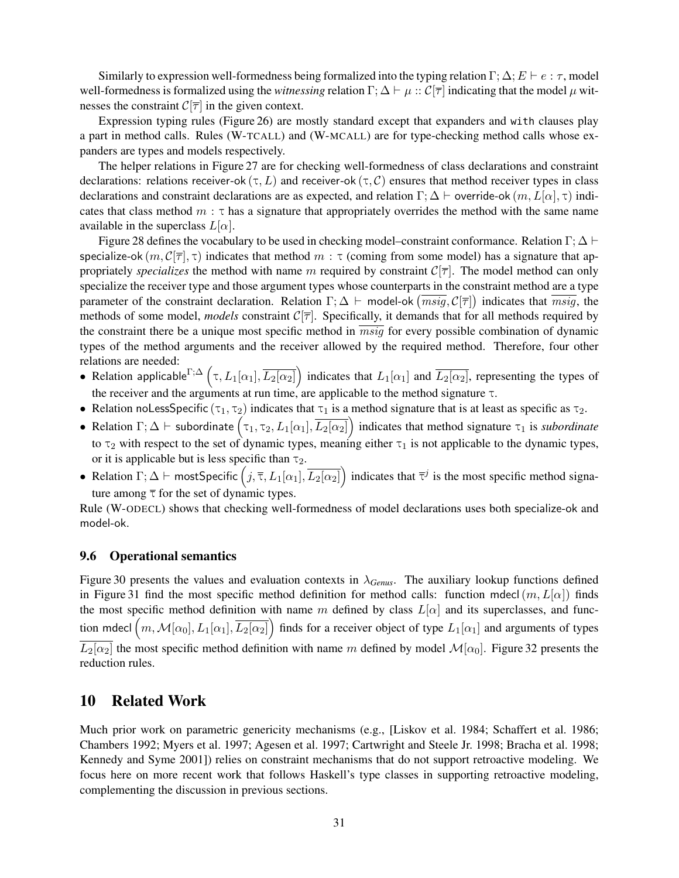Similarly to expression well-formedness being formalized into the typing relation $\Gamma; \Delta; E \vdash e : \tau$, model well-formedness is formalized using the *witnessing* relation $\Gamma; \Delta \vdash \mu :: \mathcal{C}[\overline{\tau}]$ indicating that the model $\mu$ witnesses the constraint $\mathcal{C}[\overline{\tau}]$ in the given context.

Expression typing rules (Figure 26) are mostly standard except that expanders and with clauses play a part in method calls. Rules (W-TCALL) and (W-MCALL) are for type-checking method calls whose expanders are types and models respectively.

The helper relations in Figure 27 are for checking well-formedness of class declarations and constraint declarations: relations $\text{receiver-ok}\,(\tau, L)$ and $\text{receiver-ok}\,(\tau, \mathcal{C})$ ensures that method receiver types in class declarations and constraint declarations are as expected, and relation $\Gamma; \Delta \vdash \text{override-ok}\,(m, L[\alpha], \tau)$ indicates that class method $m : \tau$ has a signature that appropriately overrides the method with the same name available in the superclass $L[\alpha]$.

Figure 28 defines the vocabulary to be used in checking model–constraint conformance. Relation $\Gamma; \Delta \vdash \text{specialize-ok}\,(m, \mathcal{C}[\overline{\tau}], \tau)$ indicates that method $m : \tau$ (coming from some model) has a signature that appropriately *specializes* the method with name $m$ required by constraint $\mathcal{C}[\overline{\tau}]$. The model method can only specialize the receiver type and those argument types whose counterparts in the constraint method are a type parameter of the constraint declaration. Relation $\Gamma; \Delta \vdash \text{model-ok}\left(\overline{msig}, \mathcal{C}[\overline{\tau}]\right)$ indicates that $\overline{msig}$, the methods of some model, *models* constraint $\mathcal{C}[\overline{\tau}]$. Specifically, it demands that for all methods required by the constraint there be a unique most specific method in $\overline{msig}$ for every possible combination of dynamic types of the method arguments and the receiver allowed by the required method. Therefore, four other relations are needed:

- Relation $\text{applicable}^{\Gamma;\Delta}\left(\tau, L_1[\alpha_1], \overline{L_2[\alpha_2]}\right)$ indicates that $L_1[\alpha_1]$ and $\overline{L_2[\alpha_2]}$, representing the types of the receiver and the arguments at run time, are applicable to the method signature $\tau$.
- Relation $\text{noLessSpecific}\,(\tau_1, \tau_2)$ indicates that $\tau_1$ is a method signature that is at least as specific as $\tau_2$.
- Relation $\Gamma; \Delta \vdash \text{subordinate}\left(\tau_1, \tau_2, L_1[\alpha_1], \overline{L_2[\alpha_2]}\right)$ indicates that method signature $\tau_1$ is *subordinate* to $\tau_2$ with respect to the set of dynamic types, meaning either $\tau_1$ is not applicable to the dynamic types, or it is applicable but is less specific than $\tau_2$.
- Relation $\Gamma; \Delta \vdash \text{mostSpecific}\left(j, \overline{\tau}, L_1[\alpha_1], \overline{L_2[\alpha_2]}\right)$ indicates that $\overline{\tau}^j$ is the most specific method signature among $\overline{\tau}$ for the set of dynamic types.

Rule (W-ODECL) shows that checking well-formedness of model declarations uses both specialize-ok and model-ok.

### 9.6 Operational semantics

Figure 30 presents the values and evaluation contexts in $\lambda_{\textit{Genus}}$. The auxiliary lookup functions defined in Figure 31 find the most specific method definition for method calls: function $\text{mdecl}\,(m, L[\alpha])$ finds the most specific method definition with name $m$ defined by class $L[\alpha]$ and its superclasses, and function $\text{mdecl}\left(m, \mathcal{M}[\alpha_0], L_1[\alpha_1], \overline{L_2[\alpha_2]}\right)$ finds for a receiver object of type $L_1[\alpha_1]$ and arguments of types $\overline{L_2[\alpha_2]}$ the most specific method definition with name $m$ defined by model $\mathcal{M}[\alpha_0]$. Figure 32 presents the reduction rules.

## 10 Related Work

Much prior work on parametric genericity mechanisms (e.g., [Liskov et al. 1984; Schaffert et al. 1986; Chambers 1992; Myers et al. 1997; Agesen et al. 1997; Cartwright and Steele Jr. 1998; Bracha et al. 1998; Kennedy and Syme 2001]) relies on constraint mechanisms that do not support retroactive modeling. We focus here on more recent work that follows Haskell's type classes in supporting retroactive modeling, complementing the discussion in previous sections.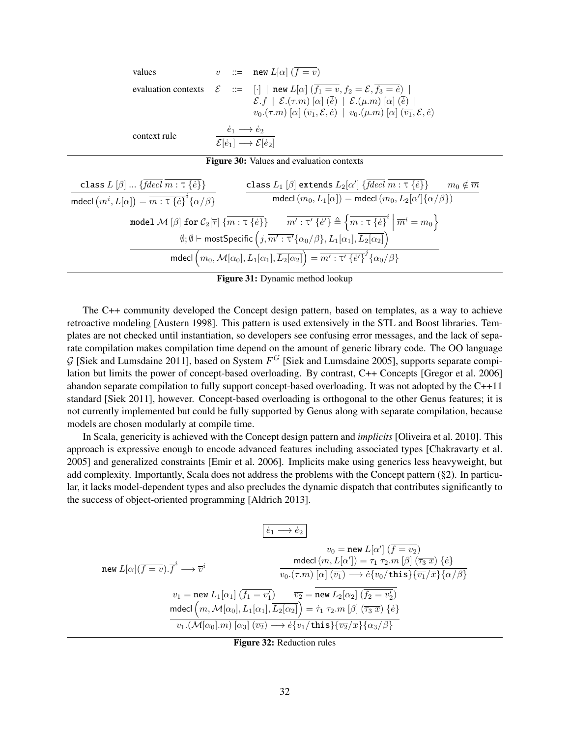$$
\begin{array}{llll}
\text{values} & v & ::= & \texttt{new}\ L[\alpha]\ (\overline{f = v}) \\
\text{evaluation contexts} & \mathcal{E} & ::= & [\cdot] \mid \texttt{new}\ L[\alpha]\ (\overline{f_1 = v}, f_2 = \mathcal{E}, \overline{f_3 = \dot{e}}) \mid \\
& & & \mathcal{E}.f \mid \mathcal{E}.(\tau.m)\ [\alpha]\ (\overline{\dot{e}}) \mid \mathcal{E}.(\mu.m)\ [\alpha]\ (\overline{\dot{e}}) \mid \\
& & & v_0.(\tau.m)\ [\alpha]\ (\overline{v_1}, \mathcal{E}, \overline{\dot{e}}) \mid v_0.(\mu.m)\ [\alpha]\ (\overline{v_1}, \mathcal{E}, \overline{\dot{e}})
\end{array}
$$

$$
\text{context rule} \qquad \frac{\dot{e}_1 \longrightarrow \dot{e}_2}{\mathcal{E}[\dot{e}_1] \longrightarrow \mathcal{E}[\dot{e}_2]}
$$

**Figure 30:** Values and evaluation contexts

$$
\frac{\texttt{class}\ L\ [\beta]\ ...\ \{\overline{fdecl}\ \overline{m : \tau\ \{\dot{e}\}}\}}{\mathsf{mdecl}\left(\overline{m}^i, L[\alpha]\right) = \overline{m : \tau\ \{\dot{e}\}}^i\{\alpha/\beta\}}
\qquad
\frac{\texttt{class}\ L_1\ [\beta]\ \texttt{extends}\ L_2[\alpha']\ \{\overline{fdecl}\ \overline{m : \tau\ \{\dot{e}\}}\} \qquad m_0 \notin \overline{m}}{\mathsf{mdecl}\left(m_0, L_1[\alpha]\right) = \mathsf{mdecl}\left(m_0, L_2[\alpha']\{\alpha/\beta\}\right)}
$$

$$
\frac{\begin{array}{c}\texttt{model}\ \mathcal{M}\ [\beta]\ \texttt{for}\ \mathcal{C}_2[\overline{\tau}]\ \{\overline{m : \tau\ \{\dot{e}\}}\} \qquad \overline{m' : \tau'\ \{\dot{e}'\}} \triangleq \left\{\overline{m : \tau\ \{\dot{e}\}}^i \;\middle|\; \overline{m}^i = m_0\right\} \\ \emptyset;\emptyset \vdash \mathsf{mostSpecific}\left(j, \overline{m' : \tau'}\{\alpha_0/\beta\}, L_1[\alpha_1], \overline{L_2[\alpha_2]}\right)\end{array}}{\mathsf{mdecl}\left(m_0, \mathcal{M}[\alpha_0], L_1[\alpha_1], \overline{L_2[\alpha_2]}\right) = \overline{m' : \tau'\ \{\dot{e}'\}}^j\{\alpha_0/\beta\}}
$$

**Figure 31:** Dynamic method lookup

The C++ community developed the Concept design pattern, based on templates, as a way to achieve retroactive modeling [Austern 1998]. This pattern is used extensively in the STL and Boost libraries. Templates are not checked until instantiation, so developers see confusing error messages, and the lack of separate compilation makes compilation time depend on the amount of generic library code. The OO language $\mathcal{G}$ [Siek and Lumsdaine 2011], based on System $F^G$ [Siek and Lumsdaine 2005], supports separate compilation but limits the power of concept-based overloading. By contrast, C++ Concepts [Gregor et al. 2006] abandon separate compilation to fully support concept-based overloading. It was not adopted by the C++11 standard [Siek 2011], however. Concept-based overloading is orthogonal to the other Genus features; it is not currently implemented but could be fully supported by Genus along with separate compilation, because models are chosen modularly at compile time.

In Scala, genericity is achieved with the Concept design pattern and *implicits* [Oliveira et al. 2010]. This approach is expressive enough to encode advanced features including associated types [Chakravarty et al. 2005] and generalized constraints [Emir et al. 2006]. Implicits make using generics less heavyweight, but add complexity. Importantly, Scala does not address the problems with the Concept pattern (§2). In particular, it lacks model-dependent types and also precludes the dynamic dispatch that contributes significantly to the success of object-oriented programming [Aldrich 2013].

$$
\boxed{\dot{e}_1 \longrightarrow \dot{e}_2}
$$

$$
\texttt{new}\ L[\alpha](\overline{f = v}).\overline{f}^i \longrightarrow \overline{v}^i
\qquad
\frac{\begin{array}{c} v_0 = \texttt{new}\ L[\alpha']\ (\overline{f = v_2}) \\ \mathsf{mdecl}\left(m, L[\alpha']\right) = \tau_1\ \tau_2.m\ [\beta]\ (\overline{\tau_3\ x})\ \{\dot{e}\}\end{array}}{v_0.(\tau.m)\ [\alpha]\ (\overline{v_1}) \longrightarrow \dot{e}\{v_0/\texttt{this}\}\{\overline{v_1}/\overline{x}\}\{\alpha/\beta\}}
$$

$$
\frac{\begin{array}{c} v_1 = \texttt{new}\ L_1[\alpha_1]\ (\overline{f_1 = v_1'}) \qquad \overline{v_2} = \overline{\texttt{new}\ L_2[\alpha_2]\ (\overline{f_2 = v_2'})} \\ \mathsf{mdecl}\left(m, \mathcal{M}[\alpha_0], L_1[\alpha_1], \overline{L_2[\alpha_2]}\right) = \dot{\tau}_1\ \tau_2.m\ [\beta]\ (\overline{\tau_3\ x})\ \{\dot{e}\}\end{array}}{v_1.(\mathcal{M}[\alpha_0].m)\ [\alpha_3]\ (\overline{v_2}) \longrightarrow \dot{e}\{v_1/\texttt{this}\}\{\overline{v_2}/\overline{x}\}\{\alpha_3/\beta\}}
$$

**Figure 32:** Reduction rules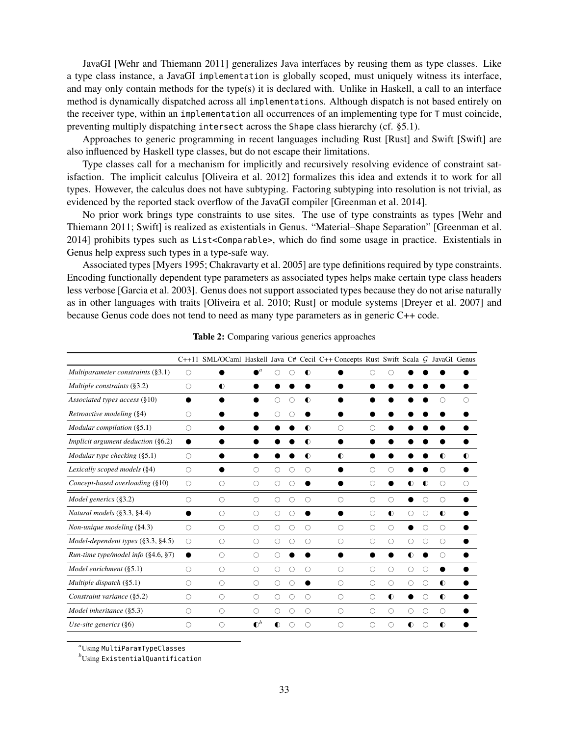JavaGI [Wehr and Thiemann 2011] generalizes Java interfaces by reusing them as type classes. Like a type class instance, a JavaGI `implementation` is globally scoped, must uniquely witness its interface, and may only contain methods for the type(s) it is declared with. Unlike in Haskell, a call to an interface method is dynamically dispatched across all `implementations`. Although dispatch is not based entirely on the receiver type, within an `implementation` all occurrences of an implementing type for `T` must coincide, preventing multiply dispatching `intersect` across the `Shape` class hierarchy (cf. §5.1).

Approaches to generic programming in recent languages including Rust [Rust] and Swift [Swift] are also influenced by Haskell type classes, but do not escape their limitations.

Type classes call for a mechanism for implicitly and recursively resolving evidence of constraint satisfaction. The implicit calculus [Oliveira et al. 2012] formalizes this idea and extends it to work for all types. However, the calculus does not have subtyping. Factoring subtyping into resolution is not trivial, as evidenced by the reported stack overflow of the JavaGI compiler [Greenman et al. 2014].

No prior work brings type constraints to use sites. The use of type constraints as types [Wehr and Thiemann 2011; Swift] is realized as existentials in Genus. "Material–Shape Separation" [Greenman et al. 2014] prohibits types such as `List<Comparable>`, which do find some usage in practice. Existentials in Genus help express such types in a type-safe way.

Associated types [Myers 1995; Chakravarty et al. 2005] are type definitions required by type constraints. Encoding functionally dependent type parameters as associated types helps make certain type class headers less verbose [Garcia et al. 2003]. Genus does not support associated types because they do not arise naturally as in other languages with traits [Oliveira et al. 2010; Rust] or module systems [Dreyer et al. 2007] and because Genus code does not tend to need as many type parameters as in generic C++ code.

**Table 2:** Comparing various generics approaches

| | C++11 | SML/OCaml | Haskell | Java | C# | Cecil | C++ Concepts | Rust | Swift | Scala | $\mathcal{G}$ | JavaGI | Genus |
|---|---|---|---|---|---|---|---|---|---|---|---|---|---|
| *Multiparameter constraints* (§3.1) | ○ | ● | ●[a] | ○ | ○ | ◐ | ● | ○ | ○ | ● | ● | ● | ● |
| *Multiple constraints* (§3.2) | ○ | ◐ | ● | ● | ● | ● | ● | ● | ● | ● | ● | ● | ● |
| *Associated types access* (§10) | ● | ● | ● | ○ | ○ | ◐ | ● | ● | ● | ● | ● | ○ | ○ |
| *Retroactive modeling* (§4) | ○ | ● | ● | ○ | ○ | ● | ● | ● | ● | ● | ● | ● | ● |
| *Modular compilation* (§5.1) | ○ | ● | ● | ● | ● | ◐ | ○ | ○ | ● | ● | ● | ● | ● |
| *Implicit argument deduction* (§6.2) | ● | ● | ● | ● | ● | ◐ | ● | ● | ● | ● | ● | ● | ● |
| *Modular type checking* (§5.1) | ○ | ● | ● | ● | ● | ◐ | ◐ | ● | ● | ● | ● | ◐ | ◐ |
| *Lexically scoped models* (§4) | ○ | ● | ○ | ○ | ○ | ○ | ● | ○ | ○ | ● | ● | ○ | ● |
| *Concept-based overloading* (§10) | ○ | ○ | ○ | ○ | ○ | ● | ● | ○ | ● | ◐ | ◐ | ○ | ○ |
| *Model generics* (§3.2) | ○ | ○ | ○ | ○ | ○ | ○ | ○ | ○ | ○ | ● | ○ | ○ | ● |
| *Natural models* (§3.3, §4.4) | ● | ○ | ○ | ○ | ○ | ● | ● | ○ | ◐ | ○ | ○ | ◐ | ● |
| *Non-unique modeling* (§4.3) | ○ | ○ | ○ | ○ | ○ | ○ | ○ | ○ | ○ | ● | ○ | ○ | ● |
| *Model-dependent types* (§3.3, §4.5) | ○ | ○ | ○ | ○ | ○ | ○ | ○ | ○ | ○ | ○ | ○ | ○ | ● |
| *Run-time type/model info* (§4.6, §7) | ● | ○ | ○ | ○ | ● | ● | ● | ● | ● | ◐ | ● | ○ | ● |
| *Model enrichment* (§5.1) | ○ | ○ | ○ | ○ | ○ | ○ | ○ | ○ | ○ | ○ | ○ | ● | ● |
| *Multiple dispatch* (§5.1) | ○ | ○ | ○ | ○ | ○ | ● | ○ | ○ | ○ | ○ | ○ | ◐ | ● |
| *Constraint variance* (§5.2) | ○ | ○ | ○ | ○ | ○ | ○ | ○ | ○ | ◐ | ● | ○ | ◐ | ● |
| *Model inheritance* (§5.3) | ○ | ○ | ○ | ○ | ○ | ○ | ○ | ○ | ○ | ○ | ○ | ○ | ● |
| *Use-site generics* (§6) | ○ | ○ | ◐[b] | ◐ | ○ | ○ | ○ | ○ | ○ | ◐ | ○ | ◐ | ● |

[a] Using `MultiParamTypeClasses`

[b] Using `ExistentialQuantification`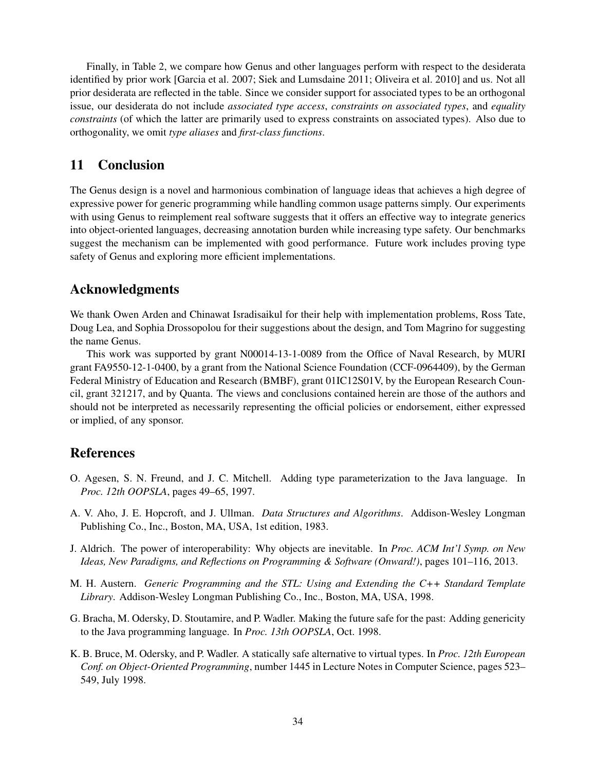Finally, in Table 2, we compare how Genus and other languages perform with respect to the desiderata identified by prior work [Garcia et al. 2007; Siek and Lumsdaine 2011; Oliveira et al. 2010] and us. Not all prior desiderata are reflected in the table. Since we consider support for associated types to be an orthogonal issue, our desiderata do not include *associated type access*, *constraints on associated types*, and *equality constraints* (of which the latter are primarily used to express constraints on associated types). Also due to orthogonality, we omit *type aliases* and *first-class functions*.

## 11 Conclusion

The Genus design is a novel and harmonious combination of language ideas that achieves a high degree of expressive power for generic programming while handling common usage patterns simply. Our experiments with using Genus to reimplement real software suggests that it offers an effective way to integrate generics into object-oriented languages, decreasing annotation burden while increasing type safety. Our benchmarks suggest the mechanism can be implemented with good performance. Future work includes proving type safety of Genus and exploring more efficient implementations.

## Acknowledgments

We thank Owen Arden and Chinawat Isradisaikul for their help with implementation problems, Ross Tate, Doug Lea, and Sophia Drossopolou for their suggestions about the design, and Tom Magrino for suggesting the name Genus.

This work was supported by grant N00014-13-1-0089 from the Office of Naval Research, by MURI grant FA9550-12-1-0400, by a grant from the National Science Foundation (CCF-0964409), by the German Federal Ministry of Education and Research (BMBF), grant 01IC12S01V, by the European Research Council, grant 321217, and by Quanta. The views and conclusions contained herein are those of the authors and should not be interpreted as necessarily representing the official policies or endorsement, either expressed or implied, of any sponsor.

## References

O. Agesen, S. N. Freund, and J. C. Mitchell. Adding type parameterization to the Java language. In *Proc. 12th OOPSLA*, pages 49–65, 1997.

A. V. Aho, J. E. Hopcroft, and J. Ullman. *Data Structures and Algorithms*. Addison-Wesley Longman Publishing Co., Inc., Boston, MA, USA, 1st edition, 1983.

J. Aldrich. The power of interoperability: Why objects are inevitable. In *Proc. ACM Int'l Symp. on New Ideas, New Paradigms, and Reflections on Programming & Software (Onward!)*, pages 101–116, 2013.

M. H. Austern. *Generic Programming and the STL: Using and Extending the C++ Standard Template Library*. Addison-Wesley Longman Publishing Co., Inc., Boston, MA, USA, 1998.

G. Bracha, M. Odersky, D. Stoutamire, and P. Wadler. Making the future safe for the past: Adding genericity to the Java programming language. In *Proc. 13th OOPSLA*, Oct. 1998.

K. B. Bruce, M. Odersky, and P. Wadler. A statically safe alternative to virtual types. In *Proc. 12th European Conf. on Object-Oriented Programming*, number 1445 in Lecture Notes in Computer Science, pages 523–549, July 1998.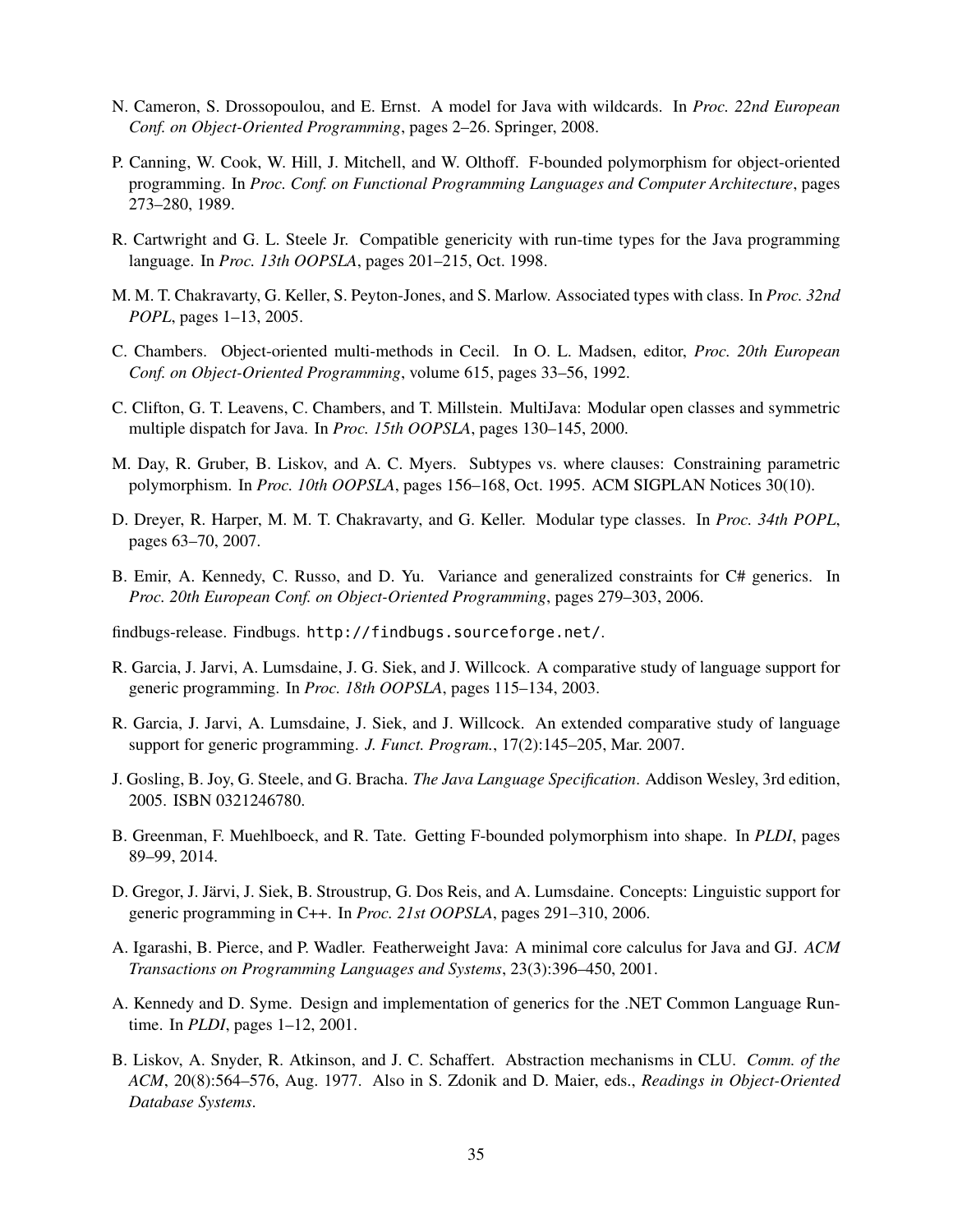N. Cameron, S. Drossopoulou, and E. Ernst. A model for Java with wildcards. In *Proc. 22nd European Conf. on Object-Oriented Programming*, pages 2–26. Springer, 2008.

P. Canning, W. Cook, W. Hill, J. Mitchell, and W. Olthoff. F-bounded polymorphism for object-oriented programming. In *Proc. Conf. on Functional Programming Languages and Computer Architecture*, pages 273–280, 1989.

R. Cartwright and G. L. Steele Jr. Compatible genericity with run-time types for the Java programming language. In *Proc. 13th OOPSLA*, pages 201–215, Oct. 1998.

M. M. T. Chakravarty, G. Keller, S. Peyton-Jones, and S. Marlow. Associated types with class. In *Proc. 32nd POPL*, pages 1–13, 2005.

C. Chambers. Object-oriented multi-methods in Cecil. In O. L. Madsen, editor, *Proc. 20th European Conf. on Object-Oriented Programming*, volume 615, pages 33–56, 1992.

C. Clifton, G. T. Leavens, C. Chambers, and T. Millstein. MultiJava: Modular open classes and symmetric multiple dispatch for Java. In *Proc. 15th OOPSLA*, pages 130–145, 2000.

M. Day, R. Gruber, B. Liskov, and A. C. Myers. Subtypes vs. where clauses: Constraining parametric polymorphism. In *Proc. 10th OOPSLA*, pages 156–168, Oct. 1995. ACM SIGPLAN Notices 30(10).

D. Dreyer, R. Harper, M. M. T. Chakravarty, and G. Keller. Modular type classes. In *Proc. 34th POPL*, pages 63–70, 2007.

B. Emir, A. Kennedy, C. Russo, and D. Yu. Variance and generalized constraints for C# generics. In *Proc. 20th European Conf. on Object-Oriented Programming*, pages 279–303, 2006.

findbugs-release. Findbugs. `http://findbugs.sourceforge.net/`.

R. Garcia, J. Jarvi, A. Lumsdaine, J. G. Siek, and J. Willcock. A comparative study of language support for generic programming. In *Proc. 18th OOPSLA*, pages 115–134, 2003.

R. Garcia, J. Jarvi, A. Lumsdaine, J. Siek, and J. Willcock. An extended comparative study of language support for generic programming. *J. Funct. Program.*, 17(2):145–205, Mar. 2007.

J. Gosling, B. Joy, G. Steele, and G. Bracha. *The Java Language Specification*. Addison Wesley, 3rd edition, 2005. ISBN 0321246780.

B. Greenman, F. Muehlboeck, and R. Tate. Getting F-bounded polymorphism into shape. In *PLDI*, pages 89–99, 2014.

D. Gregor, J. Järvi, J. Siek, B. Stroustrup, G. Dos Reis, and A. Lumsdaine. Concepts: Linguistic support for generic programming in C++. In *Proc. 21st OOPSLA*, pages 291–310, 2006.

A. Igarashi, B. Pierce, and P. Wadler. Featherweight Java: A minimal core calculus for Java and GJ. *ACM Transactions on Programming Languages and Systems*, 23(3):396–450, 2001.

A. Kennedy and D. Syme. Design and implementation of generics for the .NET Common Language Runtime. In *PLDI*, pages 1–12, 2001.

B. Liskov, A. Snyder, R. Atkinson, and J. C. Schaffert. Abstraction mechanisms in CLU. *Comm. of the ACM*, 20(8):564–576, Aug. 1977. Also in S. Zdonik and D. Maier, eds., *Readings in Object-Oriented Database Systems*.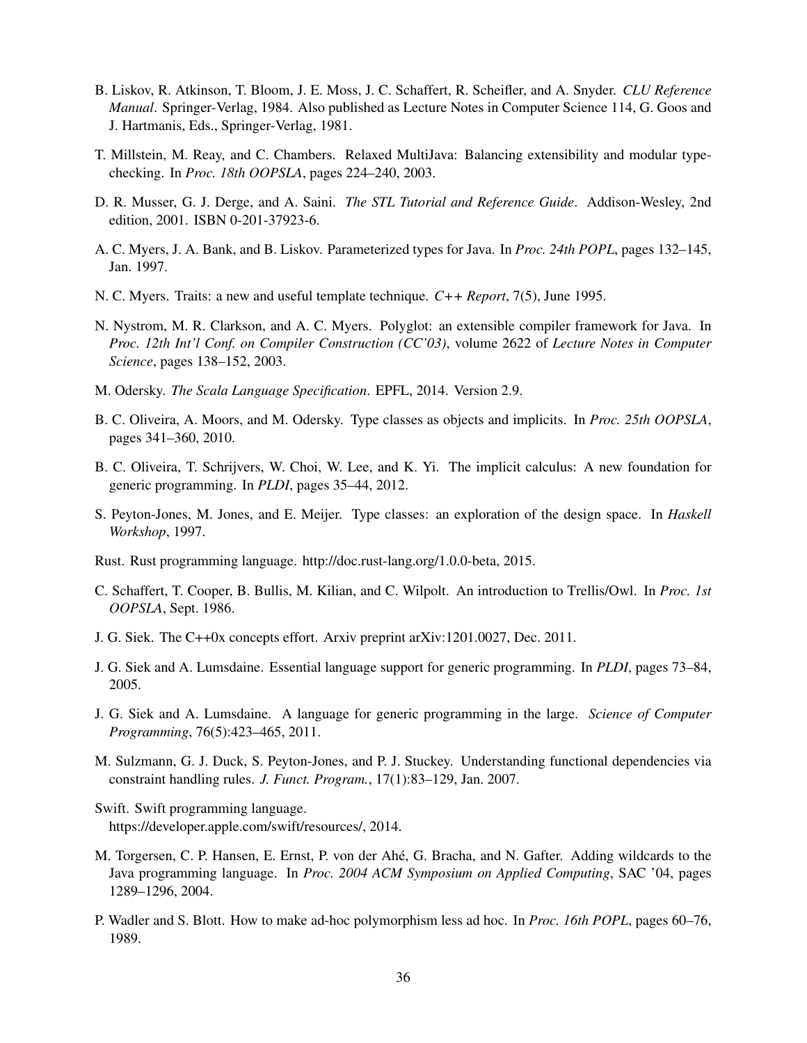B. Liskov, R. Atkinson, T. Bloom, J. E. Moss, J. C. Schaffert, R. Scheifler, and A. Snyder. *CLU Reference Manual*. Springer-Verlag, 1984. Also published as Lecture Notes in Computer Science 114, G. Goos and J. Hartmanis, Eds., Springer-Verlag, 1981.

T. Millstein, M. Reay, and C. Chambers. Relaxed MultiJava: Balancing extensibility and modular typechecking. In *Proc. 18th OOPSLA*, pages 224–240, 2003.

D. R. Musser, G. J. Derge, and A. Saini. *The STL Tutorial and Reference Guide*. Addison-Wesley, 2nd edition, 2001. ISBN 0-201-37923-6.

A. C. Myers, J. A. Bank, and B. Liskov. Parameterized types for Java. In *Proc. 24th POPL*, pages 132–145, Jan. 1997.

N. C. Myers. Traits: a new and useful template technique. *C++ Report*, 7(5), June 1995.

N. Nystrom, M. R. Clarkson, and A. C. Myers. Polyglot: an extensible compiler framework for Java. In *Proc. 12th Int'l Conf. on Compiler Construction (CC'03)*, volume 2622 of *Lecture Notes in Computer Science*, pages 138–152, 2003.

M. Odersky. *The Scala Language Specification*. EPFL, 2014. Version 2.9.

B. C. Oliveira, A. Moors, and M. Odersky. Type classes as objects and implicits. In *Proc. 25th OOPSLA*, pages 341–360, 2010.

B. C. Oliveira, T. Schrijvers, W. Choi, W. Lee, and K. Yi. The implicit calculus: A new foundation for generic programming. In *PLDI*, pages 35–44, 2012.

S. Peyton-Jones, M. Jones, and E. Meijer. Type classes: an exploration of the design space. In *Haskell Workshop*, 1997.

Rust. Rust programming language. http://doc.rust-lang.org/1.0.0-beta, 2015.

C. Schaffert, T. Cooper, B. Bullis, M. Kilian, and C. Wilpolt. An introduction to Trellis/Owl. In *Proc. 1st OOPSLA*, Sept. 1986.

J. G. Siek. The C++0x concepts effort. Arxiv preprint arXiv:1201.0027, Dec. 2011.

J. G. Siek and A. Lumsdaine. Essential language support for generic programming. In *PLDI*, pages 73–84, 2005.

J. G. Siek and A. Lumsdaine. A language for generic programming in the large. *Science of Computer Programming*, 76(5):423–465, 2011.

M. Sulzmann, G. J. Duck, S. Peyton-Jones, and P. J. Stuckey. Understanding functional dependencies via constraint handling rules. *J. Funct. Program.*, 17(1):83–129, Jan. 2007.

Swift. Swift programming language.
https://developer.apple.com/swift/resources/, 2014.

M. Torgersen, C. P. Hansen, E. Ernst, P. von der Ahé, G. Bracha, and N. Gafter. Adding wildcards to the Java programming language. In *Proc. 2004 ACM Symposium on Applied Computing*, SAC '04, pages 1289–1296, 2004.

P. Wadler and S. Blott. How to make ad-hoc polymorphism less ad hoc. In *Proc. 16th POPL*, pages 60–76, 1989.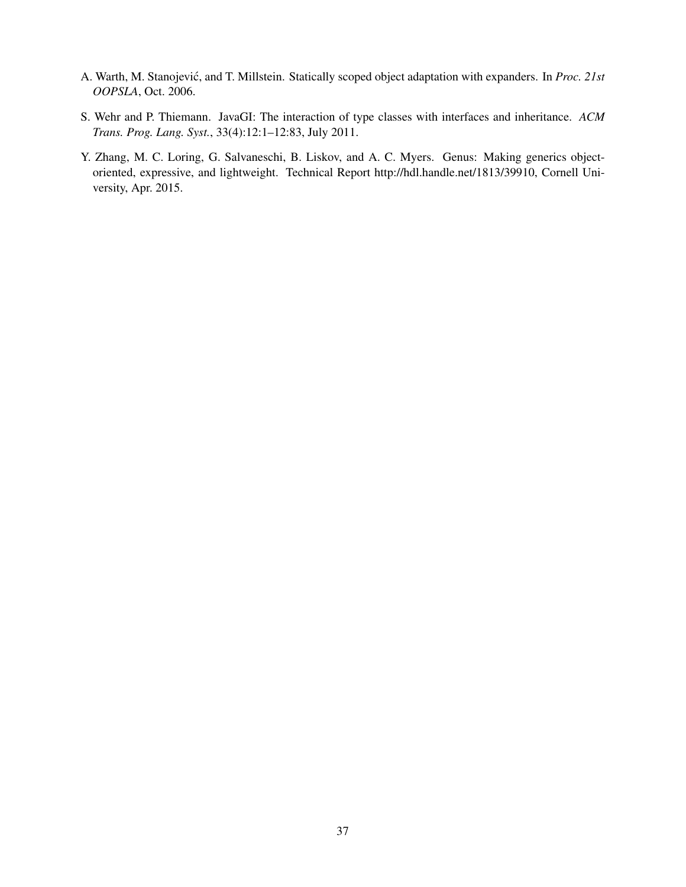A. Warth, M. Stanojević, and T. Millstein. Statically scoped object adaptation with expanders. In *Proc. 21st OOPSLA*, Oct. 2006.

S. Wehr and P. Thiemann. JavaGI: The interaction of type classes with interfaces and inheritance. *ACM Trans. Prog. Lang. Syst.*, 33(4):12:1–12:83, July 2011.

Y. Zhang, M. C. Loring, G. Salvaneschi, B. Liskov, and A. C. Myers. Genus: Making generics object-oriented, expressive, and lightweight. Technical Report http://hdl.handle.net/1813/39910, Cornell University, Apr. 2015.